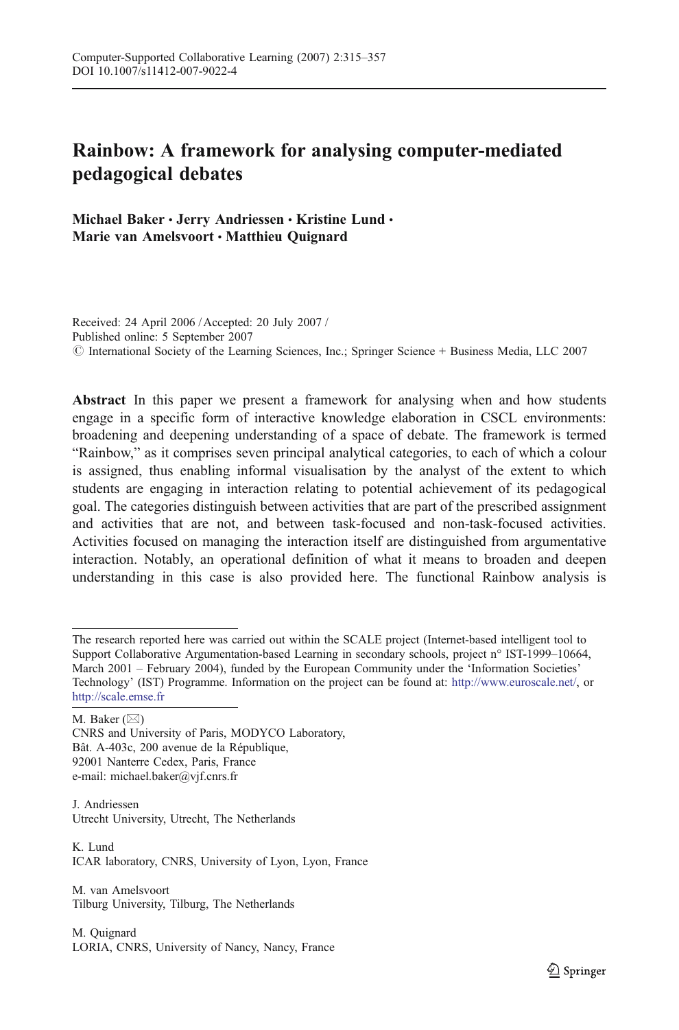# Rainbow: A framework for analysing computer-mediated pedagogical debates

**Michael Baker · Jerry Andriessen · Kristine Lund · Marie van Amelsvoort · Matthieu Quignard**

Received: 24 April 2006 / Accepted: 20 July 2007 /
Published online: 5 September 2007
© International Society of the Learning Sciences, Inc.; Springer Science + Business Media, LLC 2007

**Abstract** In this paper we present a framework for analysing when and how students engage in a specific form of interactive knowledge elaboration in CSCL environments: broadening and deepening understanding of a space of debate. The framework is termed "Rainbow," as it comprises seven principal analytical categories, to each of which a colour is assigned, thus enabling informal visualisation by the analyst of the extent to which students are engaging in interaction relating to potential achievement of its pedagogical goal. The categories distinguish between activities that are part of the prescribed assignment and activities that are not, and between task-focused and non-task-focused activities. Activities focused on managing the interaction itself are distinguished from argumentative interaction. Notably, an operational definition of what it means to broaden and deepen understanding in this case is also provided here. The functional Rainbow analysis is

---

The research reported here was carried out within the SCALE project (Internet-based intelligent tool to Support Collaborative Argumentation-based Learning in secondary schools, project n° IST-1999–10664, March 2001 – February 2004), funded by the European Community under the 'Information Societies' Technology' (IST) Programme. Information on the project can be found at: http://www.euroscale.net/, or http://scale.emse.fr

M. Baker (✉)
CNRS and University of Paris, MODYCO Laboratory,
Bât. A-403c, 200 avenue de la République,
92001 Nanterre Cedex, Paris, France
e-mail: michael.baker@vjf.cnrs.fr

J. Andriessen
Utrecht University, Utrecht, The Netherlands

K. Lund
ICAR laboratory, CNRS, University of Lyon, Lyon, France

M. van Amelsvoort
Tilburg University, Tilburg, The Netherlands

M. Quignard
LORIA, CNRS, University of Nancy, Nancy, France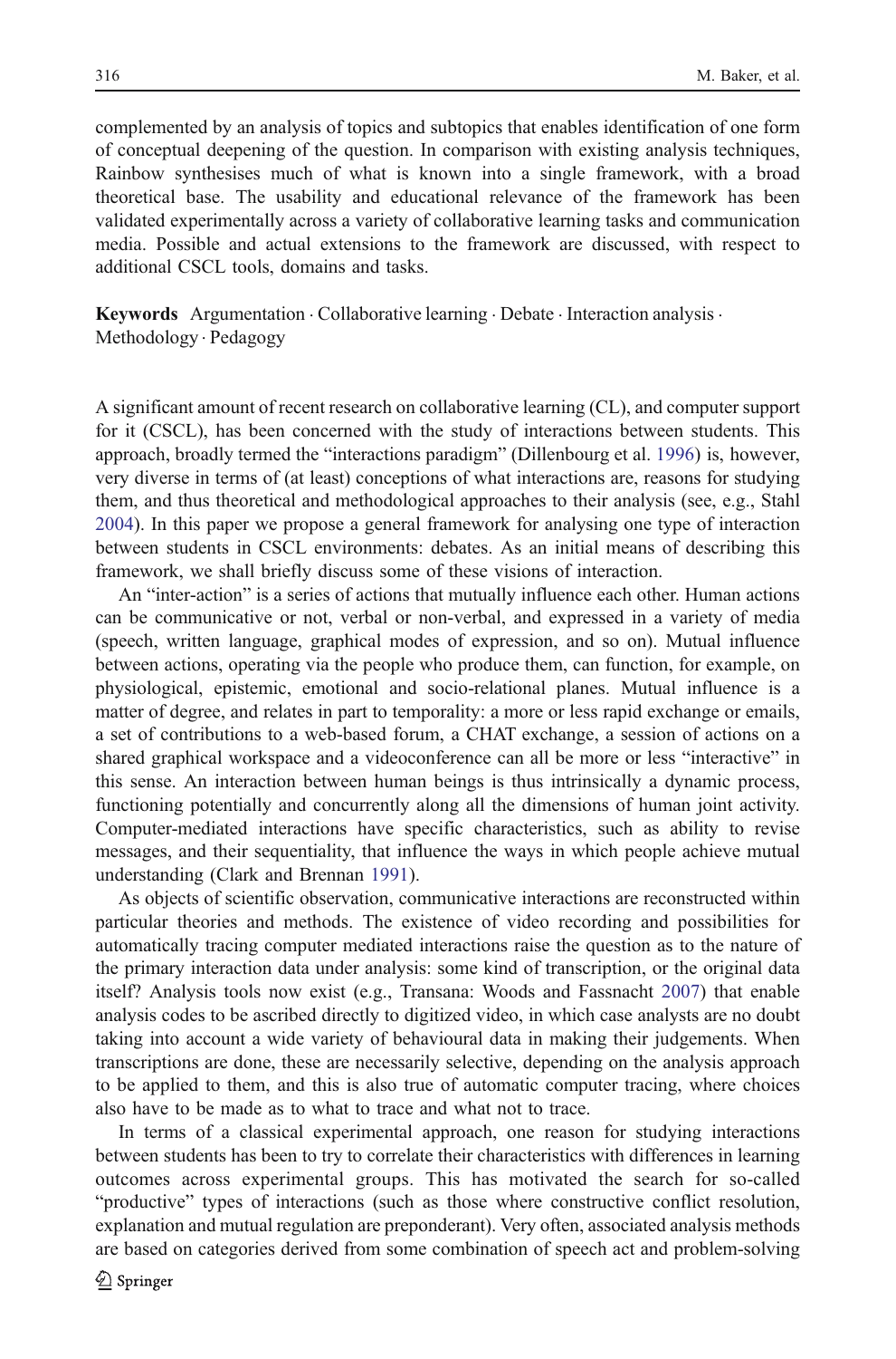complemented by an analysis of topics and subtopics that enables identification of one form of conceptual deepening of the question. In comparison with existing analysis techniques, Rainbow synthesises much of what is known into a single framework, with a broad theoretical base. The usability and educational relevance of the framework has been validated experimentally across a variety of collaborative learning tasks and communication media. Possible and actual extensions to the framework are discussed, with respect to additional CSCL tools, domains and tasks.

**Keywords** Argumentation · Collaborative learning · Debate · Interaction analysis · Methodology · Pedagogy

A significant amount of recent research on collaborative learning (CL), and computer support for it (CSCL), has been concerned with the study of interactions between students. This approach, broadly termed the "interactions paradigm" (Dillenbourg et al. 1996) is, however, very diverse in terms of (at least) conceptions of what interactions are, reasons for studying them, and thus theoretical and methodological approaches to their analysis (see, e.g., Stahl 2004). In this paper we propose a general framework for analysing one type of interaction between students in CSCL environments: debates. As an initial means of describing this framework, we shall briefly discuss some of these visions of interaction.

An "inter-action" is a series of actions that mutually influence each other. Human actions can be communicative or not, verbal or non-verbal, and expressed in a variety of media (speech, written language, graphical modes of expression, and so on). Mutual influence between actions, operating via the people who produce them, can function, for example, on physiological, epistemic, emotional and socio-relational planes. Mutual influence is a matter of degree, and relates in part to temporality: a more or less rapid exchange or emails, a set of contributions to a web-based forum, a CHAT exchange, a session of actions on a shared graphical workspace and a videoconference can all be more or less "interactive" in this sense. An interaction between human beings is thus intrinsically a dynamic process, functioning potentially and concurrently along all the dimensions of human joint activity. Computer-mediated interactions have specific characteristics, such as ability to revise messages, and their sequentiality, that influence the ways in which people achieve mutual understanding (Clark and Brennan 1991).

As objects of scientific observation, communicative interactions are reconstructed within particular theories and methods. The existence of video recording and possibilities for automatically tracing computer mediated interactions raise the question as to the nature of the primary interaction data under analysis: some kind of transcription, or the original data itself? Analysis tools now exist (e.g., Transana: Woods and Fassnacht 2007) that enable analysis codes to be ascribed directly to digitized video, in which case analysts are no doubt taking into account a wide variety of behavioural data in making their judgements. When transcriptions are done, these are necessarily selective, depending on the analysis approach to be applied to them, and this is also true of automatic computer tracing, where choices also have to be made as to what to trace and what not to trace.

In terms of a classical experimental approach, one reason for studying interactions between students has been to try to correlate their characteristics with differences in learning outcomes across experimental groups. This has motivated the search for so-called "productive" types of interactions (such as those where constructive conflict resolution, explanation and mutual regulation are preponderant). Very often, associated analysis methods are based on categories derived from some combination of speech act and problem-solving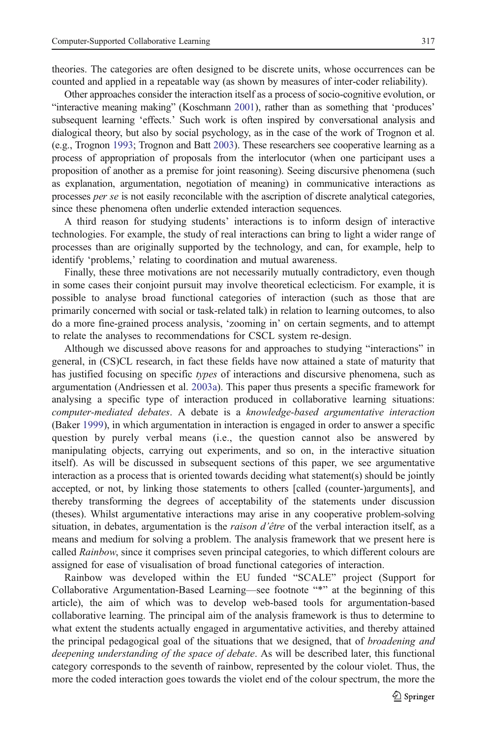theories. The categories are often designed to be discrete units, whose occurrences can be counted and applied in a repeatable way (as shown by measures of inter-coder reliability).

Other approaches consider the interaction itself as a process of socio-cognitive evolution, or "interactive meaning making" (Koschmann 2001), rather than as something that 'produces' subsequent learning 'effects.' Such work is often inspired by conversational analysis and dialogical theory, but also by social psychology, as in the case of the work of Trognon et al. (e.g., Trognon 1993; Trognon and Batt 2003). These researchers see cooperative learning as a process of appropriation of proposals from the interlocutor (when one participant uses a proposition of another as a premise for joint reasoning). Seeing discursive phenomena (such as explanation, argumentation, negotiation of meaning) in communicative interactions as processes *per se* is not easily reconcilable with the ascription of discrete analytical categories, since these phenomena often underlie extended interaction sequences.

A third reason for studying students' interactions is to inform design of interactive technologies. For example, the study of real interactions can bring to light a wider range of processes than are originally supported by the technology, and can, for example, help to identify 'problems,' relating to coordination and mutual awareness.

Finally, these three motivations are not necessarily mutually contradictory, even though in some cases their conjoint pursuit may involve theoretical eclecticism. For example, it is possible to analyse broad functional categories of interaction (such as those that are primarily concerned with social or task-related talk) in relation to learning outcomes, to also do a more fine-grained process analysis, 'zooming in' on certain segments, and to attempt to relate the analyses to recommendations for CSCL system re-design.

Although we discussed above reasons for and approaches to studying "interactions" in general, in (CS)CL research, in fact these fields have now attained a state of maturity that has justified focusing on specific *types* of interactions and discursive phenomena, such as argumentation (Andriessen et al. 2003a). This paper thus presents a specific framework for analysing a specific type of interaction produced in collaborative learning situations: *computer-mediated debates*. A debate is a *knowledge-based argumentative interaction* (Baker 1999), in which argumentation in interaction is engaged in order to answer a specific question by purely verbal means (i.e., the question cannot also be answered by manipulating objects, carrying out experiments, and so on, in the interactive situation itself). As will be discussed in subsequent sections of this paper, we see argumentative interaction as a process that is oriented towards deciding what statement(s) should be jointly accepted, or not, by linking those statements to others [called (counter-)arguments], and thereby transforming the degrees of acceptability of the statements under discussion (theses). Whilst argumentative interactions may arise in any cooperative problem-solving situation, in debates, argumentation is the *raison d'être* of the verbal interaction itself, as a means and medium for solving a problem. The analysis framework that we present here is called *Rainbow*, since it comprises seven principal categories, to which different colours are assigned for ease of visualisation of broad functional categories of interaction.

Rainbow was developed within the EU funded "SCALE" project (Support for Collaborative Argumentation-Based Learning—see footnote "*" at the beginning of this article), the aim of which was to develop web-based tools for argumentation-based collaborative learning. The principal aim of the analysis framework is thus to determine to what extent the students actually engaged in argumentative activities, and thereby attained the principal pedagogical goal of the situations that we designed, that of *broadening and deepening understanding of the space of debate*. As will be described later, this functional category corresponds to the seventh of rainbow, represented by the colour violet. Thus, the more the coded interaction goes towards the violet end of the colour spectrum, the more the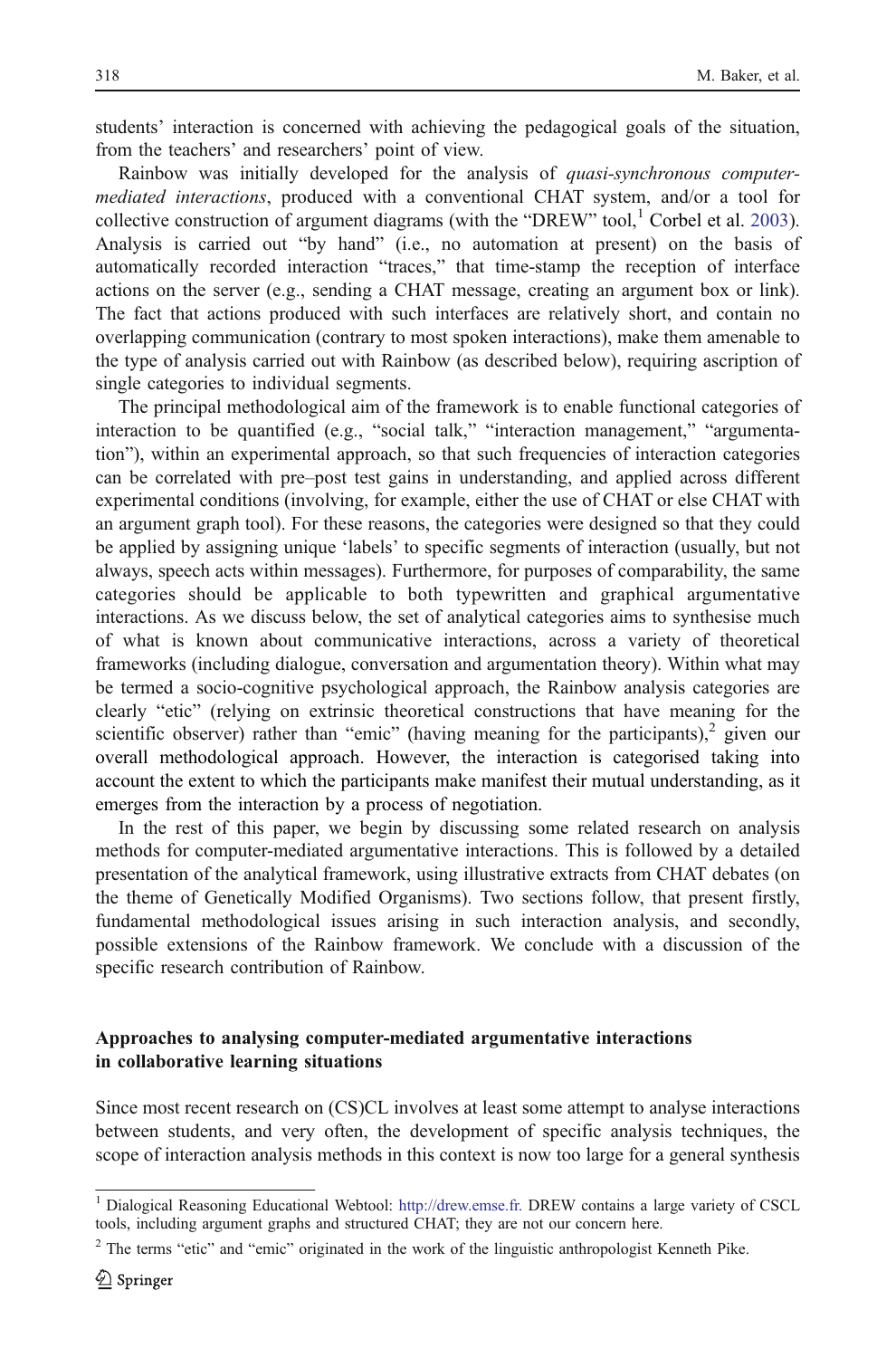students' interaction is concerned with achieving the pedagogical goals of the situation, from the teachers' and researchers' point of view.

Rainbow was initially developed for the analysis of *quasi-synchronous computer-mediated interactions*, produced with a conventional CHAT system, and/or a tool for collective construction of argument diagrams (with the "DREW" tool,[1] Corbel et al. 2003). Analysis is carried out "by hand" (i.e., no automation at present) on the basis of automatically recorded interaction "traces," that time-stamp the reception of interface actions on the server (e.g., sending a CHAT message, creating an argument box or link). The fact that actions produced with such interfaces are relatively short, and contain no overlapping communication (contrary to most spoken interactions), make them amenable to the type of analysis carried out with Rainbow (as described below), requiring ascription of single categories to individual segments.

The principal methodological aim of the framework is to enable functional categories of interaction to be quantified (e.g., "social talk," "interaction management," "argumentation"), within an experimental approach, so that such frequencies of interaction categories can be correlated with pre–post test gains in understanding, and applied across different experimental conditions (involving, for example, either the use of CHAT or else CHAT with an argument graph tool). For these reasons, the categories were designed so that they could be applied by assigning unique 'labels' to specific segments of interaction (usually, but not always, speech acts within messages). Furthermore, for purposes of comparability, the same categories should be applicable to both typewritten and graphical argumentative interactions. As we discuss below, the set of analytical categories aims to synthesise much of what is known about communicative interactions, across a variety of theoretical frameworks (including dialogue, conversation and argumentation theory). Within what may be termed a socio-cognitive psychological approach, the Rainbow analysis categories are clearly "etic" (relying on extrinsic theoretical constructions that have meaning for the scientific observer) rather than "emic" (having meaning for the participants),[2] given our overall methodological approach. However, the interaction is categorised taking into account the extent to which the participants make manifest their mutual understanding, as it emerges from the interaction by a process of negotiation.

In the rest of this paper, we begin by discussing some related research on analysis methods for computer-mediated argumentative interactions. This is followed by a detailed presentation of the analytical framework, using illustrative extracts from CHAT debates (on the theme of Genetically Modified Organisms). Two sections follow, that present firstly, fundamental methodological issues arising in such interaction analysis, and secondly, possible extensions of the Rainbow framework. We conclude with a discussion of the specific research contribution of Rainbow.

## Approaches to analysing computer-mediated argumentative interactions in collaborative learning situations

Since most recent research on (CS)CL involves at least some attempt to analyse interactions between students, and very often, the development of specific analysis techniques, the scope of interaction analysis methods in this context is now too large for a general synthesis

---

[1] Dialogical Reasoning Educational Webtool: http://drew.emse.fr. DREW contains a large variety of CSCL tools, including argument graphs and structured CHAT; they are not our concern here.

[2] The terms "etic" and "emic" originated in the work of the linguistic anthropologist Kenneth Pike.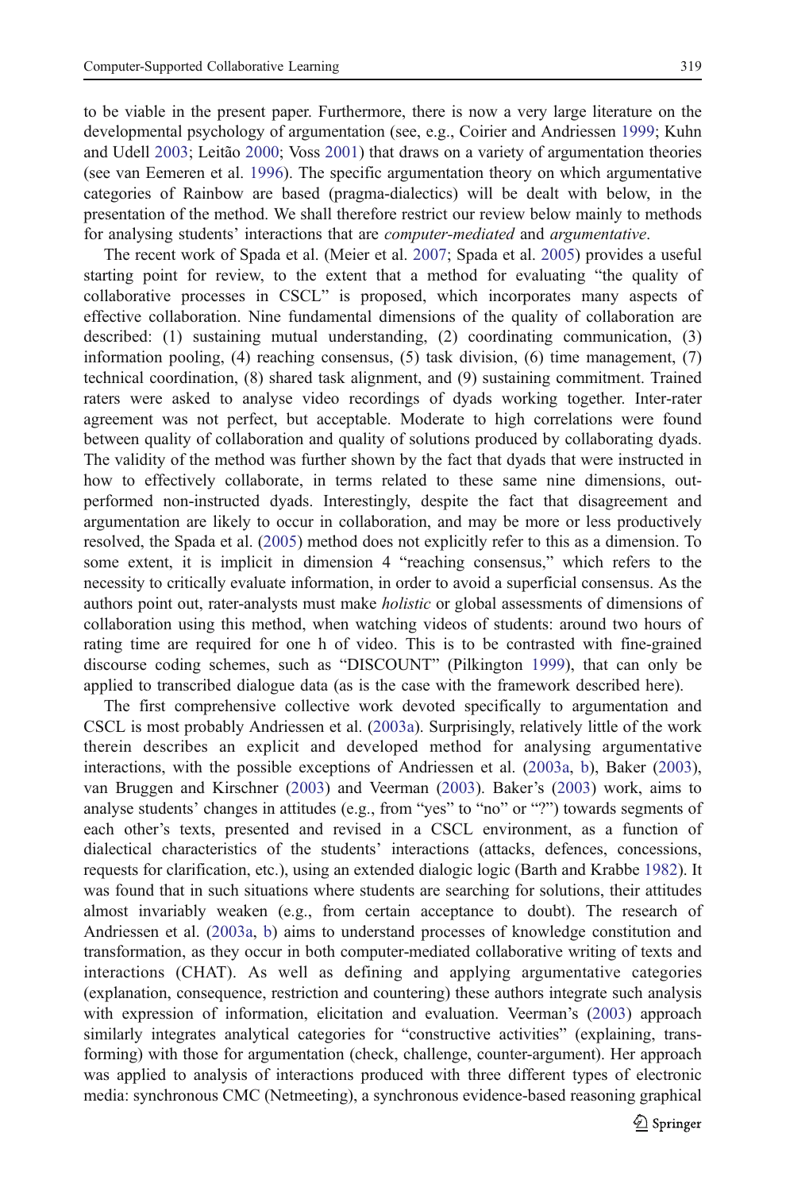to be viable in the present paper. Furthermore, there is now a very large literature on the developmental psychology of argumentation (see, e.g., Coirier and Andriessen 1999; Kuhn and Udell 2003; Leitão 2000; Voss 2001) that draws on a variety of argumentation theories (see van Eemeren et al. 1996). The specific argumentation theory on which argumentative categories of Rainbow are based (pragma-dialectics) will be dealt with below, in the presentation of the method. We shall therefore restrict our review below mainly to methods for analysing students' interactions that are *computer-mediated* and *argumentative*.

The recent work of Spada et al. (Meier et al. 2007; Spada et al. 2005) provides a useful starting point for review, to the extent that a method for evaluating "the quality of collaborative processes in CSCL" is proposed, which incorporates many aspects of effective collaboration. Nine fundamental dimensions of the quality of collaboration are described: (1) sustaining mutual understanding, (2) coordinating communication, (3) information pooling, (4) reaching consensus, (5) task division, (6) time management, (7) technical coordination, (8) shared task alignment, and (9) sustaining commitment. Trained raters were asked to analyse video recordings of dyads working together. Inter-rater agreement was not perfect, but acceptable. Moderate to high correlations were found between quality of collaboration and quality of solutions produced by collaborating dyads. The validity of the method was further shown by the fact that dyads that were instructed in how to effectively collaborate, in terms related to these same nine dimensions, outperformed non-instructed dyads. Interestingly, despite the fact that disagreement and argumentation are likely to occur in collaboration, and may be more or less productively resolved, the Spada et al. (2005) method does not explicitly refer to this as a dimension. To some extent, it is implicit in dimension 4 "reaching consensus," which refers to the necessity to critically evaluate information, in order to avoid a superficial consensus. As the authors point out, rater-analysts must make *holistic* or global assessments of dimensions of collaboration using this method, when watching videos of students: around two hours of rating time are required for one h of video. This is to be contrasted with fine-grained discourse coding schemes, such as "DISCOUNT" (Pilkington 1999), that can only be applied to transcribed dialogue data (as is the case with the framework described here).

The first comprehensive collective work devoted specifically to argumentation and CSCL is most probably Andriessen et al. (2003a). Surprisingly, relatively little of the work therein describes an explicit and developed method for analysing argumentative interactions, with the possible exceptions of Andriessen et al. (2003a, b), Baker (2003), van Bruggen and Kirschner (2003) and Veerman (2003). Baker's (2003) work, aims to analyse students' changes in attitudes (e.g., from "yes" to "no" or "?") towards segments of each other's texts, presented and revised in a CSCL environment, as a function of dialectical characteristics of the students' interactions (attacks, defences, concessions, requests for clarification, etc.), using an extended dialogic logic (Barth and Krabbe 1982). It was found that in such situations where students are searching for solutions, their attitudes almost invariably weaken (e.g., from certain acceptance to doubt). The research of Andriessen et al. (2003a, b) aims to understand processes of knowledge constitution and transformation, as they occur in both computer-mediated collaborative writing of texts and interactions (CHAT). As well as defining and applying argumentative categories (explanation, consequence, restriction and countering) these authors integrate such analysis with expression of information, elicitation and evaluation. Veerman's (2003) approach similarly integrates analytical categories for "constructive activities" (explaining, transforming) with those for argumentation (check, challenge, counter-argument). Her approach was applied to analysis of interactions produced with three different types of electronic media: synchronous CMC (Netmeeting), a synchronous evidence-based reasoning graphical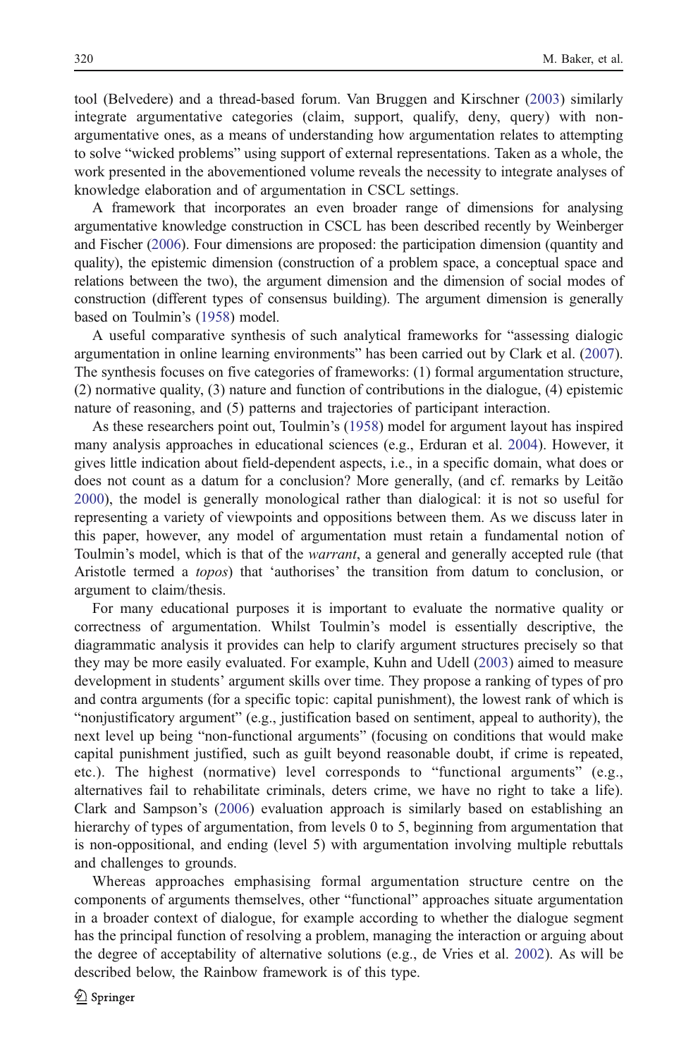tool (Belvedere) and a thread-based forum. Van Bruggen and Kirschner (2003) similarly integrate argumentative categories (claim, support, qualify, deny, query) with non-argumentative ones, as a means of understanding how argumentation relates to attempting to solve "wicked problems" using support of external representations. Taken as a whole, the work presented in the abovementioned volume reveals the necessity to integrate analyses of knowledge elaboration and of argumentation in CSCL settings.

A framework that incorporates an even broader range of dimensions for analysing argumentative knowledge construction in CSCL has been described recently by Weinberger and Fischer (2006). Four dimensions are proposed: the participation dimension (quantity and quality), the epistemic dimension (construction of a problem space, a conceptual space and relations between the two), the argument dimension and the dimension of social modes of construction (different types of consensus building). The argument dimension is generally based on Toulmin's (1958) model.

A useful comparative synthesis of such analytical frameworks for "assessing dialogic argumentation in online learning environments" has been carried out by Clark et al. (2007). The synthesis focuses on five categories of frameworks: (1) formal argumentation structure, (2) normative quality, (3) nature and function of contributions in the dialogue, (4) epistemic nature of reasoning, and (5) patterns and trajectories of participant interaction.

As these researchers point out, Toulmin's (1958) model for argument layout has inspired many analysis approaches in educational sciences (e.g., Erduran et al. 2004). However, it gives little indication about field-dependent aspects, i.e., in a specific domain, what does or does not count as a datum for a conclusion? More generally, (and cf. remarks by Leitão 2000), the model is generally monological rather than dialogical: it is not so useful for representing a variety of viewpoints and oppositions between them. As we discuss later in this paper, however, any model of argumentation must retain a fundamental notion of Toulmin's model, which is that of the *warrant*, a general and generally accepted rule (that Aristotle termed a *topos*) that 'authorises' the transition from datum to conclusion, or argument to claim/thesis.

For many educational purposes it is important to evaluate the normative quality or correctness of argumentation. Whilst Toulmin's model is essentially descriptive, the diagrammatic analysis it provides can help to clarify argument structures precisely so that they may be more easily evaluated. For example, Kuhn and Udell (2003) aimed to measure development in students' argument skills over time. They propose a ranking of types of pro and contra arguments (for a specific topic: capital punishment), the lowest rank of which is "nonjustificatory argument" (e.g., justification based on sentiment, appeal to authority), the next level up being "non-functional arguments" (focusing on conditions that would make capital punishment justified, such as guilt beyond reasonable doubt, if crime is repeated, etc.). The highest (normative) level corresponds to "functional arguments" (e.g., alternatives fail to rehabilitate criminals, deters crime, we have no right to take a life). Clark and Sampson's (2006) evaluation approach is similarly based on establishing an hierarchy of types of argumentation, from levels 0 to 5, beginning from argumentation that is non-oppositional, and ending (level 5) with argumentation involving multiple rebuttals and challenges to grounds.

Whereas approaches emphasising formal argumentation structure centre on the components of arguments themselves, other "functional" approaches situate argumentation in a broader context of dialogue, for example according to whether the dialogue segment has the principal function of resolving a problem, managing the interaction or arguing about the degree of acceptability of alternative solutions (e.g., de Vries et al. 2002). As will be described below, the Rainbow framework is of this type.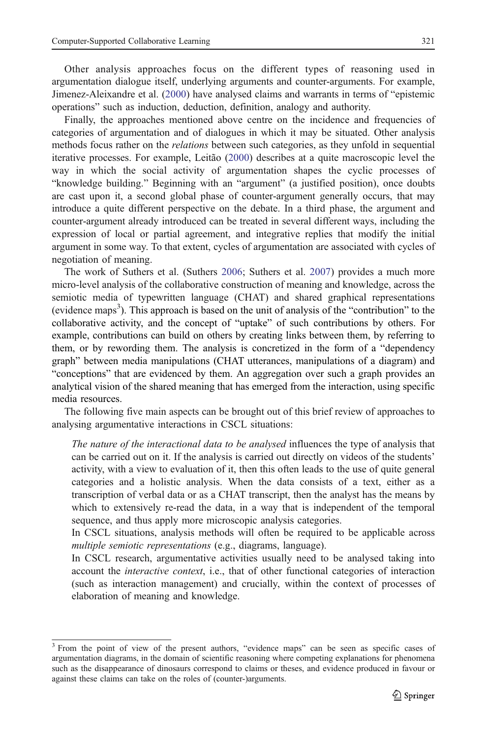Other analysis approaches focus on the different types of reasoning used in argumentation dialogue itself, underlying arguments and counter-arguments. For example, Jimenez-Aleixandre et al. (2000) have analysed claims and warrants in terms of "epistemic operations" such as induction, deduction, definition, analogy and authority.

Finally, the approaches mentioned above centre on the incidence and frequencies of categories of argumentation and of dialogues in which it may be situated. Other analysis methods focus rather on the *relations* between such categories, as they unfold in sequential iterative processes. For example, Leitão (2000) describes at a quite macroscopic level the way in which the social activity of argumentation shapes the cyclic processes of "knowledge building." Beginning with an "argument" (a justified position), once doubts are cast upon it, a second global phase of counter-argument generally occurs, that may introduce a quite different perspective on the debate. In a third phase, the argument and counter-argument already introduced can be treated in several different ways, including the expression of local or partial agreement, and integrative replies that modify the initial argument in some way. To that extent, cycles of argumentation are associated with cycles of negotiation of meaning.

The work of Suthers et al. (Suthers 2006; Suthers et al. 2007) provides a much more micro-level analysis of the collaborative construction of meaning and knowledge, across the semiotic media of typewritten language (CHAT) and shared graphical representations (evidence maps[3]). This approach is based on the unit of analysis of the "contribution" to the collaborative activity, and the concept of "uptake" of such contributions by others. For example, contributions can build on others by creating links between them, by referring to them, or by rewording them. The analysis is concretized in the form of a "dependency graph" between media manipulations (CHAT utterances, manipulations of a diagram) and "conceptions" that are evidenced by them. An aggregation over such a graph provides an analytical vision of the shared meaning that has emerged from the interaction, using specific media resources.

The following five main aspects can be brought out of this brief review of approaches to analysing argumentative interactions in CSCL situations:

> *The nature of the interactional data to be analysed* influences the type of analysis that can be carried out on it. If the analysis is carried out directly on videos of the students' activity, with a view to evaluation of it, then this often leads to the use of quite general categories and a holistic analysis. When the data consists of a text, either as a transcription of verbal data or as a CHAT transcript, then the analyst has the means by which to extensively re-read the data, in a way that is independent of the temporal sequence, and thus apply more microscopic analysis categories.
>
> In CSCL situations, analysis methods will often be required to be applicable across *multiple semiotic representations* (e.g., diagrams, language).
>
> In CSCL research, argumentative activities usually need to be analysed taking into account the *interactive context*, i.e., that of other functional categories of interaction (such as interaction management) and crucially, within the context of processes of elaboration of meaning and knowledge.

[3] From the point of view of the present authors, "evidence maps" can be seen as specific cases of argumentation diagrams, in the domain of scientific reasoning where competing explanations for phenomena such as the disappearance of dinosaurs correspond to claims or theses, and evidence produced in favour or against these claims can take on the roles of (counter-)arguments.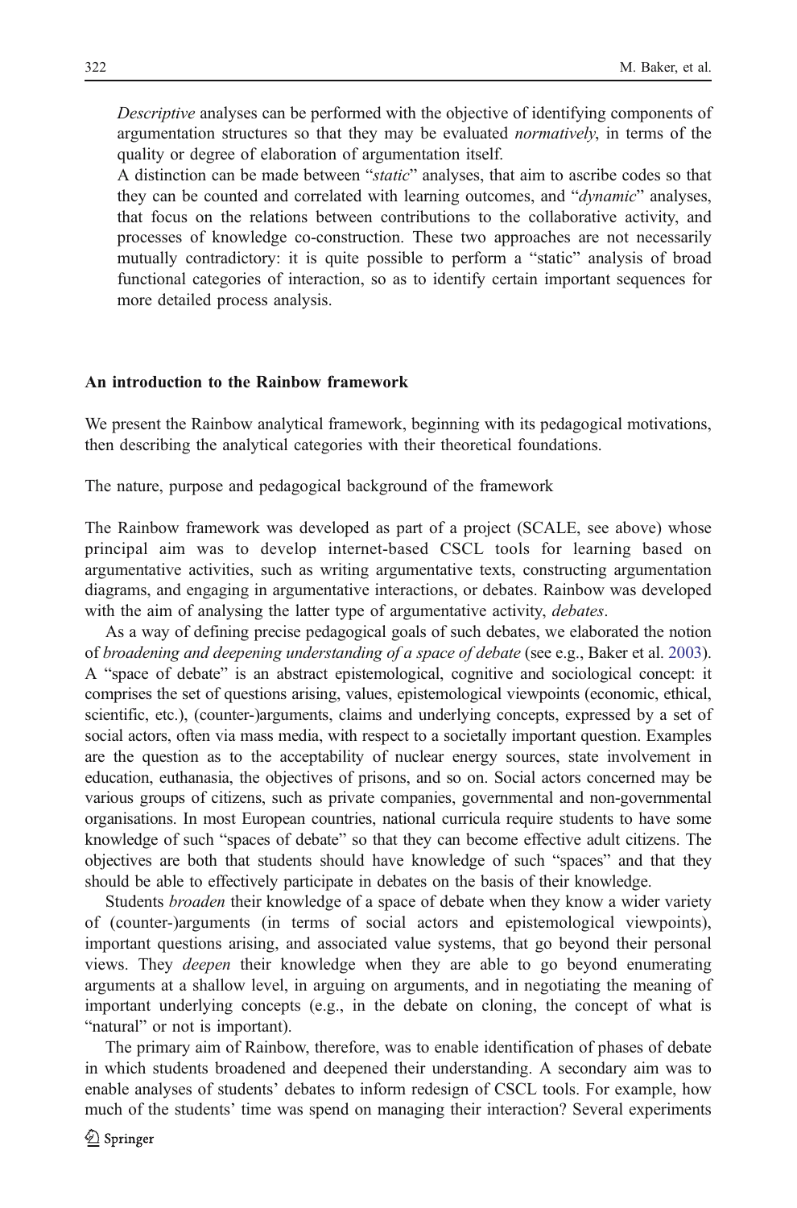*Descriptive* analyses can be performed with the objective of identifying components of argumentation structures so that they may be evaluated *normatively*, in terms of the quality or degree of elaboration of argumentation itself.

A distinction can be made between "*static*" analyses, that aim to ascribe codes so that they can be counted and correlated with learning outcomes, and "*dynamic*" analyses, that focus on the relations between contributions to the collaborative activity, and processes of knowledge co-construction. These two approaches are not necessarily mutually contradictory: it is quite possible to perform a "static" analysis of broad functional categories of interaction, so as to identify certain important sequences for more detailed process analysis.

## An introduction to the Rainbow framework

We present the Rainbow analytical framework, beginning with its pedagogical motivations, then describing the analytical categories with their theoretical foundations.

### The nature, purpose and pedagogical background of the framework

The Rainbow framework was developed as part of a project (SCALE, see above) whose principal aim was to develop internet-based CSCL tools for learning based on argumentative activities, such as writing argumentative texts, constructing argumentation diagrams, and engaging in argumentative interactions, or debates. Rainbow was developed with the aim of analysing the latter type of argumentative activity, *debates*.

As a way of defining precise pedagogical goals of such debates, we elaborated the notion of *broadening and deepening understanding of a space of debate* (see e.g., Baker et al. 2003). A "space of debate" is an abstract epistemological, cognitive and sociological concept: it comprises the set of questions arising, values, epistemological viewpoints (economic, ethical, scientific, etc.), (counter-)arguments, claims and underlying concepts, expressed by a set of social actors, often via mass media, with respect to a societally important question. Examples are the question as to the acceptability of nuclear energy sources, state involvement in education, euthanasia, the objectives of prisons, and so on. Social actors concerned may be various groups of citizens, such as private companies, governmental and non-governmental organisations. In most European countries, national curricula require students to have some knowledge of such "spaces of debate" so that they can become effective adult citizens. The objectives are both that students should have knowledge of such "spaces" and that they should be able to effectively participate in debates on the basis of their knowledge.

Students *broaden* their knowledge of a space of debate when they know a wider variety of (counter-)arguments (in terms of social actors and epistemological viewpoints), important questions arising, and associated value systems, that go beyond their personal views. They *deepen* their knowledge when they are able to go beyond enumerating arguments at a shallow level, in arguing on arguments, and in negotiating the meaning of important underlying concepts (e.g., in the debate on cloning, the concept of what is "natural" or not is important).

The primary aim of Rainbow, therefore, was to enable identification of phases of debate in which students broadened and deepened their understanding. A secondary aim was to enable analyses of students' debates to inform redesign of CSCL tools. For example, how much of the students' time was spend on managing their interaction? Several experiments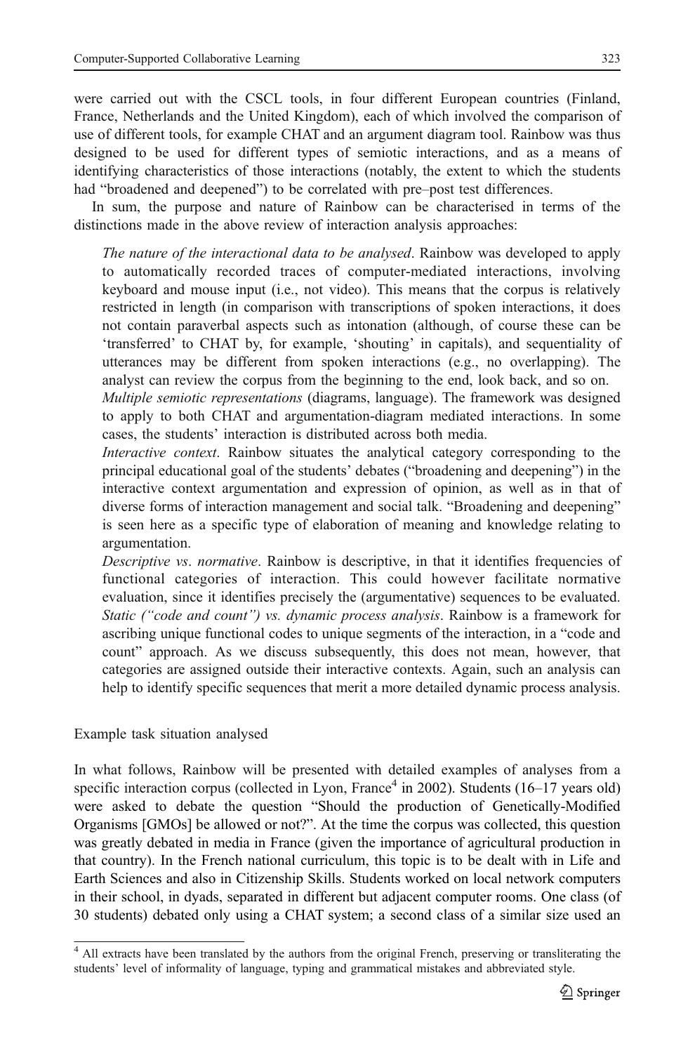were carried out with the CSCL tools, in four different European countries (Finland, France, Netherlands and the United Kingdom), each of which involved the comparison of use of different tools, for example CHAT and an argument diagram tool. Rainbow was thus designed to be used for different types of semiotic interactions, and as a means of identifying characteristics of those interactions (notably, the extent to which the students had "broadened and deepened") to be correlated with pre–post test differences.

In sum, the purpose and nature of Rainbow can be characterised in terms of the distinctions made in the above review of interaction analysis approaches:

*The nature of the interactional data to be analysed*. Rainbow was developed to apply to automatically recorded traces of computer-mediated interactions, involving keyboard and mouse input (i.e., not video). This means that the corpus is relatively restricted in length (in comparison with transcriptions of spoken interactions, it does not contain paraverbal aspects such as intonation (although, of course these can be 'transferred' to CHAT by, for example, 'shouting' in capitals), and sequentiality of utterances may be different from spoken interactions (e.g., no overlapping). The analyst can review the corpus from the beginning to the end, look back, and so on.

*Multiple semiotic representations* (diagrams, language). The framework was designed to apply to both CHAT and argumentation-diagram mediated interactions. In some cases, the students' interaction is distributed across both media.

*Interactive context*. Rainbow situates the analytical category corresponding to the principal educational goal of the students' debates ("broadening and deepening") in the interactive context argumentation and expression of opinion, as well as in that of diverse forms of interaction management and social talk. "Broadening and deepening" is seen here as a specific type of elaboration of meaning and knowledge relating to argumentation.

*Descriptive vs. normative*. Rainbow is descriptive, in that it identifies frequencies of functional categories of interaction. This could however facilitate normative evaluation, since it identifies precisely the (argumentative) sequences to be evaluated.

*Static ("code and count") vs. dynamic process analysis*. Rainbow is a framework for ascribing unique functional codes to unique segments of the interaction, in a "code and count" approach. As we discuss subsequently, this does not mean, however, that categories are assigned outside their interactive contexts. Again, such an analysis can help to identify specific sequences that merit a more detailed dynamic process analysis.

Example task situation analysed

In what follows, Rainbow will be presented with detailed examples of analyses from a specific interaction corpus (collected in Lyon, France[4] in 2002). Students (16–17 years old) were asked to debate the question "Should the production of Genetically-Modified Organisms [GMOs] be allowed or not?". At the time the corpus was collected, this question was greatly debated in media in France (given the importance of agricultural production in that country). In the French national curriculum, this topic is to be dealt with in Life and Earth Sciences and also in Citizenship Skills. Students worked on local network computers in their school, in dyads, separated in different but adjacent computer rooms. One class (of 30 students) debated only using a CHAT system; a second class of a similar size used an

[4] All extracts have been translated by the authors from the original French, preserving or transliterating the students' level of informality of language, typing and grammatical mistakes and abbreviated style.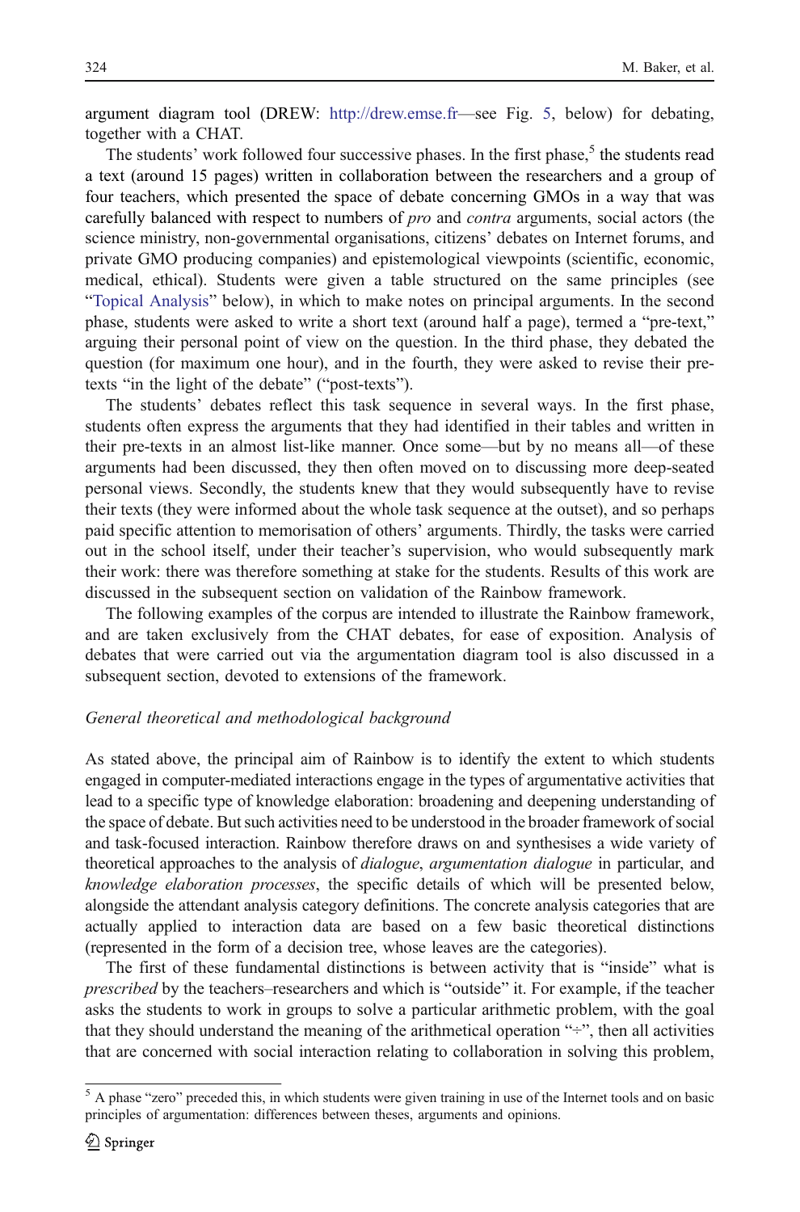argument diagram tool (DREW: http://drew.emse.fr—see Fig. 5, below) for debating, together with a CHAT.

The students' work followed four successive phases. In the first phase,[5] the students read a text (around 15 pages) written in collaboration between the researchers and a group of four teachers, which presented the space of debate concerning GMOs in a way that was carefully balanced with respect to numbers of *pro* and *contra* arguments, social actors (the science ministry, non-governmental organisations, citizens' debates on Internet forums, and private GMO producing companies) and epistemological viewpoints (scientific, economic, medical, ethical). Students were given a table structured on the same principles (see "Topical Analysis" below), in which to make notes on principal arguments. In the second phase, students were asked to write a short text (around half a page), termed a "pre-text," arguing their personal point of view on the question. In the third phase, they debated the question (for maximum one hour), and in the fourth, they were asked to revise their pre-texts "in the light of the debate" ("post-texts").

The students' debates reflect this task sequence in several ways. In the first phase, students often express the arguments that they had identified in their tables and written in their pre-texts in an almost list-like manner. Once some—but by no means all—of these arguments had been discussed, they then often moved on to discussing more deep-seated personal views. Secondly, the students knew that they would subsequently have to revise their texts (they were informed about the whole task sequence at the outset), and so perhaps paid specific attention to memorisation of others' arguments. Thirdly, the tasks were carried out in the school itself, under their teacher's supervision, who would subsequently mark their work: there was therefore something at stake for the students. Results of this work are discussed in the subsequent section on validation of the Rainbow framework.

The following examples of the corpus are intended to illustrate the Rainbow framework, and are taken exclusively from the CHAT debates, for ease of exposition. Analysis of debates that were carried out via the argumentation diagram tool is also discussed in a subsequent section, devoted to extensions of the framework.

### *General theoretical and methodological background*

As stated above, the principal aim of Rainbow is to identify the extent to which students engaged in computer-mediated interactions engage in the types of argumentative activities that lead to a specific type of knowledge elaboration: broadening and deepening understanding of the space of debate. But such activities need to be understood in the broader framework of social and task-focused interaction. Rainbow therefore draws on and synthesises a wide variety of theoretical approaches to the analysis of *dialogue*, *argumentation dialogue* in particular, and *knowledge elaboration processes*, the specific details of which will be presented below, alongside the attendant analysis category definitions. The concrete analysis categories that are actually applied to interaction data are based on a few basic theoretical distinctions (represented in the form of a decision tree, whose leaves are the categories).

The first of these fundamental distinctions is between activity that is "inside" what is *prescribed* by the teachers–researchers and which is "outside" it. For example, if the teacher asks the students to work in groups to solve a particular arithmetic problem, with the goal that they should understand the meaning of the arithmetical operation "÷", then all activities that are concerned with social interaction relating to collaboration in solving this problem,

---

[5] A phase "zero" preceded this, in which students were given training in use of the Internet tools and on basic principles of argumentation: differences between theses, arguments and opinions.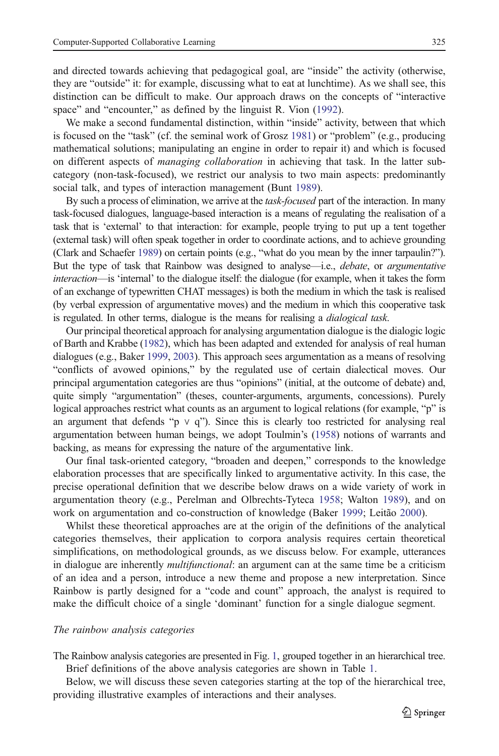and directed towards achieving that pedagogical goal, are "inside" the activity (otherwise, they are "outside" it: for example, discussing what to eat at lunchtime). As we shall see, this distinction can be difficult to make. Our approach draws on the concepts of "interactive space" and "encounter," as defined by the linguist R. Vion (1992).

We make a second fundamental distinction, within "inside" activity, between that which is focused on the "task" (cf. the seminal work of Grosz 1981) or "problem" (e.g., producing mathematical solutions; manipulating an engine in order to repair it) and which is focused on different aspects of *managing collaboration* in achieving that task. In the latter sub-category (non-task-focused), we restrict our analysis to two main aspects: predominantly social talk, and types of interaction management (Bunt 1989).

By such a process of elimination, we arrive at the *task-focused* part of the interaction. In many task-focused dialogues, language-based interaction is a means of regulating the realisation of a task that is 'external' to that interaction: for example, people trying to put up a tent together (external task) will often speak together in order to coordinate actions, and to achieve grounding (Clark and Schaefer 1989) on certain points (e.g., "what do you mean by the inner tarpaulin?"). But the type of task that Rainbow was designed to analyse—i.e., *debate*, or *argumentative interaction*—is 'internal' to the dialogue itself: the dialogue (for example, when it takes the form of an exchange of typewritten CHAT messages) is both the medium in which the task is realised (by verbal expression of argumentative moves) and the medium in which this cooperative task is regulated. In other terms, dialogue is the means for realising a *dialogical task*.

Our principal theoretical approach for analysing argumentation dialogue is the dialogic logic of Barth and Krabbe (1982), which has been adapted and extended for analysis of real human dialogues (e.g., Baker 1999, 2003). This approach sees argumentation as a means of resolving "conflicts of avowed opinions," by the regulated use of certain dialectical moves. Our principal argumentation categories are thus "opinions" (initial, at the outcome of debate) and, quite simply "argumentation" (theses, counter-arguments, arguments, concessions). Purely logical approaches restrict what counts as an argument to logical relations (for example, "p" is an argument that defends "$p \vee q$"). Since this is clearly too restricted for analysing real argumentation between human beings, we adopt Toulmin's (1958) notions of warrants and backing, as means for expressing the nature of the argumentative link.

Our final task-oriented category, "broaden and deepen," corresponds to the knowledge elaboration processes that are specifically linked to argumentative activity. In this case, the precise operational definition that we describe below draws on a wide variety of work in argumentation theory (e.g., Perelman and Olbrechts-Tyteca 1958; Walton 1989), and on work on argumentation and co-construction of knowledge (Baker 1999; Leitão 2000).

Whilst these theoretical approaches are at the origin of the definitions of the analytical categories themselves, their application to corpora analysis requires certain theoretical simplifications, on methodological grounds, as we discuss below. For example, utterances in dialogue are inherently *multifunctional*: an argument can at the same time be a criticism of an idea and a person, introduce a new theme and propose a new interpretation. Since Rainbow is partly designed for a "code and count" approach, the analyst is required to make the difficult choice of a single 'dominant' function for a single dialogue segment.

*The rainbow analysis categories*

The Rainbow analysis categories are presented in Fig. 1, grouped together in an hierarchical tree.

Brief definitions of the above analysis categories are shown in Table 1.

Below, we will discuss these seven categories starting at the top of the hierarchical tree, providing illustrative examples of interactions and their analyses.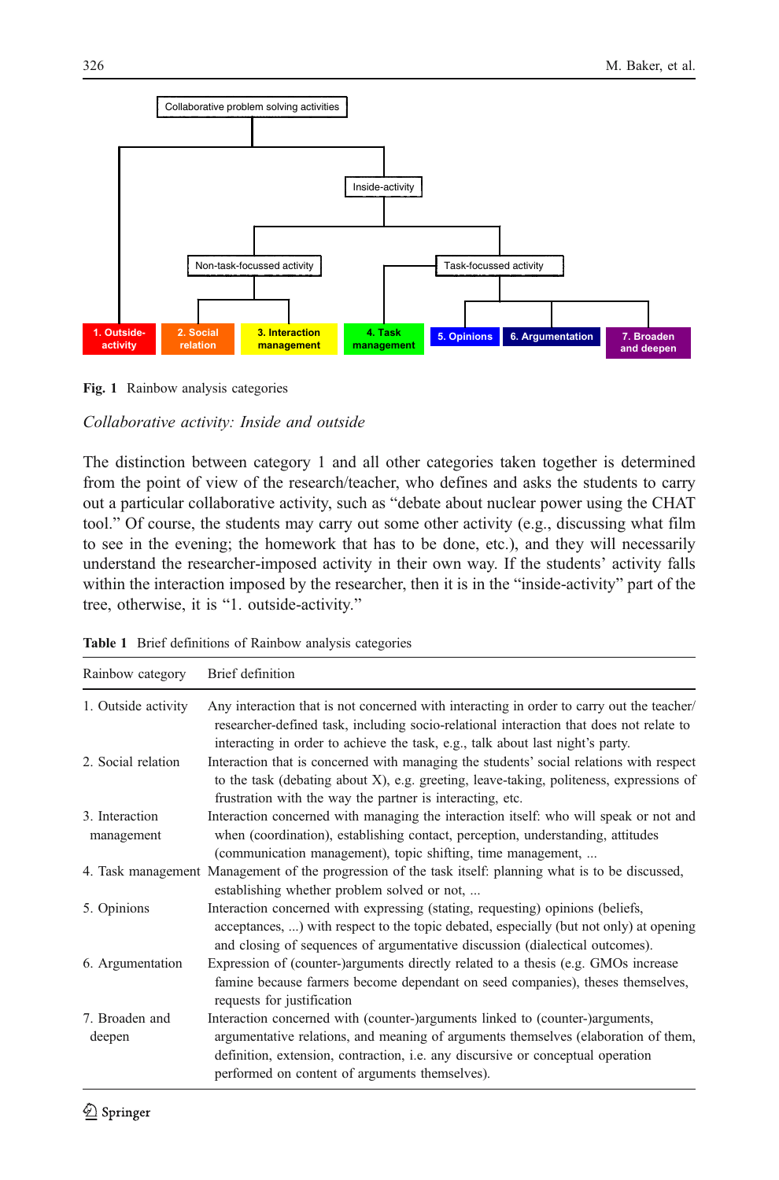Fig. 1 Rainbow analysis categories

*Collaborative activity: Inside and outside*

The distinction between category 1 and all other categories taken together is determined from the point of view of the research/teacher, who defines and asks the students to carry out a particular collaborative activity, such as "debate about nuclear power using the CHAT tool." Of course, the students may carry out some other activity (e.g., discussing what film to see in the evening; the homework that has to be done, etc.), and they will necessarily understand the researcher-imposed activity in their own way. If the students' activity falls within the interaction imposed by the researcher, then it is in the "inside-activity" part of the tree, otherwise, it is "1. outside-activity."

**Table 1** Brief definitions of Rainbow analysis categories

| Rainbow category | Brief definition |
|---|---|
| 1. Outside activity | Any interaction that is not concerned with interacting in order to carry out the teacher/researcher-defined task, including socio-relational interaction that does not relate to interacting in order to achieve the task, e.g., talk about last night's party. |
| 2. Social relation | Interaction that is concerned with managing the students' social relations with respect to the task (debating about X), e.g. greeting, leave-taking, politeness, expressions of frustration with the way the partner is interacting, etc. |
| 3. Interaction management | Interaction concerned with managing the interaction itself: who will speak or not and when (coordination), establishing contact, perception, understanding, attitudes (communication management), topic shifting, time management, ... |
| 4. Task management | Management of the progression of the task itself: planning what is to be discussed, establishing whether problem solved or not, ... |
| 5. Opinions | Interaction concerned with expressing (stating, requesting) opinions (beliefs, acceptances, ...) with respect to the topic debated, especially (but not only) at opening and closing of sequences of argumentative discussion (dialectical outcomes). |
| 6. Argumentation | Expression of (counter-)arguments directly related to a thesis (e.g. GMOs increase famine because farmers become dependant on seed companies), theses themselves, requests for justification |
| 7. Broaden and deepen | Interaction concerned with (counter-)arguments linked to (counter-)arguments, argumentative relations, and meaning of arguments themselves (elaboration of them, definition, extension, contraction, i.e. any discursive or conceptual operation performed on content of arguments themselves). |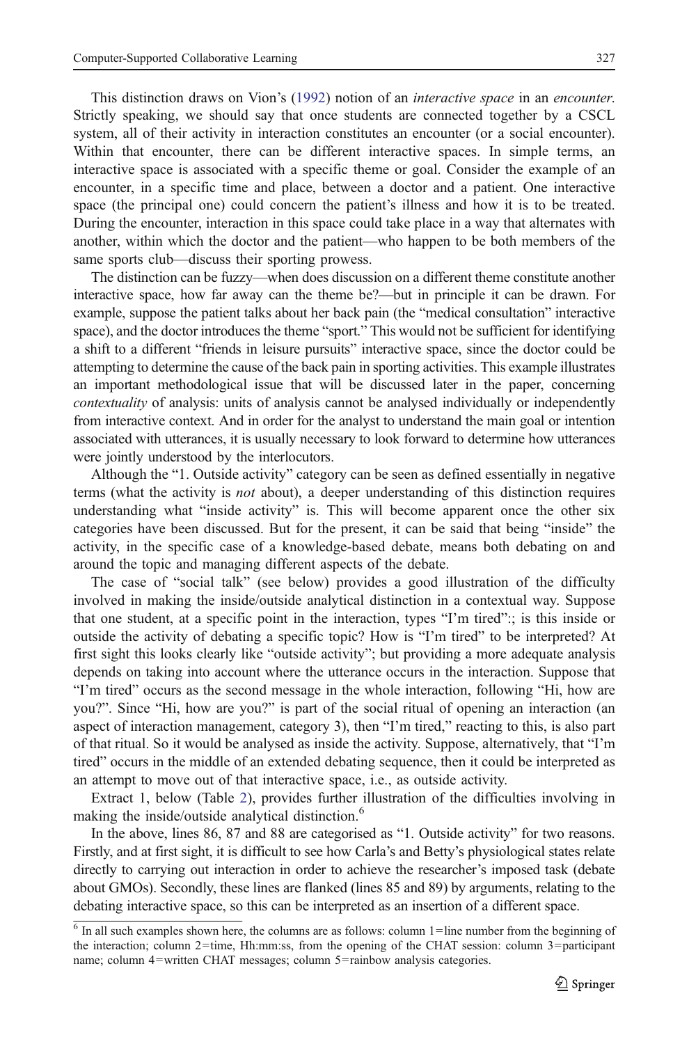This distinction draws on Vion's (1992) notion of an *interactive space* in an *encounter*. Strictly speaking, we should say that once students are connected together by a CSCL system, all of their activity in interaction constitutes an encounter (or a social encounter). Within that encounter, there can be different interactive spaces. In simple terms, an interactive space is associated with a specific theme or goal. Consider the example of an encounter, in a specific time and place, between a doctor and a patient. One interactive space (the principal one) could concern the patient's illness and how it is to be treated. During the encounter, interaction in this space could take place in a way that alternates with another, within which the doctor and the patient—who happen to be both members of the same sports club—discuss their sporting prowess.

The distinction can be fuzzy—when does discussion on a different theme constitute another interactive space, how far away can the theme be?—but in principle it can be drawn. For example, suppose the patient talks about her back pain (the "medical consultation" interactive space), and the doctor introduces the theme "sport." This would not be sufficient for identifying a shift to a different "friends in leisure pursuits" interactive space, since the doctor could be attempting to determine the cause of the back pain in sporting activities. This example illustrates an important methodological issue that will be discussed later in the paper, concerning *contextuality* of analysis: units of analysis cannot be analysed individually or independently from interactive context. And in order for the analyst to understand the main goal or intention associated with utterances, it is usually necessary to look forward to determine how utterances were jointly understood by the interlocutors.

Although the "1. Outside activity" category can be seen as defined essentially in negative terms (what the activity is *not* about), a deeper understanding of this distinction requires understanding what "inside activity" is. This will become apparent once the other six categories have been discussed. But for the present, it can be said that being "inside" the activity, in the specific case of a knowledge-based debate, means both debating on and around the topic and managing different aspects of the debate.

The case of "social talk" (see below) provides a good illustration of the difficulty involved in making the inside/outside analytical distinction in a contextual way. Suppose that one student, at a specific point in the interaction, types "I'm tired":; is this inside or outside the activity of debating a specific topic? How is "I'm tired" to be interpreted? At first sight this looks clearly like "outside activity"; but providing a more adequate analysis depends on taking into account where the utterance occurs in the interaction. Suppose that "I'm tired" occurs as the second message in the whole interaction, following "Hi, how are you?". Since "Hi, how are you?" is part of the social ritual of opening an interaction (an aspect of interaction management, category 3), then "I'm tired," reacting to this, is also part of that ritual. So it would be analysed as inside the activity. Suppose, alternatively, that "I'm tired" occurs in the middle of an extended debating sequence, then it could be interpreted as an attempt to move out of that interactive space, i.e., as outside activity.

Extract 1, below (Table 2), provides further illustration of the difficulties involving in making the inside/outside analytical distinction.[6]

In the above, lines 86, 87 and 88 are categorised as "1. Outside activity" for two reasons. Firstly, and at first sight, it is difficult to see how Carla's and Betty's physiological states relate directly to carrying out interaction in order to achieve the researcher's imposed task (debate about GMOs). Secondly, these lines are flanked (lines 85 and 89) by arguments, relating to the debating interactive space, so this can be interpreted as an insertion of a different space.

[6] In all such examples shown here, the columns are as follows: column 1=line number from the beginning of the interaction; column 2=time, Hh:mm:ss, from the opening of the CHAT session: column 3=participant name; column 4=written CHAT messages; column 5=rainbow analysis categories.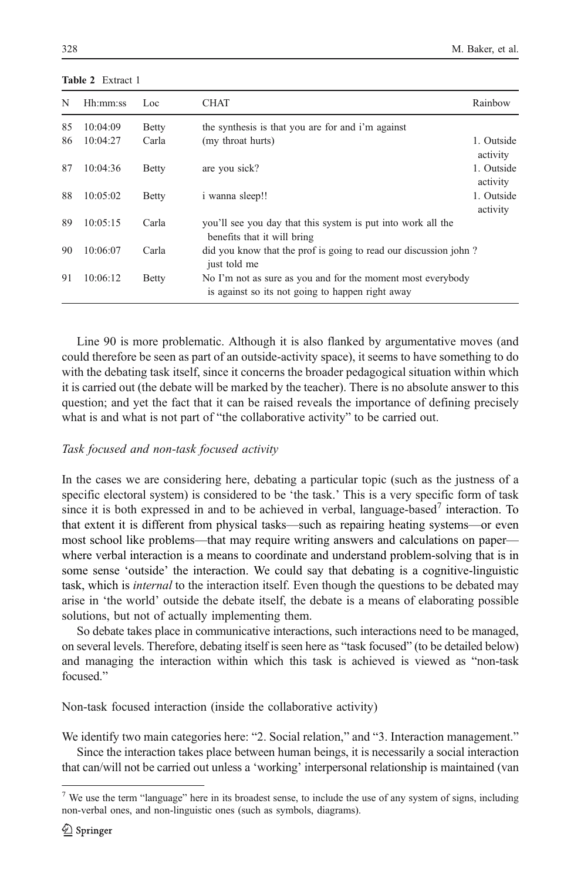**Table 2** Extract 1

| N | Hh:mm:ss | Loc | CHAT | Rainbow |
|---|---|---|---|---|
| 85 | 10:04:09 | Betty | the synthesis is that you are for and i'm against | |
| 86 | 10:04:27 | Carla | (my throat hurts) | 1. Outside activity |
| 87 | 10:04:36 | Betty | are you sick? | 1. Outside activity |
| 88 | 10:05:02 | Betty | i wanna sleep!! | 1. Outside activity |
| 89 | 10:05:15 | Carla | you'll see you day that this system is put into work all the benefits that it will bring | |
| 90 | 10:06:07 | Carla | did you know that the prof is going to read our discussion john ? just told me | |
| 91 | 10:06:12 | Betty | No I'm not as sure as you and for the moment most everybody is against so its not going to happen right away | |

Line 90 is more problematic. Although it is also flanked by argumentative moves (and could therefore be seen as part of an outside-activity space), it seems to have something to do with the debating task itself, since it concerns the broader pedagogical situation within which it is carried out (the debate will be marked by the teacher). There is no absolute answer to this question; and yet the fact that it can be raised reveals the importance of defining precisely what is and what is not part of "the collaborative activity" to be carried out.

*Task focused and non-task focused activity*

In the cases we are considering here, debating a particular topic (such as the justness of a specific electoral system) is considered to be 'the task.' This is a very specific form of task since it is both expressed in and to be achieved in verbal, language-based[7] interaction. To that extent it is different from physical tasks—such as repairing heating systems—or even most school like problems—that may require writing answers and calculations on paper—where verbal interaction is a means to coordinate and understand problem-solving that is in some sense 'outside' the interaction. We could say that debating is a cognitive-linguistic task, which is *internal* to the interaction itself. Even though the questions to be debated may arise in 'the world' outside the debate itself, the debate is a means of elaborating possible solutions, but not of actually implementing them.

So debate takes place in communicative interactions, such interactions need to be managed, on several levels. Therefore, debating itself is seen here as "task focused" (to be detailed below) and managing the interaction within which this task is achieved is viewed as "non-task focused."

Non-task focused interaction (inside the collaborative activity)

We identify two main categories here: "2. Social relation," and "3. Interaction management."

Since the interaction takes place between human beings, it is necessarily a social interaction that can/will not be carried out unless a 'working' interpersonal relationship is maintained (van

[7] We use the term "language" here in its broadest sense, to include the use of any system of signs, including non-verbal ones, and non-linguistic ones (such as symbols, diagrams).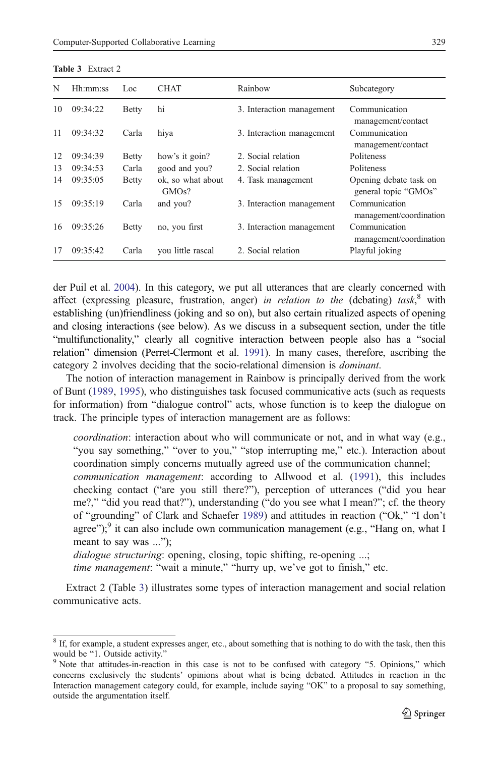Table 3 Extract 2

| N | Hh:mm:ss | Loc | CHAT | Rainbow | Subcategory |
|---|---|---|---|---|---|
| 10 | 09:34:22 | Betty | hi | 3. Interaction management | Communication management/contact |
| 11 | 09:34:32 | Carla | hiya | 3. Interaction management | Communication management/contact |
| 12 | 09:34:39 | Betty | how's it goin? | 2. Social relation | Politeness |
| 13 | 09:34:53 | Carla | good and you? | 2. Social relation | Politeness |
| 14 | 09:35:05 | Betty | ok, so what about GMOs? | 4. Task management | Opening debate task on general topic "GMOs" |
| 15 | 09:35:19 | Carla | and you? | 3. Interaction management | Communication management/coordination |
| 16 | 09:35:26 | Betty | no, you first | 3. Interaction management | Communication management/coordination |
| 17 | 09:35:42 | Carla | you little rascal | 2. Social relation | Playful joking |

der Puil et al. 2004). In this category, we put all utterances that are clearly concerned with affect (expressing pleasure, frustration, anger) *in relation to the* (debating) *task*,[8] with establishing (un)friendliness (joking and so on), but also certain ritualized aspects of opening and closing interactions (see below). As we discuss in a subsequent section, under the title "multifunctionality," clearly all cognitive interaction between people also has a "social relation" dimension (Perret-Clermont et al. 1991). In many cases, therefore, ascribing the category 2 involves deciding that the socio-relational dimension is *dominant*.

The notion of interaction management in Rainbow is principally derived from the work of Bunt (1989, 1995), who distinguishes task focused communicative acts (such as requests for information) from "dialogue control" acts, whose function is to keep the dialogue on track. The principle types of interaction management are as follows:

> *coordination*: interaction about who will communicate or not, and in what way (e.g., "you say something," "over to you," "stop interrupting me," etc.). Interaction about coordination simply concerns mutually agreed use of the communication channel;
> *communication management*: according to Allwood et al. (1991), this includes checking contact ("are you still there?"), perception of utterances ("did you hear me?," "did you read that?"), understanding ("do you see what I mean?"; cf. the theory of "grounding" of Clark and Schaefer 1989) and attitudes in reaction ("Ok," "I don't agree");[9] it can also include own communication management (e.g., "Hang on, what I meant to say was ...");
> *dialogue structuring*: opening, closing, topic shifting, re-opening ...;
> *time management*: "wait a minute," "hurry up, we've got to finish," etc.

Extract 2 (Table 3) illustrates some types of interaction management and social relation communicative acts.

---

[8] If, for example, a student expresses anger, etc., about something that is nothing to do with the task, then this would be "1. Outside activity."

[9] Note that attitudes-in-reaction in this case is not to be confused with category "5. Opinions," which concerns exclusively the students' opinions about what is being debated. Attitudes in reaction in the Interaction management category could, for example, include saying "OK" to a proposal to say something, outside the argumentation itself.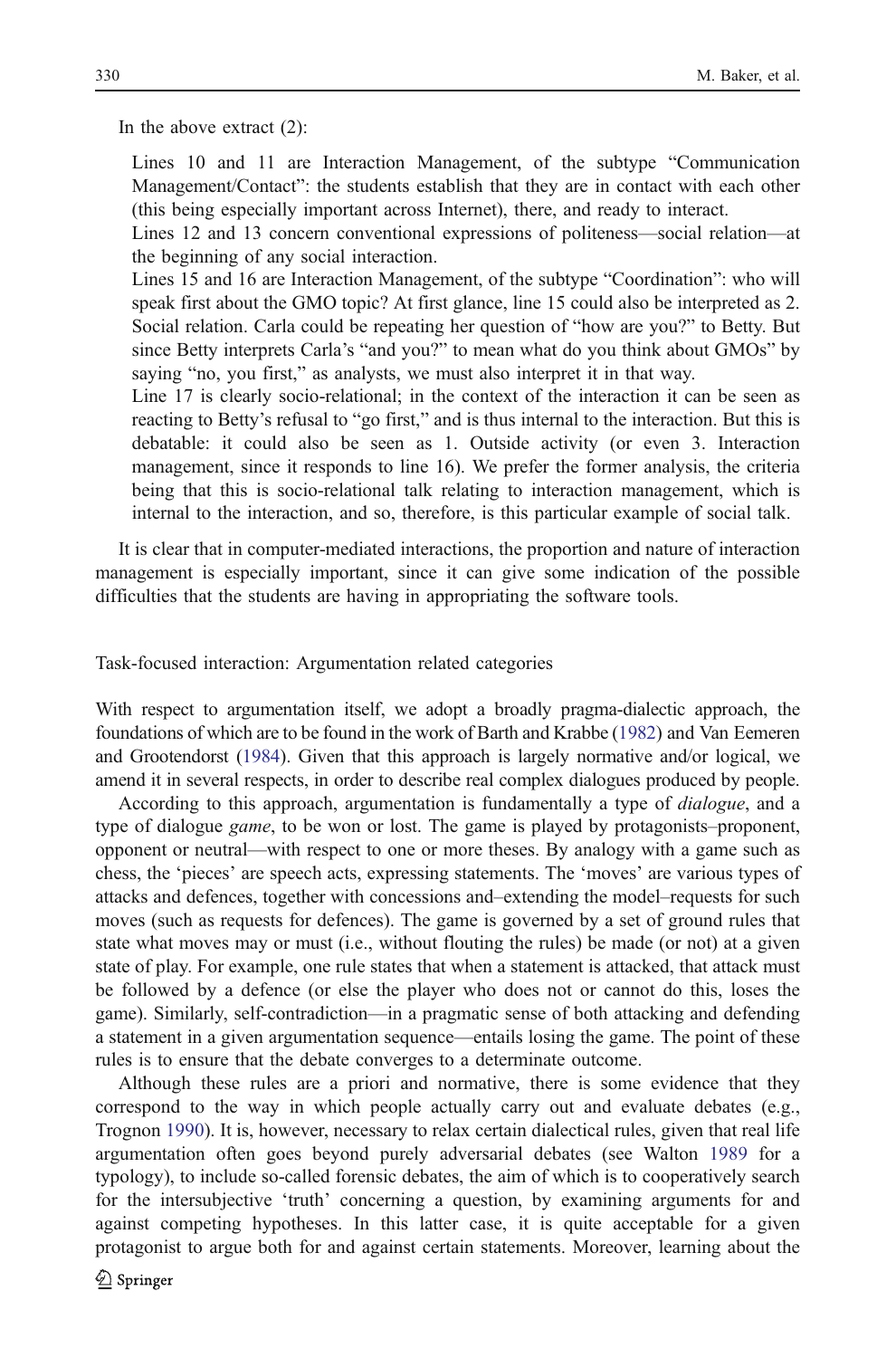In the above extract (2):

> Lines 10 and 11 are Interaction Management, of the subtype "Communication Management/Contact": the students establish that they are in contact with each other (this being especially important across Internet), there, and ready to interact.
>
> Lines 12 and 13 concern conventional expressions of politeness—social relation—at the beginning of any social interaction.
>
> Lines 15 and 16 are Interaction Management, of the subtype "Coordination": who will speak first about the GMO topic? At first glance, line 15 could also be interpreted as 2. Social relation. Carla could be repeating her question of "how are you?" to Betty. But since Betty interprets Carla's "and you?" to mean what do you think about GMOs" by saying "no, you first," as analysts, we must also interpret it in that way.
>
> Line 17 is clearly socio-relational; in the context of the interaction it can be seen as reacting to Betty's refusal to "go first," and is thus internal to the interaction. But this is debatable: it could also be seen as 1. Outside activity (or even 3. Interaction management, since it responds to line 16). We prefer the former analysis, the criteria being that this is socio-relational talk relating to interaction management, which is internal to the interaction, and so, therefore, is this particular example of social talk.

It is clear that in computer-mediated interactions, the proportion and nature of interaction management is especially important, since it can give some indication of the possible difficulties that the students are having in appropriating the software tools.

### Task-focused interaction: Argumentation related categories

With respect to argumentation itself, we adopt a broadly pragma-dialectic approach, the foundations of which are to be found in the work of Barth and Krabbe (1982) and Van Eemeren and Grootendorst (1984). Given that this approach is largely normative and/or logical, we amend it in several respects, in order to describe real complex dialogues produced by people.

According to this approach, argumentation is fundamentally a type of *dialogue*, and a type of dialogue *game*, to be won or lost. The game is played by protagonists–proponent, opponent or neutral—with respect to one or more theses. By analogy with a game such as chess, the 'pieces' are speech acts, expressing statements. The 'moves' are various types of attacks and defences, together with concessions and–extending the model–requests for such moves (such as requests for defences). The game is governed by a set of ground rules that state what moves may or must (i.e., without flouting the rules) be made (or not) at a given state of play. For example, one rule states that when a statement is attacked, that attack must be followed by a defence (or else the player who does not or cannot do this, loses the game). Similarly, self-contradiction—in a pragmatic sense of both attacking and defending a statement in a given argumentation sequence—entails losing the game. The point of these rules is to ensure that the debate converges to a determinate outcome.

Although these rules are a priori and normative, there is some evidence that they correspond to the way in which people actually carry out and evaluate debates (e.g., Trognon 1990). It is, however, necessary to relax certain dialectical rules, given that real life argumentation often goes beyond purely adversarial debates (see Walton 1989 for a typology), to include so-called forensic debates, the aim of which is to cooperatively search for the intersubjective 'truth' concerning a question, by examining arguments for and against competing hypotheses. In this latter case, it is quite acceptable for a given protagonist to argue both for and against certain statements. Moreover, learning about the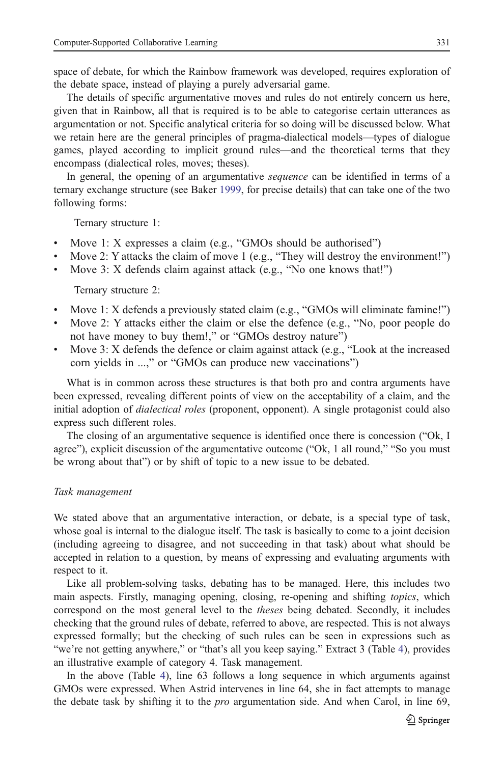space of debate, for which the Rainbow framework was developed, requires exploration of the debate space, instead of playing a purely adversarial game.

The details of specific argumentative moves and rules do not entirely concern us here, given that in Rainbow, all that is required is to be able to categorise certain utterances as argumentation or not. Specific analytical criteria for so doing will be discussed below. What we retain here are the general principles of pragma-dialectical models—types of dialogue games, played according to implicit ground rules—and the theoretical terms that they encompass (dialectical roles, moves; theses).

In general, the opening of an argumentative *sequence* can be identified in terms of a ternary exchange structure (see Baker 1999, for precise details) that can take one of the two following forms:

Ternary structure 1:

- Move 1: X expresses a claim (e.g., "GMOs should be authorised")
- Move 2: Y attacks the claim of move 1 (e.g., "They will destroy the environment!")
- Move 3: X defends claim against attack (e.g., "No one knows that!")

Ternary structure 2:

- Move 1: X defends a previously stated claim (e.g., "GMOs will eliminate famine!")
- Move 2: Y attacks either the claim or else the defence (e.g., "No, poor people do not have money to buy them!," or "GMOs destroy nature")
- Move 3: X defends the defence or claim against attack (e.g., "Look at the increased corn yields in ...," or "GMOs can produce new vaccinations")

What is in common across these structures is that both pro and contra arguments have been expressed, revealing different points of view on the acceptability of a claim, and the initial adoption of *dialectical roles* (proponent, opponent). A single protagonist could also express such different roles.

The closing of an argumentative sequence is identified once there is concession ("Ok, I agree"), explicit discussion of the argumentative outcome ("Ok, 1 all round," "So you must be wrong about that") or by shift of topic to a new issue to be debated.

*Task management*

We stated above that an argumentative interaction, or debate, is a special type of task, whose goal is internal to the dialogue itself. The task is basically to come to a joint decision (including agreeing to disagree, and not succeeding in that task) about what should be accepted in relation to a question, by means of expressing and evaluating arguments with respect to it.

Like all problem-solving tasks, debating has to be managed. Here, this includes two main aspects. Firstly, managing opening, closing, re-opening and shifting *topics*, which correspond on the most general level to the *theses* being debated. Secondly, it includes checking that the ground rules of debate, referred to above, are respected. This is not always expressed formally; but the checking of such rules can be seen in expressions such as "we're not getting anywhere," or "that's all you keep saying." Extract 3 (Table 4), provides an illustrative example of category 4. Task management.

In the above (Table 4), line 63 follows a long sequence in which arguments against GMOs were expressed. When Astrid intervenes in line 64, she in fact attempts to manage the debate task by shifting it to the *pro* argumentation side. And when Carol, in line 69,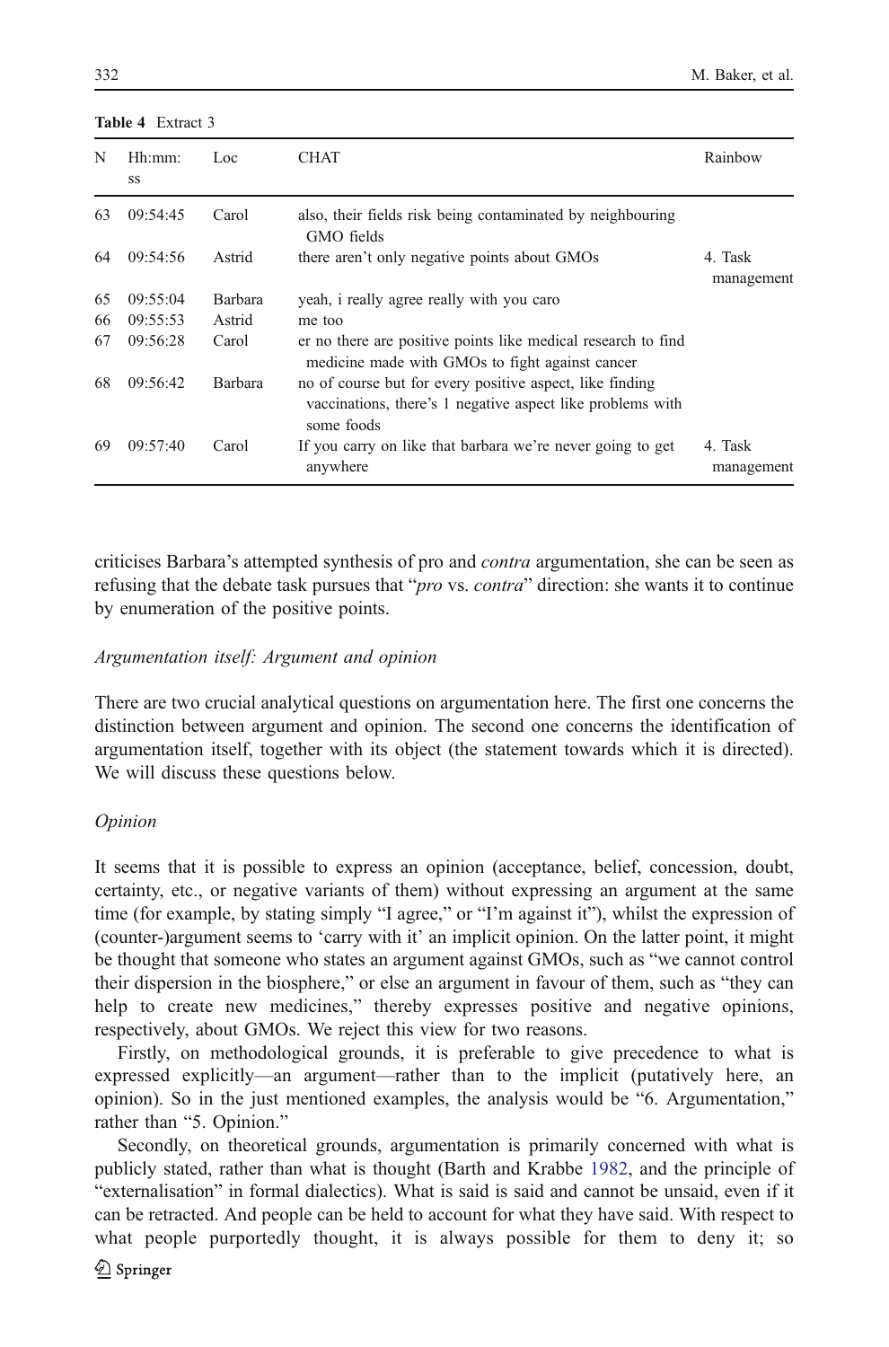**Table 4** Extract 3

| N | Hh:mm:ss | Loc | CHAT | Rainbow |
|---|---|---|---|---|
| 63 | 09:54:45 | Carol | also, their fields risk being contaminated by neighbouring GMO fields | |
| 64 | 09:54:56 | Astrid | there aren't only negative points about GMOs | 4. Task management |
| 65 | 09:55:04 | Barbara | yeah, i really agree really with you caro | |
| 66 | 09:55:53 | Astrid | me too | |
| 67 | 09:56:28 | Carol | er no there are positive points like medical research to find medicine made with GMOs to fight against cancer | |
| 68 | 09:56:42 | Barbara | no of course but for every positive aspect, like finding vaccinations, there's 1 negative aspect like problems with some foods | |
| 69 | 09:57:40 | Carol | If you carry on like that barbara we're never going to get anywhere | 4. Task management |

criticises Barbara's attempted synthesis of pro and *contra* argumentation, she can be seen as refusing that the debate task pursues that "*pro* vs. *contra*" direction: she wants it to continue by enumeration of the positive points.

*Argumentation itself: Argument and opinion*

There are two crucial analytical questions on argumentation here. The first one concerns the distinction between argument and opinion. The second one concerns the identification of argumentation itself, together with its object (the statement towards which it is directed). We will discuss these questions below.

*Opinion*

It seems that it is possible to express an opinion (acceptance, belief, concession, doubt, certainty, etc., or negative variants of them) without expressing an argument at the same time (for example, by stating simply "I agree," or "I'm against it"), whilst the expression of (counter-)argument seems to 'carry with it' an implicit opinion. On the latter point, it might be thought that someone who states an argument against GMOs, such as "we cannot control their dispersion in the biosphere," or else an argument in favour of them, such as "they can help to create new medicines," thereby expresses positive and negative opinions, respectively, about GMOs. We reject this view for two reasons.

Firstly, on methodological grounds, it is preferable to give precedence to what is expressed explicitly—an argument—rather than to the implicit (putatively here, an opinion). So in the just mentioned examples, the analysis would be "6. Argumentation," rather than "5. Opinion."

Secondly, on theoretical grounds, argumentation is primarily concerned with what is publicly stated, rather than what is thought (Barth and Krabbe 1982, and the principle of "externalisation" in formal dialectics). What is said is said and cannot be unsaid, even if it can be retracted. And people can be held to account for what they have said. With respect to what people purportedly thought, it is always possible for them to deny it; so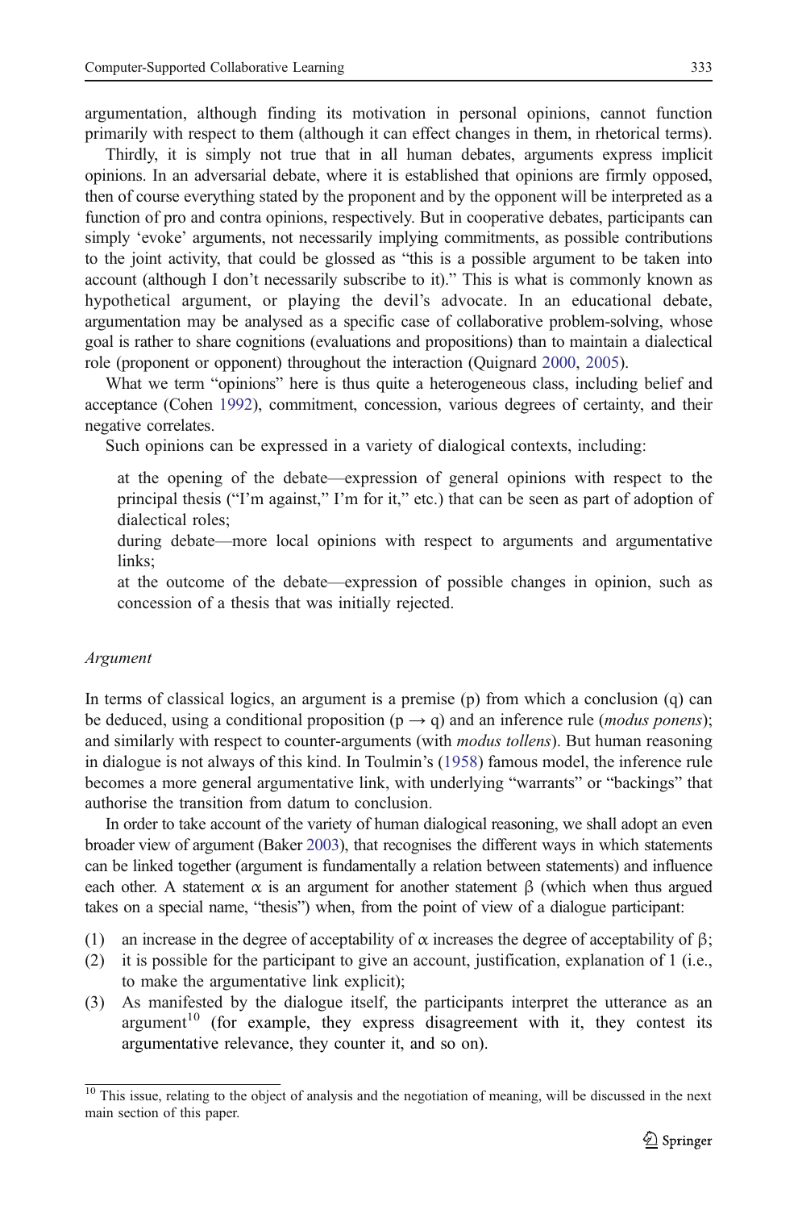argumentation, although finding its motivation in personal opinions, cannot function primarily with respect to them (although it can effect changes in them, in rhetorical terms).

Thirdly, it is simply not true that in all human debates, arguments express implicit opinions. In an adversarial debate, where it is established that opinions are firmly opposed, then of course everything stated by the proponent and by the opponent will be interpreted as a function of pro and contra opinions, respectively. But in cooperative debates, participants can simply 'evoke' arguments, not necessarily implying commitments, as possible contributions to the joint activity, that could be glossed as "this is a possible argument to be taken into account (although I don't necessarily subscribe to it)." This is what is commonly known as hypothetical argument, or playing the devil's advocate. In an educational debate, argumentation may be analysed as a specific case of collaborative problem-solving, whose goal is rather to share cognitions (evaluations and propositions) than to maintain a dialectical role (proponent or opponent) throughout the interaction (Quignard 2000, 2005).

What we term "opinions" here is thus quite a heterogeneous class, including belief and acceptance (Cohen 1992), commitment, concession, various degrees of certainty, and their negative correlates.

Such opinions can be expressed in a variety of dialogical contexts, including:

at the opening of the debate—expression of general opinions with respect to the principal thesis ("I'm against," I'm for it," etc.) that can be seen as part of adoption of dialectical roles;

during debate—more local opinions with respect to arguments and argumentative links;

at the outcome of the debate—expression of possible changes in opinion, such as concession of a thesis that was initially rejected.

*Argument*

In terms of classical logics, an argument is a premise (p) from which a conclusion (q) can be deduced, using a conditional proposition ($p \rightarrow q$) and an inference rule (*modus ponens*); and similarly with respect to counter-arguments (with *modus tollens*). But human reasoning in dialogue is not always of this kind. In Toulmin's (1958) famous model, the inference rule becomes a more general argumentative link, with underlying "warrants" or "backings" that authorise the transition from datum to conclusion.

In order to take account of the variety of human dialogical reasoning, we shall adopt an even broader view of argument (Baker 2003), that recognises the different ways in which statements can be linked together (argument is fundamentally a relation between statements) and influence each other. A statement $\alpha$ is an argument for another statement $\beta$ (which when thus argued takes on a special name, "thesis") when, from the point of view of a dialogue participant:

(1) an increase in the degree of acceptability of $\alpha$ increases the degree of acceptability of $\beta$;
(2) it is possible for the participant to give an account, justification, explanation of 1 (i.e., to make the argumentative link explicit);
(3) As manifested by the dialogue itself, the participants interpret the utterance as an argument[10] (for example, they express disagreement with it, they contest its argumentative relevance, they counter it, and so on).

[10] This issue, relating to the object of analysis and the negotiation of meaning, will be discussed in the next main section of this paper.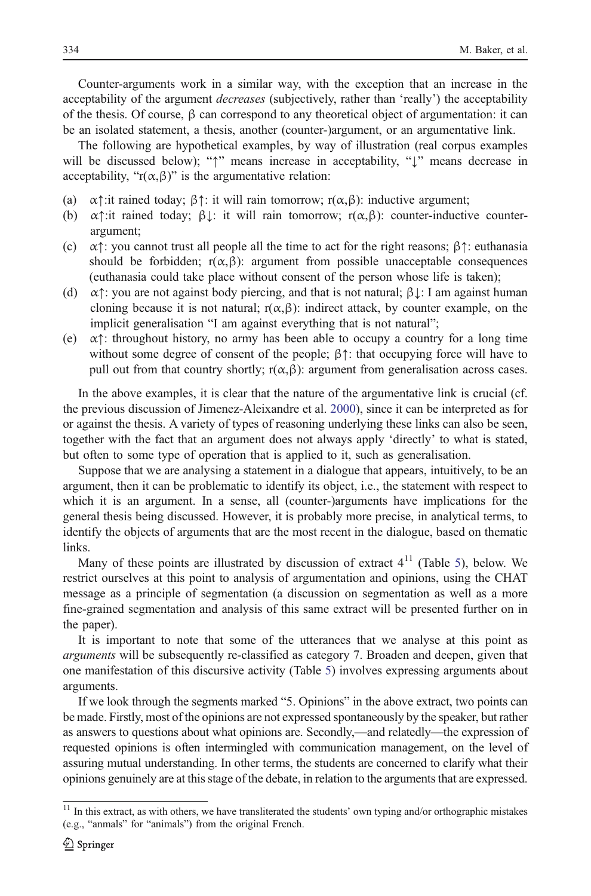Counter-arguments work in a similar way, with the exception that an increase in the acceptability of the argument *decreases* (subjectively, rather than 'really') the acceptability of the thesis. Of course, $\beta$ can correspond to any theoretical object of argumentation: it can be an isolated statement, a thesis, another (counter-)argument, or an argumentative link.

The following are hypothetical examples, by way of illustration (real corpus examples will be discussed below); "↑" means increase in acceptability, "↓" means decrease in acceptability, "$r(\alpha,\beta)$" is the argumentative relation:

(a) $\alpha\uparrow$:it rained today; $\beta\uparrow$: it will rain tomorrow; $r(\alpha,\beta)$: inductive argument;
(b) $\alpha\uparrow$:it rained today; $\beta\downarrow$: it will rain tomorrow; $r(\alpha,\beta)$: counter-inductive counter-argument;
(c) $\alpha\uparrow$: you cannot trust all people all the time to act for the right reasons; $\beta\uparrow$: euthanasia should be forbidden; $r(\alpha,\beta)$: argument from possible unacceptable consequences (euthanasia could take place without consent of the person whose life is taken);
(d) $\alpha\uparrow$: you are not against body piercing, and that is not natural; $\beta\downarrow$: I am against human cloning because it is not natural; $r(\alpha,\beta)$: indirect attack, by counter example, on the implicit generalisation "I am against everything that is not natural";
(e) $\alpha\uparrow$: throughout history, no army has been able to occupy a country for a long time without some degree of consent of the people; $\beta\uparrow$: that occupying force will have to pull out from that country shortly; $r(\alpha,\beta)$: argument from generalisation across cases.

In the above examples, it is clear that the nature of the argumentative link is crucial (cf. the previous discussion of Jimenez-Aleixandre et al. 2000), since it can be interpreted as for or against the thesis. A variety of types of reasoning underlying these links can also be seen, together with the fact that an argument does not always apply 'directly' to what is stated, but often to some type of operation that is applied to it, such as generalisation.

Suppose that we are analysing a statement in a dialogue that appears, intuitively, to be an argument, then it can be problematic to identify its object, i.e., the statement with respect to which it is an argument. In a sense, all (counter-)arguments have implications for the general thesis being discussed. However, it is probably more precise, in analytical terms, to identify the objects of arguments that are the most recent in the dialogue, based on thematic links.

Many of these points are illustrated by discussion of extract 4[11] (Table 5), below. We restrict ourselves at this point to analysis of argumentation and opinions, using the CHAT message as a principle of segmentation (a discussion on segmentation as well as a more fine-grained segmentation and analysis of this same extract will be presented further on in the paper).

It is important to note that some of the utterances that we analyse at this point as *arguments* will be subsequently re-classified as category 7. Broaden and deepen, given that one manifestation of this discursive activity (Table 5) involves expressing arguments about arguments.

If we look through the segments marked "5. Opinions" in the above extract, two points can be made. Firstly, most of the opinions are not expressed spontaneously by the speaker, but rather as answers to questions about what opinions are. Secondly,—and relatedly—the expression of requested opinions is often intermingled with communication management, on the level of assuring mutual understanding. In other terms, the students are concerned to clarify what their opinions genuinely are at this stage of the debate, in relation to the arguments that are expressed.

[11] In this extract, as with others, we have transliterated the students' own typing and/or orthographic mistakes (e.g., "anmals" for "animals") from the original French.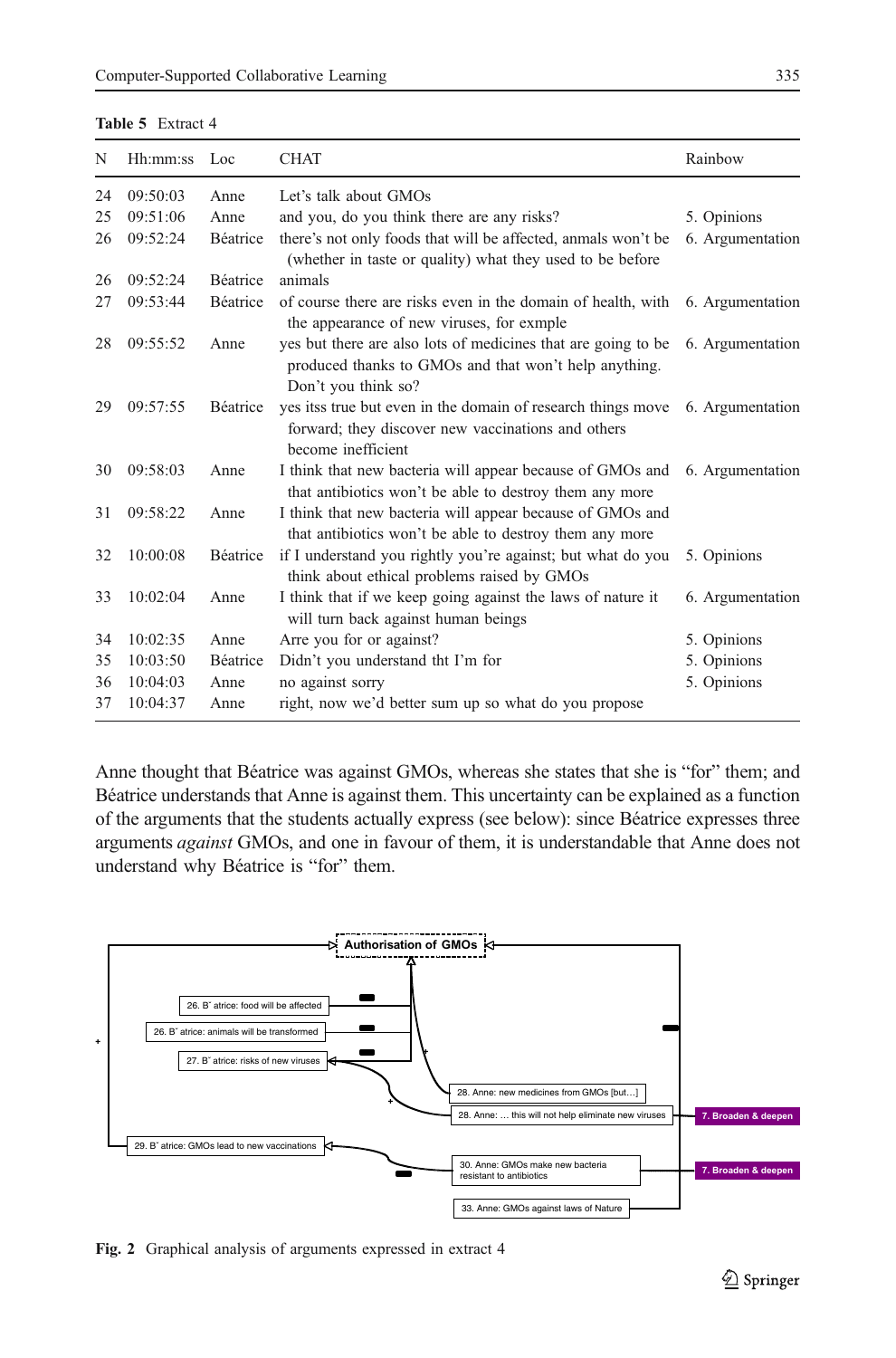**Table 5** Extract 4

| N | Hh:mm:ss | Loc | CHAT | Rainbow |
|---|---|---|---|---|
| 24 | 09:50:03 | Anne | Let's talk about GMOs | |
| 25 | 09:51:06 | Anne | and you, do you think there are any risks? | 5. Opinions |
| 26 | 09:52:24 | Béatrice | there's not only foods that will be affected, anmals won't be (whether in taste or quality) what they used to be before | 6. Argumentation |
| 26 | 09:52:24 | Béatrice | animals | |
| 27 | 09:53:44 | Béatrice | of course there are risks even in the domain of health, with the appearance of new viruses, for exmple | 6. Argumentation |
| 28 | 09:55:52 | Anne | yes but there are also lots of medicines that are going to be produced thanks to GMOs and that won't help anything. Don't you think so? | 6. Argumentation |
| 29 | 09:57:55 | Béatrice | yes itss true but even in the domain of research things move forward; they discover new vaccinations and others become inefficient | 6. Argumentation |
| 30 | 09:58:03 | Anne | I think that new bacteria will appear because of GMOs and that antibiotics won't be able to destroy them any more | 6. Argumentation |
| 31 | 09:58:22 | Anne | I think that new bacteria will appear because of GMOs and that antibiotics won't be able to destroy them any more | |
| 32 | 10:00:08 | Béatrice | if I understand you rightly you're against; but what do you think about ethical problems raised by GMOs | 5. Opinions |
| 33 | 10:02:04 | Anne | I think that if we keep going against the laws of nature it will turn back against human beings | 6. Argumentation |
| 34 | 10:02:35 | Anne | Arre you for or against? | 5. Opinions |
| 35 | 10:03:50 | Béatrice | Didn't you understand tht I'm for | 5. Opinions |
| 36 | 10:04:03 | Anne | no against sorry | 5. Opinions |
| 37 | 10:04:37 | Anne | right, now we'd better sum up so what do you propose | |

Anne thought that Béatrice was against GMOs, whereas she states that she is "for" them; and Béatrice understands that Anne is against them. This uncertainty can be explained as a function of the arguments that the students actually express (see below): since Béatrice expresses three arguments *against* GMOs, and one in favour of them, it is understandable that Anne does not understand why Béatrice is "for" them.

**Fig. 2** Graphical analysis of arguments expressed in extract 4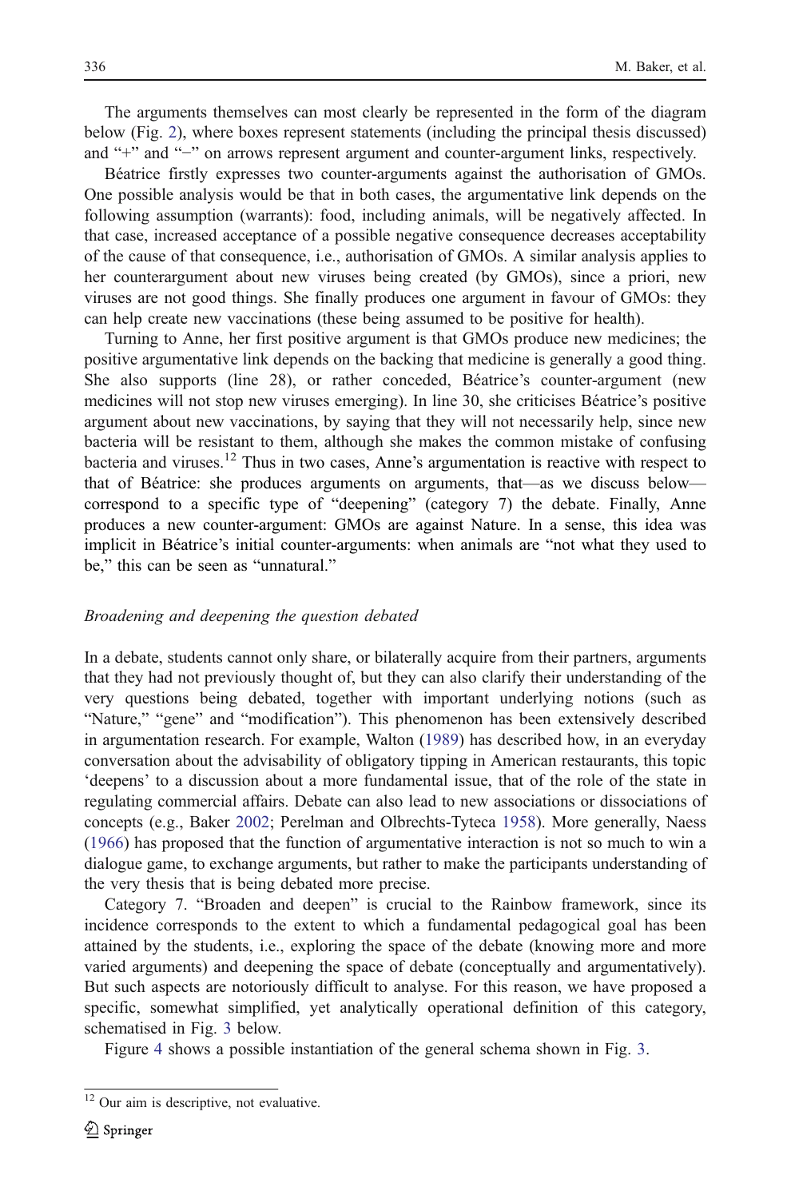The arguments themselves can most clearly be represented in the form of the diagram below (Fig. 2), where boxes represent statements (including the principal thesis discussed) and "+" and "−" on arrows represent argument and counter-argument links, respectively.

Béatrice firstly expresses two counter-arguments against the authorisation of GMOs. One possible analysis would be that in both cases, the argumentative link depends on the following assumption (warrants): food, including animals, will be negatively affected. In that case, increased acceptance of a possible negative consequence decreases acceptability of the cause of that consequence, i.e., authorisation of GMOs. A similar analysis applies to her counterargument about new viruses being created (by GMOs), since a priori, new viruses are not good things. She finally produces one argument in favour of GMOs: they can help create new vaccinations (these being assumed to be positive for health).

Turning to Anne, her first positive argument is that GMOs produce new medicines; the positive argumentative link depends on the backing that medicine is generally a good thing. She also supports (line 28), or rather conceded, Béatrice's counter-argument (new medicines will not stop new viruses emerging). In line 30, she criticises Béatrice's positive argument about new vaccinations, by saying that they will not necessarily help, since new bacteria will be resistant to them, although she makes the common mistake of confusing bacteria and viruses.[12] Thus in two cases, Anne's argumentation is reactive with respect to that of Béatrice: she produces arguments on arguments, that—as we discuss below—correspond to a specific type of "deepening" (category 7) the debate. Finally, Anne produces a new counter-argument: GMOs are against Nature. In a sense, this idea was implicit in Béatrice's initial counter-arguments: when animals are "not what they used to be," this can be seen as "unnatural."

*Broadening and deepening the question debated*

In a debate, students cannot only share, or bilaterally acquire from their partners, arguments that they had not previously thought of, but they can also clarify their understanding of the very questions being debated, together with important underlying notions (such as "Nature," "gene" and "modification"). This phenomenon has been extensively described in argumentation research. For example, Walton (1989) has described how, in an everyday conversation about the advisability of obligatory tipping in American restaurants, this topic 'deepens' to a discussion about a more fundamental issue, that of the role of the state in regulating commercial affairs. Debate can also lead to new associations or dissociations of concepts (e.g., Baker 2002; Perelman and Olbrechts-Tyteca 1958). More generally, Naess (1966) has proposed that the function of argumentative interaction is not so much to win a dialogue game, to exchange arguments, but rather to make the participants understanding of the very thesis that is being debated more precise.

Category 7. "Broaden and deepen" is crucial to the Rainbow framework, since its incidence corresponds to the extent to which a fundamental pedagogical goal has been attained by the students, i.e., exploring the space of the debate (knowing more and more varied arguments) and deepening the space of debate (conceptually and argumentatively). But such aspects are notoriously difficult to analyse. For this reason, we have proposed a specific, somewhat simplified, yet analytically operational definition of this category, schematised in Fig. 3 below.

Figure 4 shows a possible instantiation of the general schema shown in Fig. 3.

[12] Our aim is descriptive, not evaluative.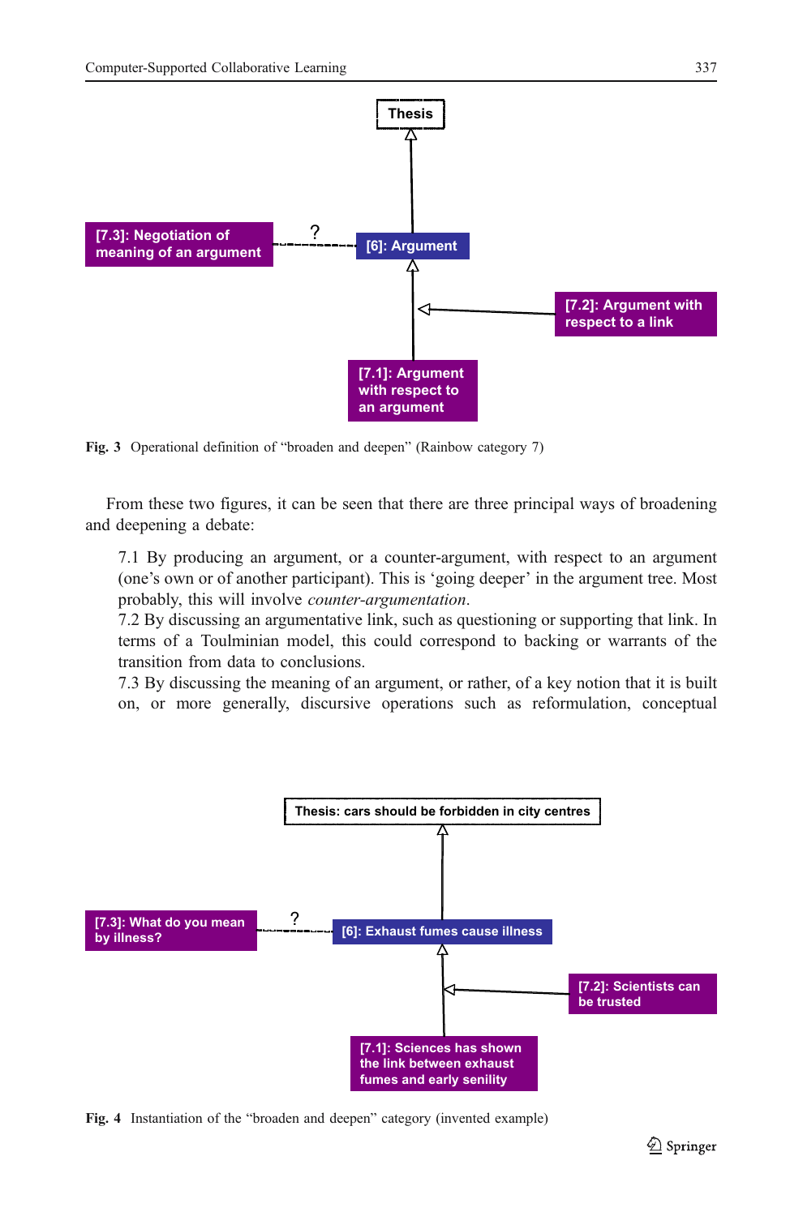Fig. 3 Operational definition of "broaden and deepen" (Rainbow category 7)

From these two figures, it can be seen that there are three principal ways of broadening and deepening a debate:

7.1 By producing an argument, or a counter-argument, with respect to an argument (one's own or of another participant). This is 'going deeper' in the argument tree. Most probably, this will involve *counter-argumentation*.

7.2 By discussing an argumentative link, such as questioning or supporting that link. In terms of a Toulminian model, this could correspond to backing or warrants of the transition from data to conclusions.

7.3 By discussing the meaning of an argument, or rather, of a key notion that it is built on, or more generally, discursive operations such as reformulation, conceptual

Fig. 4 Instantiation of the "broaden and deepen" category (invented example)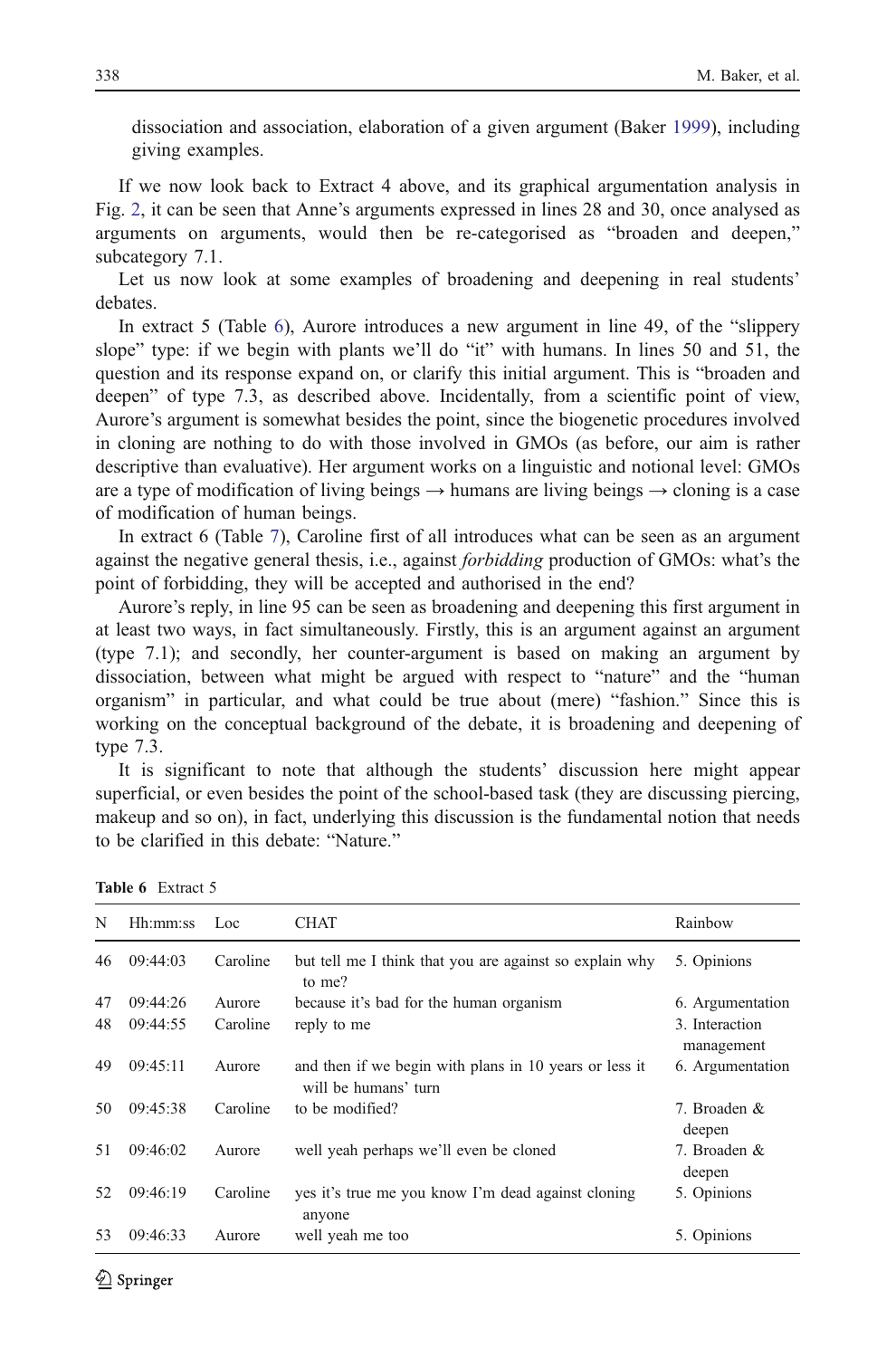dissociation and association, elaboration of a given argument (Baker 1999), including giving examples.

If we now look back to Extract 4 above, and its graphical argumentation analysis in Fig. 2, it can be seen that Anne's arguments expressed in lines 28 and 30, once analysed as arguments on arguments, would then be re-categorised as "broaden and deepen," subcategory 7.1.

Let us now look at some examples of broadening and deepening in real students' debates.

In extract 5 (Table 6), Aurore introduces a new argument in line 49, of the "slippery slope" type: if we begin with plants we'll do "it" with humans. In lines 50 and 51, the question and its response expand on, or clarify this initial argument. This is "broaden and deepen" of type 7.3, as described above. Incidentally, from a scientific point of view, Aurore's argument is somewhat besides the point, since the biogenetic procedures involved in cloning are nothing to do with those involved in GMOs (as before, our aim is rather descriptive than evaluative). Her argument works on a linguistic and notional level: GMOs are a type of modification of living beings → humans are living beings → cloning is a case of modification of human beings.

In extract 6 (Table 7), Caroline first of all introduces what can be seen as an argument against the negative general thesis, i.e., against *forbidding* production of GMOs: what's the point of forbidding, they will be accepted and authorised in the end?

Aurore's reply, in line 95 can be seen as broadening and deepening this first argument in at least two ways, in fact simultaneously. Firstly, this is an argument against an argument (type 7.1); and secondly, her counter-argument is based on making an argument by dissociation, between what might be argued with respect to "nature" and the "human organism" in particular, and what could be true about (mere) "fashion." Since this is working on the conceptual background of the debate, it is broadening and deepening of type 7.3.

It is significant to note that although the students' discussion here might appear superficial, or even besides the point of the school-based task (they are discussing piercing, makeup and so on), in fact, underlying this discussion is the fundamental notion that needs to be clarified in this debate: "Nature."

**Table 6** Extract 5

| N | Hh:mm:ss | Loc | CHAT | Rainbow |
|---|---|---|---|---|
| 46 | 09:44:03 | Caroline | but tell me I think that you are against so explain why to me? | 5. Opinions |
| 47 | 09:44:26 | Aurore | because it's bad for the human organism | 6. Argumentation |
| 48 | 09:44:55 | Caroline | reply to me | 3. Interaction management |
| 49 | 09:45:11 | Aurore | and then if we begin with plans in 10 years or less it will be humans' turn | 6. Argumentation |
| 50 | 09:45:38 | Caroline | to be modified? | 7. Broaden & deepen |
| 51 | 09:46:02 | Aurore | well yeah perhaps we'll even be cloned | 7. Broaden & deepen |
| 52 | 09:46:19 | Caroline | yes it's true me you know I'm dead against cloning anyone | 5. Opinions |
| 53 | 09:46:33 | Aurore | well yeah me too | 5. Opinions |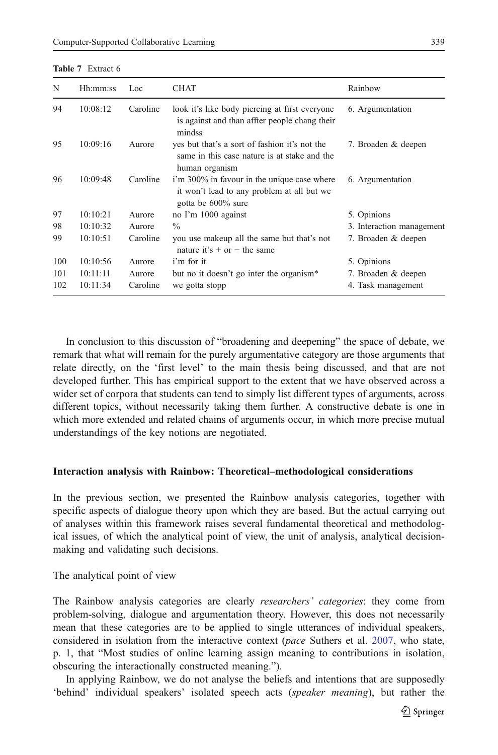**Table 7** Extract 6

| N | Hh:mm:ss | Loc | CHAT | Rainbow |
|---|---|---|---|---|
| 94 | 10:08:12 | Caroline | look it's like body piercing at first everyone is against and than affter people chang their mindss | 6. Argumentation |
| 95 | 10:09:16 | Aurore | yes but that's a sort of fashion it's not the same in this case nature is at stake and the human organism | 7. Broaden & deepen |
| 96 | 10:09:48 | Caroline | i'm 300% in favour in the unique case where it won't lead to any problem at all but we gotta be 600% sure | 6. Argumentation |
| 97 | 10:10:21 | Aurore | no I'm 1000 against | 5. Opinions |
| 98 | 10:10:32 | Aurore | % | 3. Interaction management |
| 99 | 10:10:51 | Caroline | you use makeup all the same but that's not nature it's + or − the same | 7. Broaden & deepen |
| 100 | 10:10:56 | Aurore | i'm for it | 5. Opinions |
| 101 | 10:11:11 | Aurore | but no it doesn't go inter the organism* | 7. Broaden & deepen |
| 102 | 10:11:34 | Caroline | we gotta stopp | 4. Task management |

In conclusion to this discussion of "broadening and deepening" the space of debate, we remark that what will remain for the purely argumentative category are those arguments that relate directly, on the 'first level' to the main thesis being discussed, and that are not developed further. This has empirical support to the extent that we have observed across a wider set of corpora that students can tend to simply list different types of arguments, across different topics, without necessarily taking them further. A constructive debate is one in which more extended and related chains of arguments occur, in which more precise mutual understandings of the key notions are negotiated.

## Interaction analysis with Rainbow: Theoretical–methodological considerations

In the previous section, we presented the Rainbow analysis categories, together with specific aspects of dialogue theory upon which they are based. But the actual carrying out of analyses within this framework raises several fundamental theoretical and methodological issues, of which the analytical point of view, the unit of analysis, analytical decision-making and validating such decisions.

### The analytical point of view

The Rainbow analysis categories are clearly *researchers' categories*: they come from problem-solving, dialogue and argumentation theory. However, this does not necessarily mean that these categories are to be applied to single utterances of individual speakers, considered in isolation from the interactive context (*pace* Suthers et al. 2007, who state, p. 1, that "Most studies of online learning assign meaning to contributions in isolation, obscuring the interactionally constructed meaning.").

In applying Rainbow, we do not analyse the beliefs and intentions that are supposedly 'behind' individual speakers' isolated speech acts (*speaker meaning*), but rather the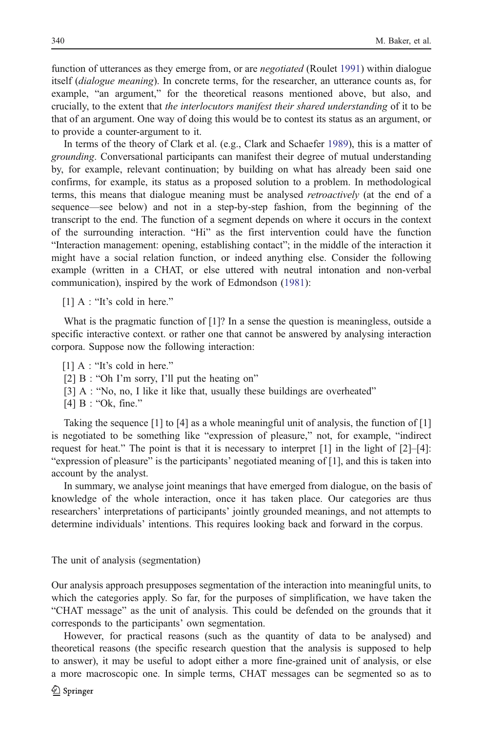function of utterances as they emerge from, or are *negotiated* (Roulet 1991) within dialogue itself (*dialogue meaning*). In concrete terms, for the researcher, an utterance counts as, for example, "an argument," for the theoretical reasons mentioned above, but also, and crucially, to the extent that *the interlocutors manifest their shared understanding* of it to be that of an argument. One way of doing this would be to contest its status as an argument, or to provide a counter-argument to it.

In terms of the theory of Clark et al. (e.g., Clark and Schaefer 1989), this is a matter of *grounding*. Conversational participants can manifest their degree of mutual understanding by, for example, relevant continuation; by building on what has already been said one confirms, for example, its status as a proposed solution to a problem. In methodological terms, this means that dialogue meaning must be analysed *retroactively* (at the end of a sequence—see below) and not in a step-by-step fashion, from the beginning of the transcript to the end. The function of a segment depends on where it occurs in the context of the surrounding interaction. "Hi" as the first intervention could have the function "Interaction management: opening, establishing contact"; in the middle of the interaction it might have a social relation function, or indeed anything else. Consider the following example (written in a CHAT, or else uttered with neutral intonation and non-verbal communication), inspired by the work of Edmondson (1981):

[1] A : "It's cold in here."

What is the pragmatic function of [1]? In a sense the question is meaningless, outside a specific interactive context. or rather one that cannot be answered by analysing interaction corpora. Suppose now the following interaction:

[1] A : "It's cold in here."
[2] B : "Oh I'm sorry, I'll put the heating on"
[3] A : "No, no, I like it like that, usually these buildings are overheated"
[4] B : "Ok, fine."

Taking the sequence [1] to [4] as a whole meaningful unit of analysis, the function of [1] is negotiated to be something like "expression of pleasure," not, for example, "indirect request for heat." The point is that it is necessary to interpret [1] in the light of [2]–[4]: "expression of pleasure" is the participants' negotiated meaning of [1], and this is taken into account by the analyst.

In summary, we analyse joint meanings that have emerged from dialogue, on the basis of knowledge of the whole interaction, once it has taken place. Our categories are thus researchers' interpretations of participants' jointly grounded meanings, and not attempts to determine individuals' intentions. This requires looking back and forward in the corpus.

## The unit of analysis (segmentation)

Our analysis approach presupposes segmentation of the interaction into meaningful units, to which the categories apply. So far, for the purposes of simplification, we have taken the "CHAT message" as the unit of analysis. This could be defended on the grounds that it corresponds to the participants' own segmentation.

However, for practical reasons (such as the quantity of data to be analysed) and theoretical reasons (the specific research question that the analysis is supposed to help to answer), it may be useful to adopt either a more fine-grained unit of analysis, or else a more macroscopic one. In simple terms, CHAT messages can be segmented so as to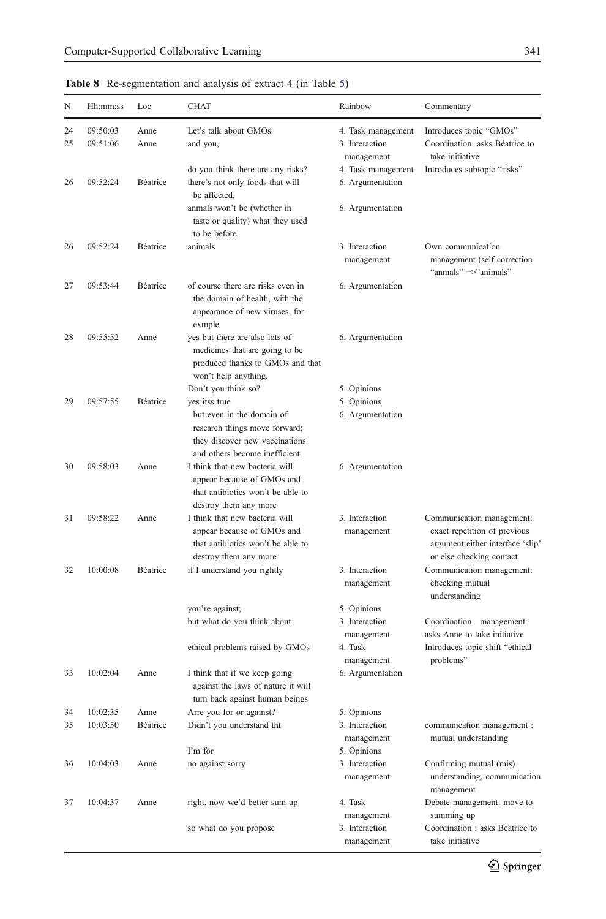**Table 8** Re-segmentation and analysis of extract 4 (in Table 5)

| N | Hh:mm:ss | Loc | CHAT | Rainbow | Commentary |
|---|---|---|---|---|---|
| 24 | 09:50:03 | Anne | Let's talk about GMOs | 4. Task management | Introduces topic "GMOs" |
| 25 | 09:51:06 | Anne | and you, | 3. Interaction management | Coordination: asks Béatrice to take initiative |
| | | | do you think there are any risks? | 4. Task management | Introduces subtopic "risks" |
| 26 | 09:52:24 | Béatrice | there's not only foods that will be affected, | 6. Argumentation | |
| | | | anmals won't be (whether in taste or quality) what they used to be before | 6. Argumentation | |
| 26 | 09:52:24 | Béatrice | animals | 3. Interaction management | Own communication management (self correction "anmals" =>"animals" |
| 27 | 09:53:44 | Béatrice | of course there are risks even in the domain of health, with the appearance of new viruses, for exmple | 6. Argumentation | |
| 28 | 09:55:52 | Anne | yes but there are also lots of medicines that are going to be produced thanks to GMOs and that won't help anything. | 6. Argumentation | |
| | | | Don't you think so? | 5. Opinions | |
| 29 | 09:57:55 | Béatrice | yes itss true | 5. Opinions | |
| | | | but even in the domain of research things move forward; they discover new vaccinations and others become inefficient | 6. Argumentation | |
| 30 | 09:58:03 | Anne | I think that new bacteria will appear because of GMOs and that antibiotics won't be able to destroy them any more | 6. Argumentation | |
| 31 | 09:58:22 | Anne | I think that new bacteria will appear because of GMOs and that antibiotics won't be able to destroy them any more | 3. Interaction management | Communication management: exact repetition of previous argument either interface 'slip' or else checking contact |
| 32 | 10:00:08 | Béatrice | if I understand you rightly | 3. Interaction management | Communication management: checking mutual understanding |
| | | | you're against; | 5. Opinions | |
| | | | but what do you think about | 3. Interaction management | Coordination management: asks Anne to take initiative |
| | | | ethical problems raised by GMOs | 4. Task management | Introduces topic shift "ethical problems" |
| 33 | 10:02:04 | Anne | I think that if we keep going against the laws of nature it will turn back against human beings | 6. Argumentation | |
| 34 | 10:02:35 | Anne | Arre you for or against? | 5. Opinions | |
| 35 | 10:03:50 | Béatrice | Didn't you understand tht | 3. Interaction management | communication management : mutual understanding |
| | | | I'm for | 5. Opinions | |
| 36 | 10:04:03 | Anne | no against sorry | 3. Interaction management | Confirming mutual (mis) understanding, communication management |
| 37 | 10:04:37 | Anne | right, now we'd better sum up | 4. Task management | Debate management: move to summing up |
| | | | so what do you propose | 3. Interaction management | Coordination : asks Béatrice to take initiative |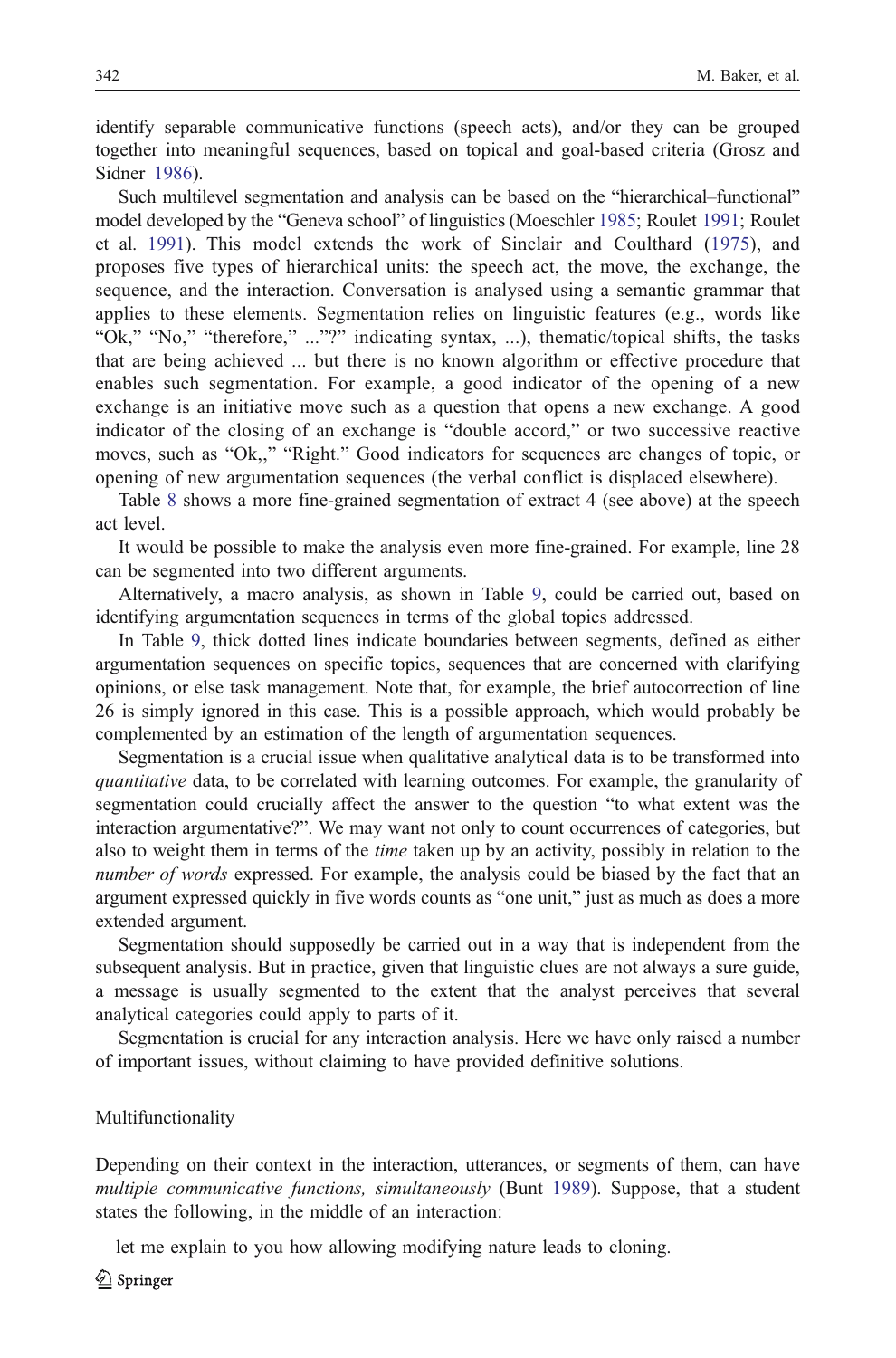identify separable communicative functions (speech acts), and/or they can be grouped together into meaningful sequences, based on topical and goal-based criteria (Grosz and Sidner 1986).

Such multilevel segmentation and analysis can be based on the "hierarchical–functional" model developed by the "Geneva school" of linguistics (Moeschler 1985; Roulet 1991; Roulet et al. 1991). This model extends the work of Sinclair and Coulthard (1975), and proposes five types of hierarchical units: the speech act, the move, the exchange, the sequence, and the interaction. Conversation is analysed using a semantic grammar that applies to these elements. Segmentation relies on linguistic features (e.g., words like "Ok," "No," "therefore," ..."?" indicating syntax, ...), thematic/topical shifts, the tasks that are being achieved ... but there is no known algorithm or effective procedure that enables such segmentation. For example, a good indicator of the opening of a new exchange is an initiative move such as a question that opens a new exchange. A good indicator of the closing of an exchange is "double accord," or two successive reactive moves, such as "Ok,," "Right." Good indicators for sequences are changes of topic, or opening of new argumentation sequences (the verbal conflict is displaced elsewhere).

Table 8 shows a more fine-grained segmentation of extract 4 (see above) at the speech act level.

It would be possible to make the analysis even more fine-grained. For example, line 28 can be segmented into two different arguments.

Alternatively, a macro analysis, as shown in Table 9, could be carried out, based on identifying argumentation sequences in terms of the global topics addressed.

In Table 9, thick dotted lines indicate boundaries between segments, defined as either argumentation sequences on specific topics, sequences that are concerned with clarifying opinions, or else task management. Note that, for example, the brief autocorrection of line 26 is simply ignored in this case. This is a possible approach, which would probably be complemented by an estimation of the length of argumentation sequences.

Segmentation is a crucial issue when qualitative analytical data is to be transformed into *quantitative* data, to be correlated with learning outcomes. For example, the granularity of segmentation could crucially affect the answer to the question "to what extent was the interaction argumentative?". We may want not only to count occurrences of categories, but also to weight them in terms of the *time* taken up by an activity, possibly in relation to the *number of words* expressed. For example, the analysis could be biased by the fact that an argument expressed quickly in five words counts as "one unit," just as much as does a more extended argument.

Segmentation should supposedly be carried out in a way that is independent from the subsequent analysis. But in practice, given that linguistic clues are not always a sure guide, a message is usually segmented to the extent that the analyst perceives that several analytical categories could apply to parts of it.

Segmentation is crucial for any interaction analysis. Here we have only raised a number of important issues, without claiming to have provided definitive solutions.

## Multifunctionality

Depending on their context in the interaction, utterances, or segments of them, can have *multiple communicative functions, simultaneously* (Bunt 1989). Suppose, that a student states the following, in the middle of an interaction:

let me explain to you how allowing modifying nature leads to cloning.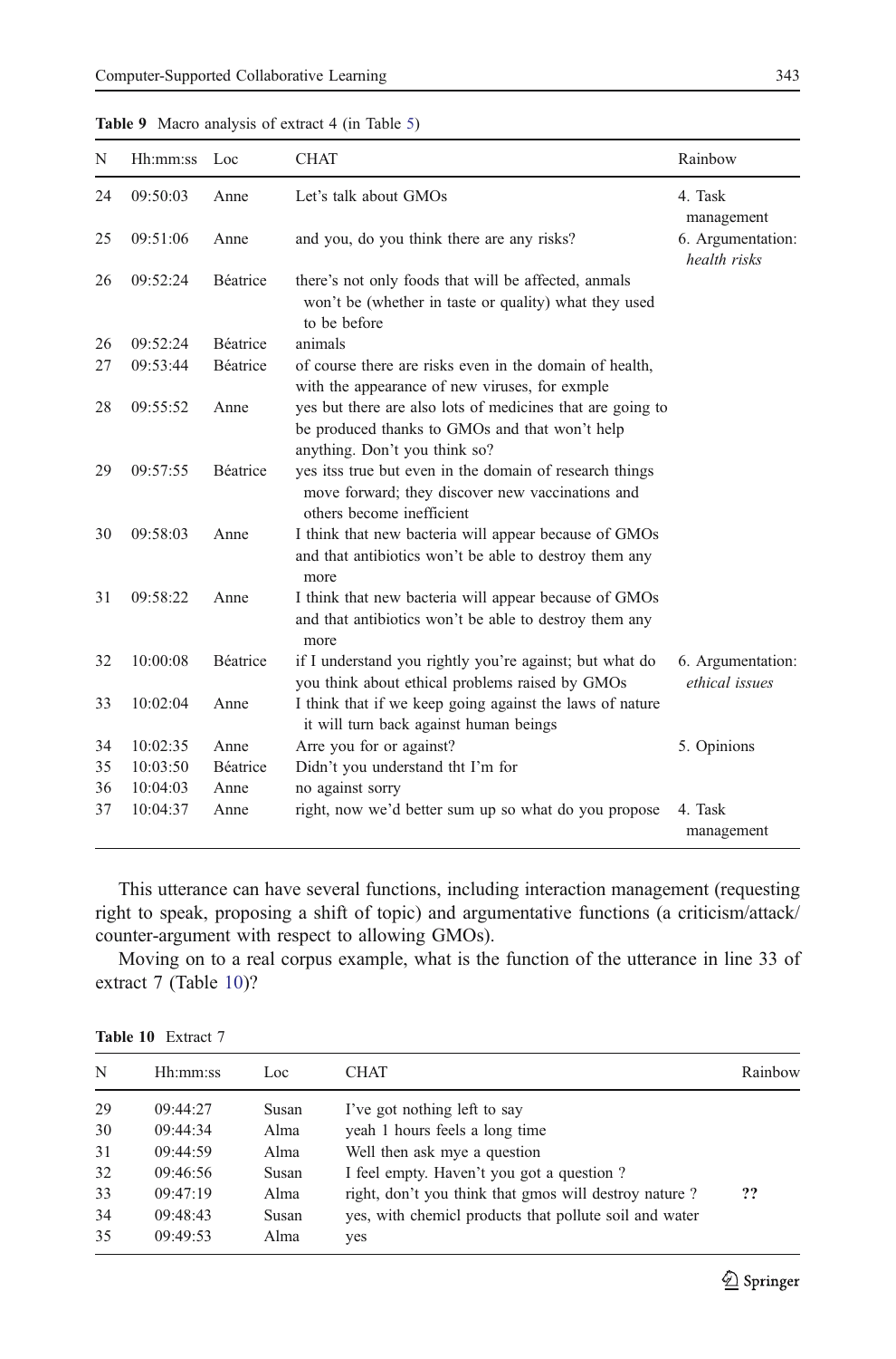**Table 9** Macro analysis of extract 4 (in Table 5)

| N | Hh:mm:ss | Loc | CHAT | Rainbow |
|---|---|---|---|---|
| 24 | 09:50:03 | Anne | Let's talk about GMOs | 4. Task management |
| 25 | 09:51:06 | Anne | and you, do you think there are any risks? | 6. Argumentation: *health risks* |
| 26 | 09:52:24 | Béatrice | there's not only foods that will be affected, anmals won't be (whether in taste or quality) what they used to be before | |
| 26 | 09:52:24 | Béatrice | animals | |
| 27 | 09:53:44 | Béatrice | of course there are risks even in the domain of health, with the appearance of new viruses, for exmple | |
| 28 | 09:55:52 | Anne | yes but there are also lots of medicines that are going to be produced thanks to GMOs and that won't help anything. Don't you think so? | |
| 29 | 09:57:55 | Béatrice | yes itss true but even in the domain of research things move forward; they discover new vaccinations and others become inefficient | |
| 30 | 09:58:03 | Anne | I think that new bacteria will appear because of GMOs and that antibiotics won't be able to destroy them any more | |
| 31 | 09:58:22 | Anne | I think that new bacteria will appear because of GMOs and that antibiotics won't be able to destroy them any more | |
| 32 | 10:00:08 | Béatrice | if I understand you rightly you're against; but what do you think about ethical problems raised by GMOs | 6. Argumentation: *ethical issues* |
| 33 | 10:02:04 | Anne | I think that if we keep going against the laws of nature it will turn back against human beings | |
| 34 | 10:02:35 | Anne | Arre you for or against? | 5. Opinions |
| 35 | 10:03:50 | Béatrice | Didn't you understand tht I'm for | |
| 36 | 10:04:03 | Anne | no against sorry | |
| 37 | 10:04:37 | Anne | right, now we'd better sum up so what do you propose | 4. Task management |

This utterance can have several functions, including interaction management (requesting right to speak, proposing a shift of topic) and argumentative functions (a criticism/attack/counter-argument with respect to allowing GMOs).

Moving on to a real corpus example, what is the function of the utterance in line 33 of extract 7 (Table 10)?

**Table 10** Extract 7

| N | Hh:mm:ss | Loc | CHAT | Rainbow |
|---|---|---|---|---|
| 29 | 09:44:27 | Susan | I've got nothing left to say | |
| 30 | 09:44:34 | Alma | yeah 1 hours feels a long time | |
| 31 | 09:44:59 | Alma | Well then ask mye a question | |
| 32 | 09:46:56 | Susan | I feel empty. Haven't you got a question ? | |
| 33 | 09:47:19 | Alma | right, don't you think that gmos will destroy nature ? | **??** |
| 34 | 09:48:43 | Susan | yes, with chemicl products that pollute soil and water | |
| 35 | 09:49:53 | Alma | yes | |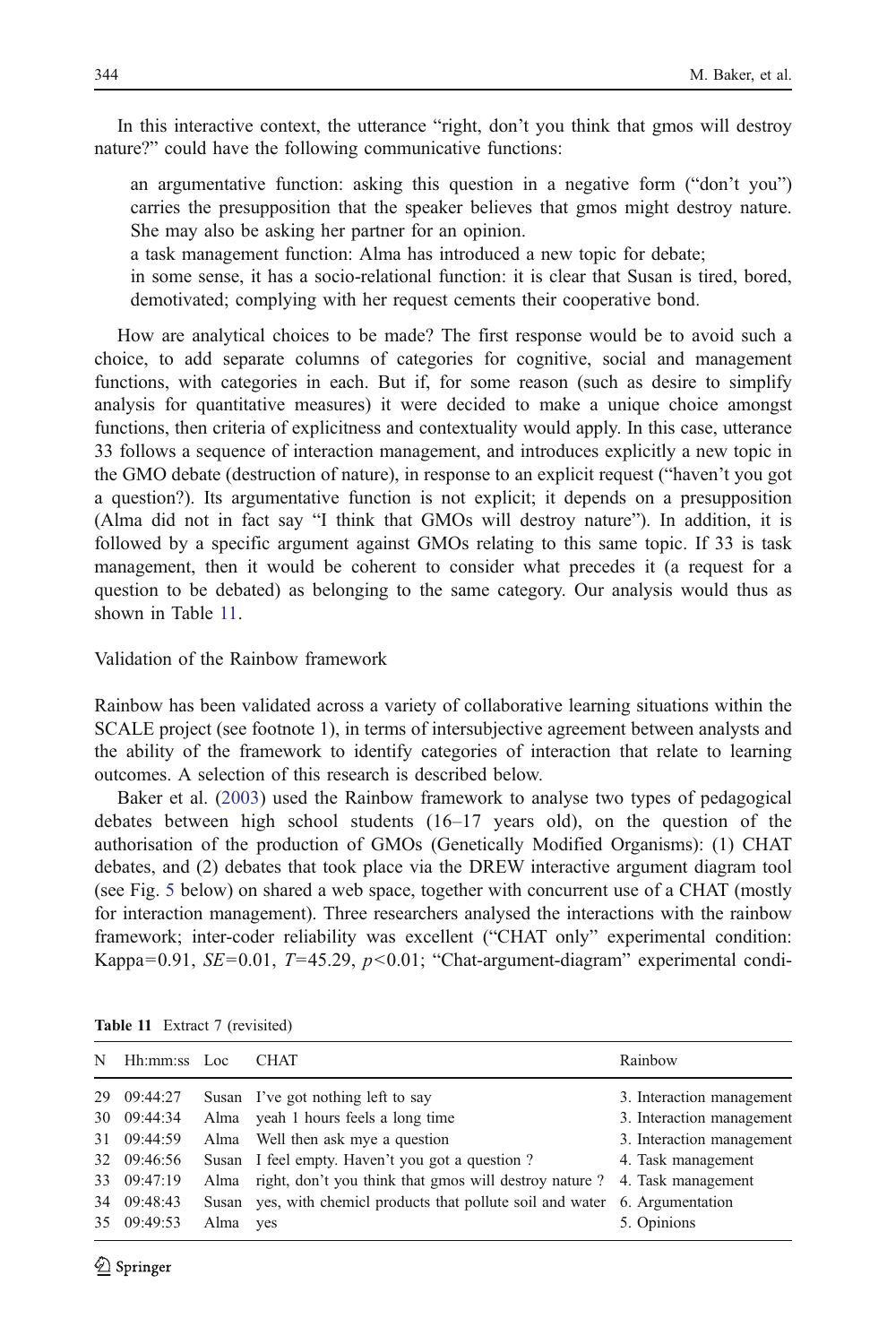In this interactive context, the utterance "right, don't you think that gmos will destroy nature?" could have the following communicative functions:

an argumentative function: asking this question in a negative form ("don't you") carries the presupposition that the speaker believes that gmos might destroy nature. She may also be asking her partner for an opinion.

a task management function: Alma has introduced a new topic for debate;

in some sense, it has a socio-relational function: it is clear that Susan is tired, bored, demotivated; complying with her request cements their cooperative bond.

How are analytical choices to be made? The first response would be to avoid such a choice, to add separate columns of categories for cognitive, social and management functions, with categories in each. But if, for some reason (such as desire to simplify analysis for quantitative measures) it were decided to make a unique choice amongst functions, then criteria of explicitness and contextuality would apply. In this case, utterance 33 follows a sequence of interaction management, and introduces explicitly a new topic in the GMO debate (destruction of nature), in response to an explicit request ("haven't you got a question?). Its argumentative function is not explicit; it depends on a presupposition (Alma did not in fact say "I think that GMOs will destroy nature"). In addition, it is followed by a specific argument against GMOs relating to this same topic. If 33 is task management, then it would be coherent to consider what precedes it (a request for a question to be debated) as belonging to the same category. Our analysis would thus as shown in Table 11.

## Validation of the Rainbow framework

Rainbow has been validated across a variety of collaborative learning situations within the SCALE project (see footnote 1), in terms of intersubjective agreement between analysts and the ability of the framework to identify categories of interaction that relate to learning outcomes. A selection of this research is described below.

Baker et al. (2003) used the Rainbow framework to analyse two types of pedagogical debates between high school students (16–17 years old), on the question of the authorisation of the production of GMOs (Genetically Modified Organisms): (1) CHAT debates, and (2) debates that took place via the DREW interactive argument diagram tool (see Fig. 5 below) on shared a web space, together with concurrent use of a CHAT (mostly for interaction management). Three researchers analysed the interactions with the rainbow framework; inter-coder reliability was excellent ("CHAT only" experimental condition: Kappa=0.91, $SE$=0.01, $T$=45.29, $p$<0.01; "Chat-argument-diagram" experimental condi-

**Table 11** Extract 7 (revisited)

| N | Hh:mm:ss | Loc | CHAT | Rainbow |
|---|---|---|---|---|
| 29 | 09:44:27 | Susan | I've got nothing left to say | 3. Interaction management |
| 30 | 09:44:34 | Alma | yeah 1 hours feels a long time | 3. Interaction management |
| 31 | 09:44:59 | Alma | Well then ask mye a question | 3. Interaction management |
| 32 | 09:46:56 | Susan | I feel empty. Haven't you got a question ? | 4. Task management |
| 33 | 09:47:19 | Alma | right, don't you think that gmos will destroy nature ? | 4. Task management |
| 34 | 09:48:43 | Susan | yes, with chemicl products that pollute soil and water | 6. Argumentation |
| 35 | 09:49:53 | Alma | yes | 5. Opinions |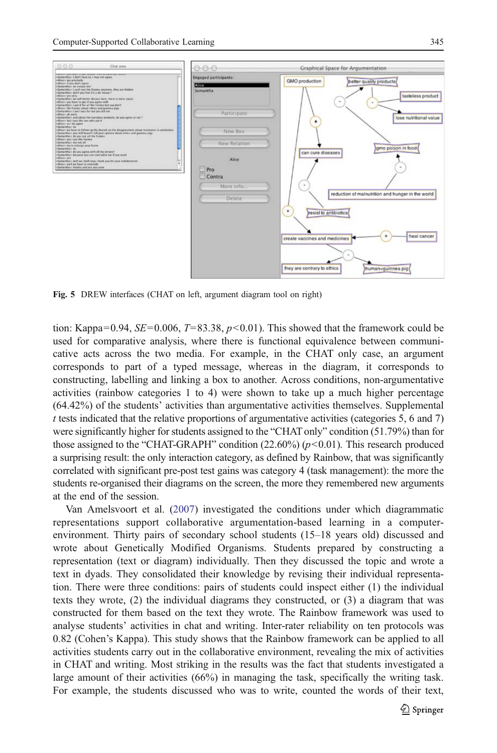Fig. 5 DREW interfaces (CHAT on left, argument diagram tool on right)

tion: Kappa=0.94, $SE$=0.006, $T$=83.38, $p$<0.01). This showed that the framework could be used for comparative analysis, where there is functional equivalence between communicative acts across the two media. For example, in the CHAT only case, an argument corresponds to part of a typed message, whereas in the diagram, it corresponds to constructing, labelling and linking a box to another. Across conditions, non-argumentative activities (rainbow categories 1 to 4) were shown to take up a much higher percentage (64.42%) of the students' activities than argumentative activities themselves. Supplemental *t* tests indicated that the relative proportions of argumentative activities (categories 5, 6 and 7) were significantly higher for students assigned to the "CHAT only" condition (51.79%) than for those assigned to the "CHAT-GRAPH" condition (22.60%) ($p$<0.01). This research produced a surprising result: the only interaction category, as defined by Rainbow, that was significantly correlated with significant pre-post test gains was category 4 (task management): the more the students re-organised their diagrams on the screen, the more they remembered new arguments at the end of the session.

Van Amelsvoort et al. (2007) investigated the conditions under which diagrammatic representations support collaborative argumentation-based learning in a computer-environment. Thirty pairs of secondary school students (15–18 years old) discussed and wrote about Genetically Modified Organisms. Students prepared by constructing a representation (text or diagram) individually. Then they discussed the topic and wrote a text in dyads. They consolidated their knowledge by revising their individual representation. There were three conditions: pairs of students could inspect either (1) the individual texts they wrote, (2) the individual diagrams they constructed, or (3) a diagram that was constructed for them based on the text they wrote. The Rainbow framework was used to analyse students' activities in chat and writing. Inter-rater reliability on ten protocols was 0.82 (Cohen's Kappa). This study shows that the Rainbow framework can be applied to all activities students carry out in the collaborative environment, revealing the mix of activities in CHAT and writing. Most striking in the results was the fact that students investigated a large amount of their activities (66%) in managing the task, specifically the writing task. For example, the students discussed who was to write, counted the words of their text,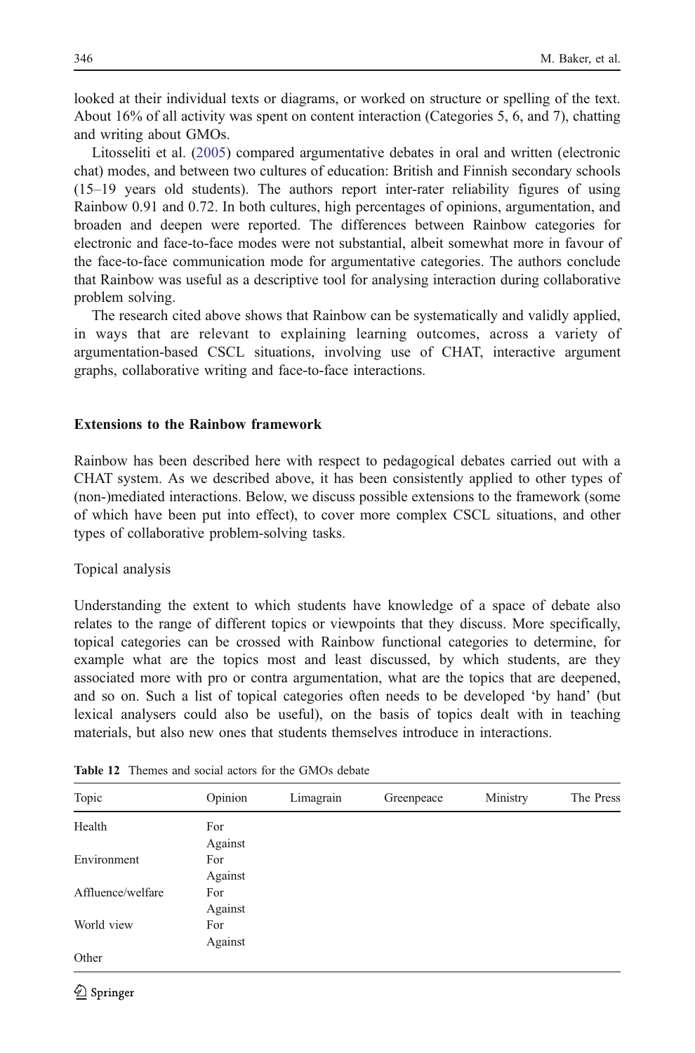looked at their individual texts or diagrams, or worked on structure or spelling of the text. About 16% of all activity was spent on content interaction (Categories 5, 6, and 7), chatting and writing about GMOs.

Litosseliti et al. (2005) compared argumentative debates in oral and written (electronic chat) modes, and between two cultures of education: British and Finnish secondary schools (15–19 years old students). The authors report inter-rater reliability figures of using Rainbow 0.91 and 0.72. In both cultures, high percentages of opinions, argumentation, and broaden and deepen were reported. The differences between Rainbow categories for electronic and face-to-face modes were not substantial, albeit somewhat more in favour of the face-to-face communication mode for argumentative categories. The authors conclude that Rainbow was useful as a descriptive tool for analysing interaction during collaborative problem solving.

The research cited above shows that Rainbow can be systematically and validly applied, in ways that are relevant to explaining learning outcomes, across a variety of argumentation-based CSCL situations, involving use of CHAT, interactive argument graphs, collaborative writing and face-to-face interactions.

## Extensions to the Rainbow framework

Rainbow has been described here with respect to pedagogical debates carried out with a CHAT system. As we described above, it has been consistently applied to other types of (non-)mediated interactions. Below, we discuss possible extensions to the framework (some of which have been put into effect), to cover more complex CSCL situations, and other types of collaborative problem-solving tasks.

### Topical analysis

Understanding the extent to which students have knowledge of a space of debate also relates to the range of different topics or viewpoints that they discuss. More specifically, topical categories can be crossed with Rainbow functional categories to determine, for example what are the topics most and least discussed, by which students, are they associated more with pro or contra argumentation, what are the topics that are deepened, and so on. Such a list of topical categories often needs to be developed 'by hand' (but lexical analysers could also be useful), on the basis of topics dealt with in teaching materials, but also new ones that students themselves introduce in interactions.

**Table 12** Themes and social actors for the GMOs debate

| Topic | Opinion | Limagrain | Greenpeace | Ministry | The Press |
|---|---|---|---|---|---|
| Health | For | | | | |
| | Against | | | | |
| Environment | For | | | | |
| | Against | | | | |
| Affluence/welfare | For | | | | |
| | Against | | | | |
| World view | For | | | | |
| | Against | | | | |
| Other | | | | | |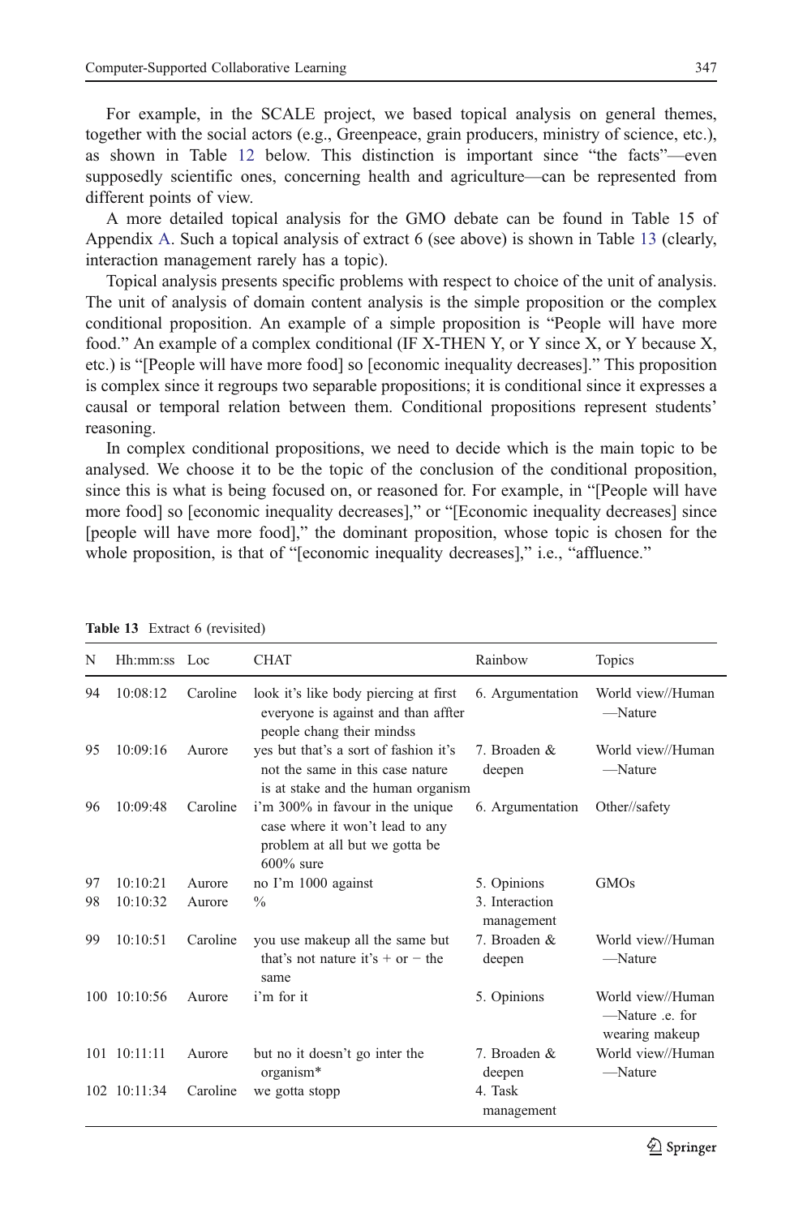For example, in the SCALE project, we based topical analysis on general themes, together with the social actors (e.g., Greenpeace, grain producers, ministry of science, etc.), as shown in Table 12 below. This distinction is important since "the facts"—even supposedly scientific ones, concerning health and agriculture—can be represented from different points of view.

A more detailed topical analysis for the GMO debate can be found in Table 15 of Appendix A. Such a topical analysis of extract 6 (see above) is shown in Table 13 (clearly, interaction management rarely has a topic).

Topical analysis presents specific problems with respect to choice of the unit of analysis. The unit of analysis of domain content analysis is the simple proposition or the complex conditional proposition. An example of a simple proposition is "People will have more food." An example of a complex conditional (IF X-THEN Y, or Y since X, or Y because X, etc.) is "[People will have more food] so [economic inequality decreases]." This proposition is complex since it regroups two separable propositions; it is conditional since it expresses a causal or temporal relation between them. Conditional propositions represent students' reasoning.

In complex conditional propositions, we need to decide which is the main topic to be analysed. We choose it to be the topic of the conclusion of the conditional proposition, since this is what is being focused on, or reasoned for. For example, in "[People will have more food] so [economic inequality decreases]," or "[Economic inequality decreases] since [people will have more food]," the dominant proposition, whose topic is chosen for the whole proposition, is that of "[economic inequality decreases]," i.e., "affluence."

**Table 13** Extract 6 (revisited)

| N | Hh:mm:ss | Loc | CHAT | Rainbow | Topics |
|---|---|---|---|---|---|
| 94 | 10:08:12 | Caroline | look it's like body piercing at first everyone is against and than affter people chang their mindss | 6. Argumentation | World view//Human—Nature |
| 95 | 10:09:16 | Aurore | yes but that's a sort of fashion it's not the same in this case nature is at stake and the human organism | 7. Broaden & deepen | World view//Human—Nature |
| 96 | 10:09:48 | Caroline | i'm 300% in favour in the unique case where it won't lead to any problem at all but we gotta be 600% sure | 6. Argumentation | Other//safety |
| 97 | 10:10:21 | Aurore | no I'm 1000 against | 5. Opinions | GMOs |
| 98 | 10:10:32 | Aurore | % | 3. Interaction management | |
| 99 | 10:10:51 | Caroline | you use makeup all the same but that's not nature it's + or − the same | 7. Broaden & deepen | World view//Human—Nature |
| 100 | 10:10:56 | Aurore | i'm for it | 5. Opinions | World view//Human—Nature .e. for wearing makeup |
| 101 | 10:11:11 | Aurore | but no it doesn't go inter the organism* | 7. Broaden & deepen | World view//Human—Nature |
| 102 | 10:11:34 | Caroline | we gotta stopp | 4. Task management | |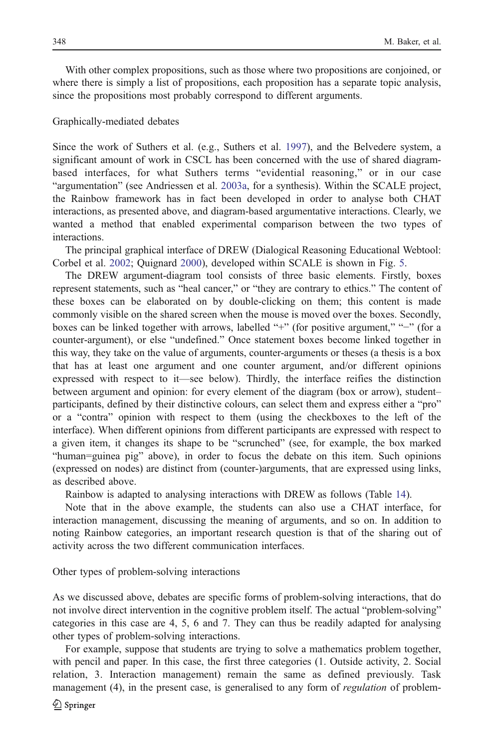With other complex propositions, such as those where two propositions are conjoined, or where there is simply a list of propositions, each proposition has a separate topic analysis, since the propositions most probably correspond to different arguments.

### Graphically-mediated debates

Since the work of Suthers et al. (e.g., Suthers et al. 1997), and the Belvedere system, a significant amount of work in CSCL has been concerned with the use of shared diagram-based interfaces, for what Suthers terms "evidential reasoning," or in our case "argumentation" (see Andriessen et al. 2003a, for a synthesis). Within the SCALE project, the Rainbow framework has in fact been developed in order to analyse both CHAT interactions, as presented above, and diagram-based argumentative interactions. Clearly, we wanted a method that enabled experimental comparison between the two types of interactions.

The principal graphical interface of DREW (Dialogical Reasoning Educational Webtool: Corbel et al. 2002; Quignard 2000), developed within SCALE is shown in Fig. 5.

The DREW argument-diagram tool consists of three basic elements. Firstly, boxes represent statements, such as "heal cancer," or "they are contrary to ethics." The content of these boxes can be elaborated on by double-clicking on them; this content is made commonly visible on the shared screen when the mouse is moved over the boxes. Secondly, boxes can be linked together with arrows, labelled "+" (for positive argument," "−" (for a counter-argument), or else "undefined." Once statement boxes become linked together in this way, they take on the value of arguments, counter-arguments or theses (a thesis is a box that has at least one argument and one counter argument, and/or different opinions expressed with respect to it—see below). Thirdly, the interface reifies the distinction between argument and opinion: for every element of the diagram (box or arrow), student–participants, defined by their distinctive colours, can select them and express either a "pro" or a "contra" opinion with respect to them (using the checkboxes to the left of the interface). When different opinions from different participants are expressed with respect to a given item, it changes its shape to be "scrunched" (see, for example, the box marked "human=guinea pig" above), in order to focus the debate on this item. Such opinions (expressed on nodes) are distinct from (counter-)arguments, that are expressed using links, as described above.

Rainbow is adapted to analysing interactions with DREW as follows (Table 14).

Note that in the above example, the students can also use a CHAT interface, for interaction management, discussing the meaning of arguments, and so on. In addition to noting Rainbow categories, an important research question is that of the sharing out of activity across the two different communication interfaces.

### Other types of problem-solving interactions

As we discussed above, debates are specific forms of problem-solving interactions, that do not involve direct intervention in the cognitive problem itself. The actual "problem-solving" categories in this case are 4, 5, 6 and 7. They can thus be readily adapted for analysing other types of problem-solving interactions.

For example, suppose that students are trying to solve a mathematics problem together, with pencil and paper. In this case, the first three categories (1. Outside activity, 2. Social relation, 3. Interaction management) remain the same as defined previously. Task management (4), in the present case, is generalised to any form of *regulation* of problem-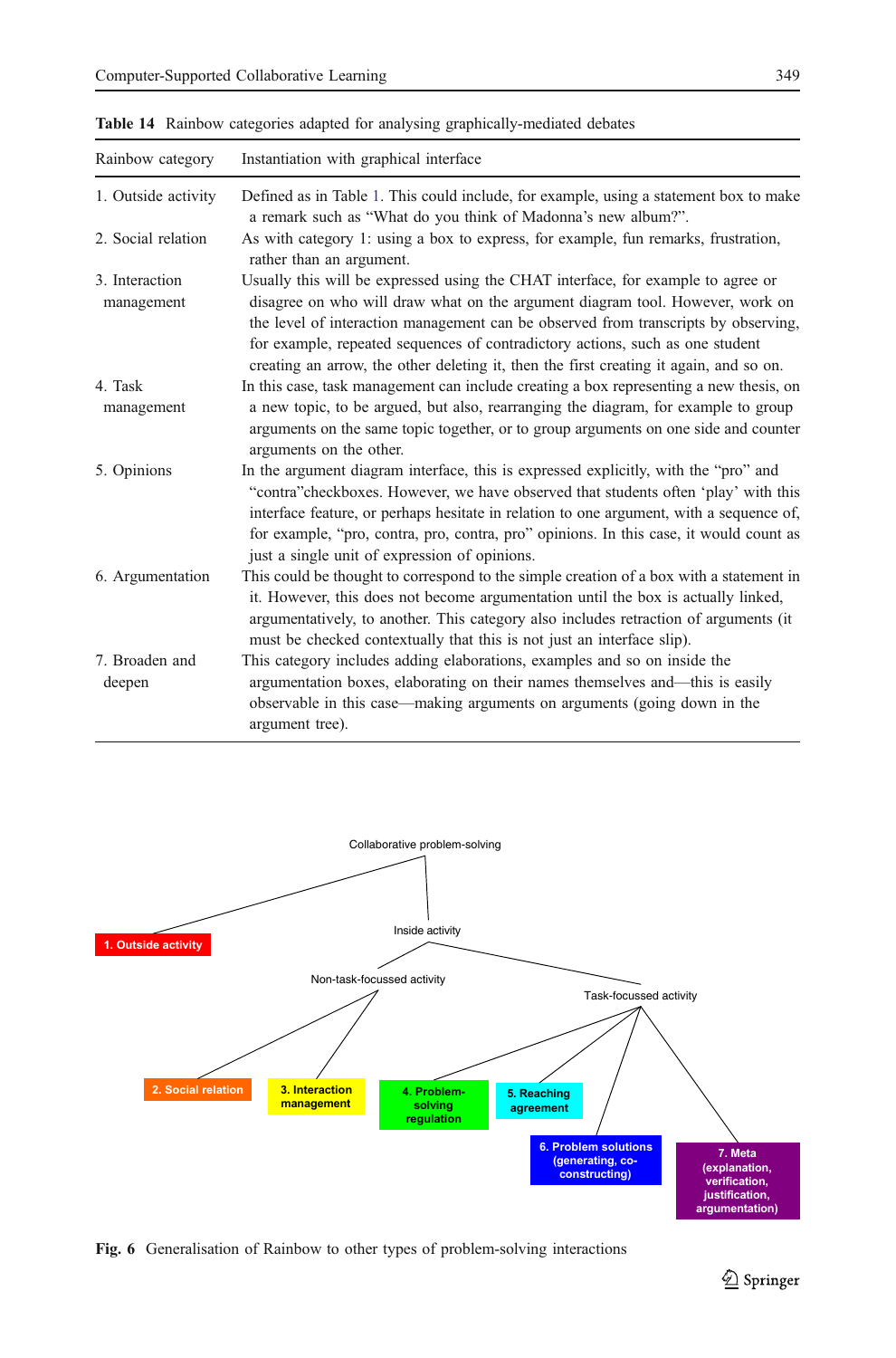**Table 14** Rainbow categories adapted for analysing graphically-mediated debates

| Rainbow category | Instantiation with graphical interface |
|---|---|
| 1. Outside activity | Defined as in Table 1. This could include, for example, using a statement box to make a remark such as "What do you think of Madonna's new album?". |
| 2. Social relation | As with category 1: using a box to express, for example, fun remarks, frustration, rather than an argument. |
| 3. Interaction management | Usually this will be expressed using the CHAT interface, for example to agree or disagree on who will draw what on the argument diagram tool. However, work on the level of interaction management can be observed from transcripts by observing, for example, repeated sequences of contradictory actions, such as one student creating an arrow, the other deleting it, then the first creating it again, and so on. |
| 4. Task management | In this case, task management can include creating a box representing a new thesis, on a new topic, to be argued, but also, rearranging the diagram, for example to group arguments on the same topic together, or to group arguments on one side and counter arguments on the other. |
| 5. Opinions | In the argument diagram interface, this is expressed explicitly, with the "pro" and "contra"checkboxes. However, we have observed that students often 'play' with this interface feature, or perhaps hesitate in relation to one argument, with a sequence of, for example, "pro, contra, pro, contra, pro" opinions. In this case, it would count as just a single unit of expression of opinions. |
| 6. Argumentation | This could be thought to correspond to the simple creation of a box with a statement in it. However, this does not become argumentation until the box is actually linked, argumentatively, to another. This category also includes retraction of arguments (it must be checked contextually that this is not just an interface slip). |
| 7. Broaden and deepen | This category includes adding elaborations, examples and so on inside the argumentation boxes, elaborating on their names themselves and—this is easily observable in this case—making arguments on arguments (going down in the argument tree). |

Collaborative problem-solving
- 1. Outside activity
- Inside activity
  - Non-task-focussed activity
    - 2. Social relation
    - 3. Interaction management
  - Task-focussed activity
    - 4. Problem-solving regulation
    - 5. Reaching agreement
    - 6. Problem solutions (generating, co-constructing)
    - 7. Meta (explanation, verification, justification, argumentation)

**Fig. 6** Generalisation of Rainbow to other types of problem-solving interactions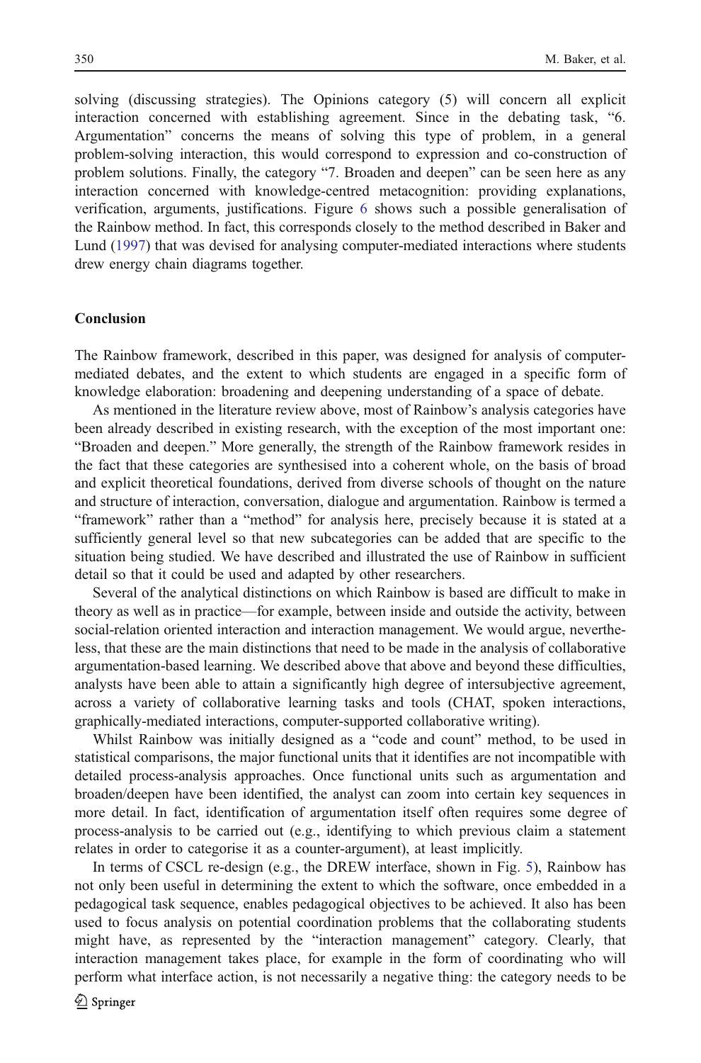solving (discussing strategies). The Opinions category (5) will concern all explicit interaction concerned with establishing agreement. Since in the debating task, "6. Argumentation" concerns the means of solving this type of problem, in a general problem-solving interaction, this would correspond to expression and co-construction of problem solutions. Finally, the category "7. Broaden and deepen" can be seen here as any interaction concerned with knowledge-centred metacognition: providing explanations, verification, arguments, justifications. Figure 6 shows such a possible generalisation of the Rainbow method. In fact, this corresponds closely to the method described in Baker and Lund (1997) that was devised for analysing computer-mediated interactions where students drew energy chain diagrams together.

## Conclusion

The Rainbow framework, described in this paper, was designed for analysis of computer-mediated debates, and the extent to which students are engaged in a specific form of knowledge elaboration: broadening and deepening understanding of a space of debate.

As mentioned in the literature review above, most of Rainbow's analysis categories have been already described in existing research, with the exception of the most important one: "Broaden and deepen." More generally, the strength of the Rainbow framework resides in the fact that these categories are synthesised into a coherent whole, on the basis of broad and explicit theoretical foundations, derived from diverse schools of thought on the nature and structure of interaction, conversation, dialogue and argumentation. Rainbow is termed a "framework" rather than a "method" for analysis here, precisely because it is stated at a sufficiently general level so that new subcategories can be added that are specific to the situation being studied. We have described and illustrated the use of Rainbow in sufficient detail so that it could be used and adapted by other researchers.

Several of the analytical distinctions on which Rainbow is based are difficult to make in theory as well as in practice—for example, between inside and outside the activity, between social-relation oriented interaction and interaction management. We would argue, nevertheless, that these are the main distinctions that need to be made in the analysis of collaborative argumentation-based learning. We described above that above and beyond these difficulties, analysts have been able to attain a significantly high degree of intersubjective agreement, across a variety of collaborative learning tasks and tools (CHAT, spoken interactions, graphically-mediated interactions, computer-supported collaborative writing).

Whilst Rainbow was initially designed as a "code and count" method, to be used in statistical comparisons, the major functional units that it identifies are not incompatible with detailed process-analysis approaches. Once functional units such as argumentation and broaden/deepen have been identified, the analyst can zoom into certain key sequences in more detail. In fact, identification of argumentation itself often requires some degree of process-analysis to be carried out (e.g., identifying to which previous claim a statement relates in order to categorise it as a counter-argument), at least implicitly.

In terms of CSCL re-design (e.g., the DREW interface, shown in Fig. 5), Rainbow has not only been useful in determining the extent to which the software, once embedded in a pedagogical task sequence, enables pedagogical objectives to be achieved. It also has been used to focus analysis on potential coordination problems that the collaborating students might have, as represented by the "interaction management" category. Clearly, that interaction management takes place, for example in the form of coordinating who will perform what interface action, is not necessarily a negative thing: the category needs to be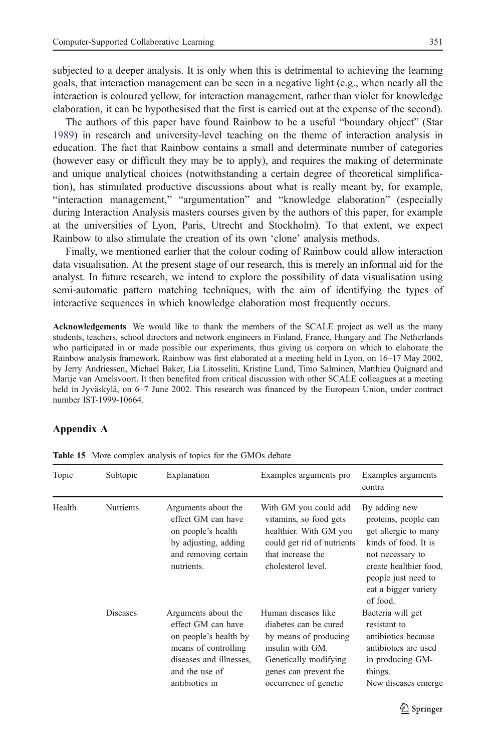subjected to a deeper analysis. It is only when this is detrimental to achieving the learning goals, that interaction management can be seen in a negative light (e.g., when nearly all the interaction is coloured yellow, for interaction management, rather than violet for knowledge elaboration, it can be hypothesised that the first is carried out at the expense of the second).

The authors of this paper have found Rainbow to be a useful "boundary object" (Star 1989) in research and university-level teaching on the theme of interaction analysis in education. The fact that Rainbow contains a small and determinate number of categories (however easy or difficult they may be to apply), and requires the making of determinate and unique analytical choices (notwithstanding a certain degree of theoretical simplification), has stimulated productive discussions about what is really meant by, for example, "interaction management," "argumentation" and "knowledge elaboration" (especially during Interaction Analysis masters courses given by the authors of this paper, for example at the universities of Lyon, Paris, Utrecht and Stockholm). To that extent, we expect Rainbow to also stimulate the creation of its own 'clone' analysis methods.

Finally, we mentioned earlier that the colour coding of Rainbow could allow interaction data visualisation. At the present stage of our research, this is merely an informal aid for the analyst. In future research, we intend to explore the possibility of data visualisation using semi-automatic pattern matching techniques, with the aim of identifying the types of interactive sequences in which knowledge elaboration most frequently occurs.

**Acknowledgements** We would like to thank the members of the SCALE project as well as the many students, teachers, school directors and network engineers in Finland, France, Hungary and The Netherlands who participated in or made possible our experiments, thus giving us corpora on which to elaborate the Rainbow analysis framework. Rainbow was first elaborated at a meeting held in Lyon, on 16–17 May 2002, by Jerry Andriessen, Michael Baker, Lia Litosseliti, Kristine Lund, Timo Salminen, Matthieu Quignard and Marije van Amelsvoort. It then benefited from critical discussion with other SCALE colleagues at a meeting held in Jyväskylä, on 6–7 June 2002. This research was financed by the European Union, under contract number IST-1999-10664.

## Appendix A

**Table 15** More complex analysis of topics for the GMOs debate

| Topic | Subtopic | Explanation | Examples arguments pro | Examples arguments contra |
|---|---|---|---|---|
| Health | Nutrients | Arguments about the effect GM can have on people's health by adjusting, adding and removing certain nutrients. | With GM you could add vitamins, so food gets healthier. With GM you could get rid of nutrients that increase the cholesterol level. | By adding new proteins, people can get allergic to many kinds of food. It is not necessary to create healthier food, people just need to eat a bigger variety of food. |
| | Diseases | Arguments about the effect GM can have on people's health by means of controlling diseases and illnesses, and the use of antibiotics in | Human diseases like diabetes can be cured by means of producing insulin with GM. Genetically modifying genes can prevent the occurrence of genetic | Bacteria will get resistant to antibiotics because antibiotics are used in producing GM-things. New diseases emerge |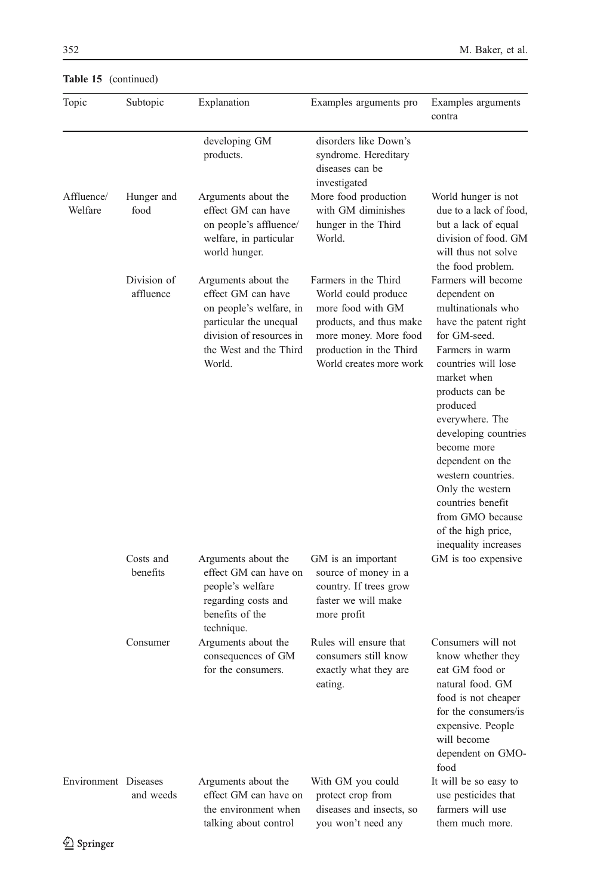**Table 15** (continued)

| Topic | Subtopic | Explanation | Examples arguments pro | Examples arguments contra |
|---|---|---|---|---|
| | | developing GM products. | disorders like Down's syndrome. Hereditary diseases can be investigated | |
| Affluence/ Welfare | Hunger and food | Arguments about the effect GM can have on people's affluence/ welfare, in particular world hunger. | More food production with GM diminishes hunger in the Third World. | World hunger is not due to a lack of food, but a lack of equal division of food. GM will thus not solve the food problem. |
| | Division of affluence | Arguments about the effect GM can have on people's welfare, in particular the unequal division of resources in the West and the Third World. | Farmers in the Third World could produce more food with GM products, and thus make more money. More food production in the Third World creates more work | Farmers will become dependent on multinationals who have the patent right for GM-seed. Farmers in warm countries will lose market when products can be produced everywhere. The developing countries become more dependent on the western countries. Only the western countries benefit from GMO because of the high price, inequality increases |
| | Costs and benefits | Arguments about the effect GM can have on people's welfare regarding costs and benefits of the technique. | GM is an important source of money in a country. If trees grow faster we will make more profit | GM is too expensive |
| | Consumer | Arguments about the consequences of GM for the consumers. | Rules will ensure that consumers still know exactly what they are eating. | Consumers will not know whether they eat GM food or natural food. GM food is not cheaper for the consumers/is expensive. People will become dependent on GMO-food |
| Environment | Diseases and weeds | Arguments about the effect GM can have on the environment when talking about control | With GM you could protect crop from diseases and insects, so you won't need any | It will be so easy to use pesticides that farmers will use them much more. |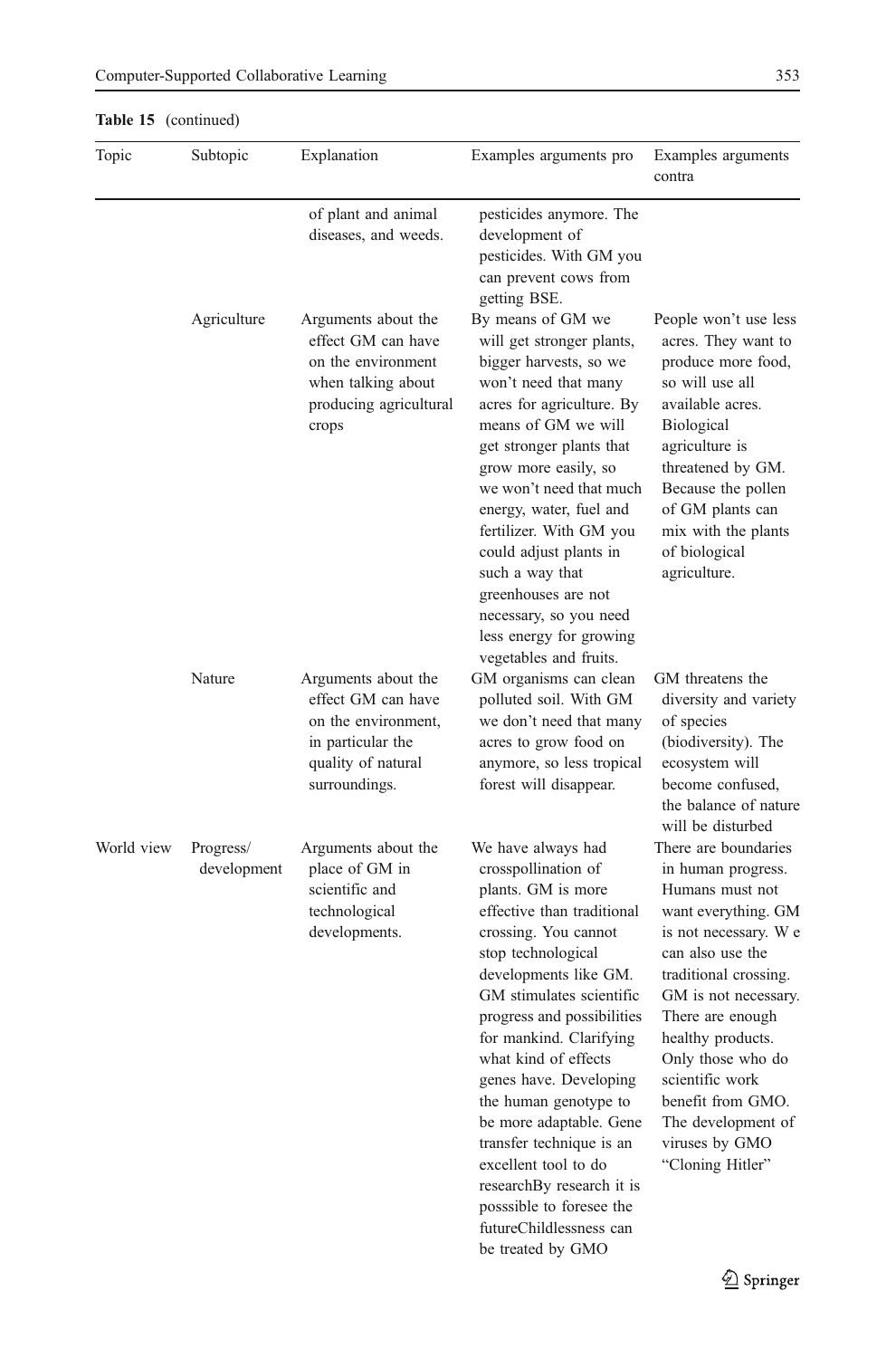**Table 15** (continued)

| Topic | Subtopic | Explanation | Examples arguments pro | Examples arguments contra |
|---|---|---|---|---|
| | | of plant and animal diseases, and weeds. | pesticides anymore. The development of pesticides. With GM you can prevent cows from getting BSE. | |
| | Agriculture | Arguments about the effect GM can have on the environment when talking about producing agricultural crops | By means of GM we will get stronger plants, bigger harvests, so we won't need that many acres for agriculture. By means of GM we will get stronger plants that grow more easily, so we won't need that much energy, water, fuel and fertilizer. With GM you could adjust plants in such a way that greenhouses are not necessary, so you need less energy for growing vegetables and fruits. | People won't use less acres. They want to produce more food, so will use all available acres. Biological agriculture is threatened by GM. Because the pollen of GM plants can mix with the plants of biological agriculture. |
| | Nature | Arguments about the effect GM can have on the environment, in particular the quality of natural surroundings. | GM organisms can clean polluted soil. With GM we don't need that many acres to grow food on anymore, so less tropical forest will disappear. | GM threatens the diversity and variety of species (biodiversity). The ecosystem will become confused, the balance of nature will be disturbed |
| World view | Progress/ development | Arguments about the place of GM in scientific and technological developments. | We have always had crosspollination of plants. GM is more effective than traditional crossing. You cannot stop technological developments like GM. GM stimulates scientific progress and possibilities for mankind. Clarifying what kind of effects genes have. Developing the human genotype to be more adaptable. Gene transfer technique is an excellent tool to do researchBy research it is posssible to foresee the futureChildlessness can be treated by GMO | There are boundaries in human progress. Humans must not want everything. GM is not necessary. W e can also use the traditional crossing. GM is not necessary. There are enough healthy products. Only those who do scientific work benefit from GMO. The development of viruses by GMO "Cloning Hitler" |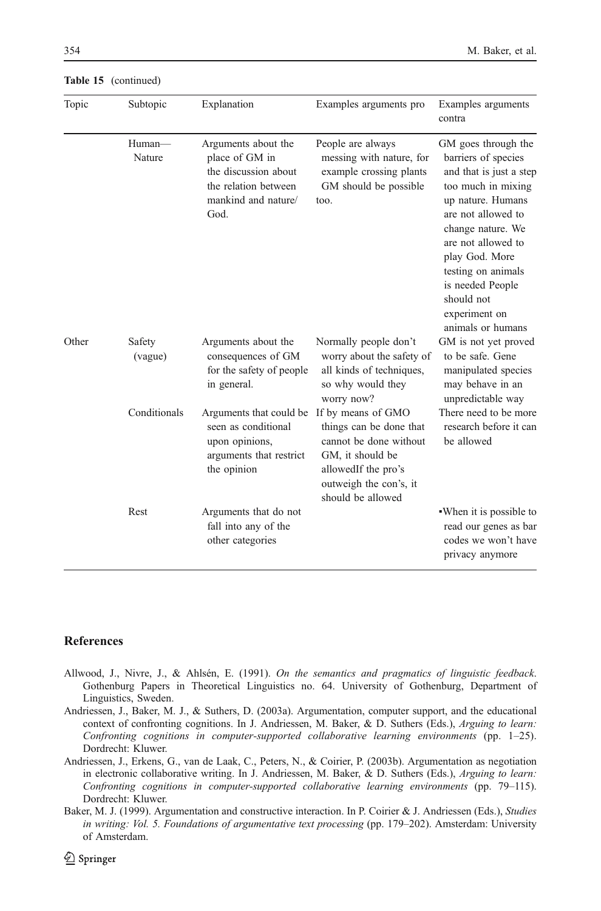**Table 15** (continued)

| Topic | Subtopic | Explanation | Examples arguments pro | Examples arguments contra |
|---|---|---|---|---|
| | Human—Nature | Arguments about the place of GM in the discussion about the relation between mankind and nature/ God. | People are always messing with nature, for example crossing plants GM should be possible too. | GM goes through the barriers of species and that is just a step too much in mixing up nature. Humans are not allowed to change nature. We are not allowed to play God. More testing on animals is needed People should not experiment on animals or humans |
| Other | Safety (vague) | Arguments about the consequences of GM for the safety of people in general. | Normally people don't worry about the safety of all kinds of techniques, so why would they worry now? | GM is not yet proved to be safe. Gene manipulated species may behave in an unpredictable way |
| | Conditionals | Arguments that could be seen as conditional upon opinions, arguments that restrict the opinion | If by means of GMO things can be done that cannot be done without GM, it should be allowedIf the pro's outweigh the con's, it should be allowed | There need to be more research before it can be allowed |
| | Rest | Arguments that do not fall into any of the other categories | | ▪When it is possible to read our genes as bar codes we won't have privacy anymore |

## References

Allwood, J., Nivre, J., & Ahlsén, E. (1991). *On the semantics and pragmatics of linguistic feedback*. Gothenburg Papers in Theoretical Linguistics no. 64. University of Gothenburg, Department of Linguistics, Sweden.

Andriessen, J., Baker, M. J., & Suthers, D. (2003a). Argumentation, computer support, and the educational context of confronting cognitions. In J. Andriessen, M. Baker, & D. Suthers (Eds.), *Arguing to learn: Confronting cognitions in computer-supported collaborative learning environments* (pp. 1–25). Dordrecht: Kluwer.

Andriessen, J., Erkens, G., van de Laak, C., Peters, N., & Coirier, P. (2003b). Argumentation as negotiation in electronic collaborative writing. In J. Andriessen, M. Baker, & D. Suthers (Eds.), *Arguing to learn: Confronting cognitions in computer-supported collaborative learning environments* (pp. 79–115). Dordrecht: Kluwer.

Baker, M. J. (1999). Argumentation and constructive interaction. In P. Coirier & J. Andriessen (Eds.), *Studies in writing: Vol. 5. Foundations of argumentative text processing* (pp. 179–202). Amsterdam: University of Amsterdam.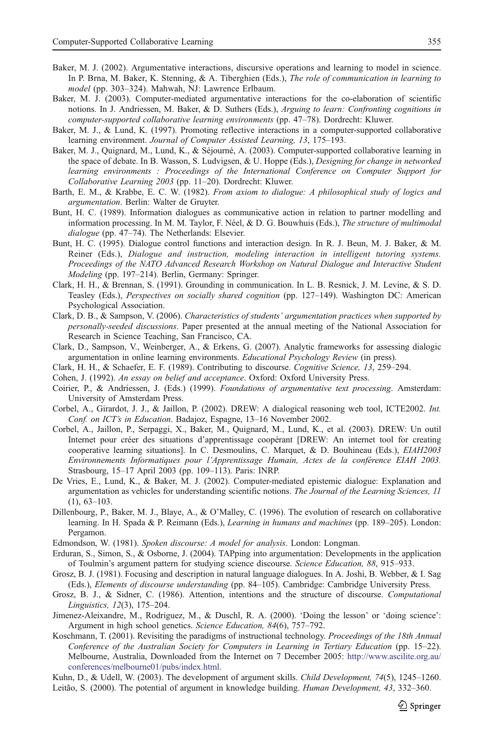Baker, M. J. (2002). Argumentative interactions, discursive operations and learning to model in science. In P. Brna, M. Baker, K. Stenning, & A. Tiberghien (Eds.), *The role of communication in learning to model* (pp. 303–324). Mahwah, NJ: Lawrence Erlbaum.

Baker, M. J. (2003). Computer-mediated argumentative interactions for the co-elaboration of scientific notions. In J. Andriessen, M. Baker, & D. Suthers (Eds.), *Arguing to learn: Confronting cognitions in computer-supported collaborative learning environments* (pp. 47–78). Dordrecht: Kluwer.

Baker, M. J., & Lund, K. (1997). Promoting reflective interactions in a computer-supported collaborative learning environment. *Journal of Computer Assisted Learning, 13*, 175–193.

Baker, M. J., Quignard, M., Lund, K., & Séjourné, A. (2003). Computer-supported collaborative learning in the space of debate. In B. Wasson, S. Ludvigsen, & U. Hoppe (Eds.), *Designing for change in networked learning environments : Proceedings of the International Conference on Computer Support for Collaborative Learning 2003* (pp. 11–20). Dordrecht: Kluwer.

Barth, E. M., & Krabbe, E. C. W. (1982). *From axiom to dialogue: A philosophical study of logics and argumentation*. Berlin: Walter de Gruyter.

Bunt, H. C. (1989). Information dialogues as communicative action in relation to partner modelling and information processing. In M. M. Taylor, F. Néel, & D. G. Bouwhuis (Eds.), *The structure of multimodal dialogue* (pp. 47–74). The Netherlands: Elsevier.

Bunt, H. C. (1995). Dialogue control functions and interaction design. In R. J. Beun, M. J. Baker, & M. Reiner (Eds.), *Dialogue and instruction, modeling interaction in intelligent tutoring systems. Proceedings of the NATO Advanced Research Workshop on Natural Dialogue and Interactive Student Modeling* (pp. 197–214). Berlin, Germany: Springer.

Clark, H. H., & Brennan, S. (1991). Grounding in communication. In L. B. Resnick, J. M. Levine, & S. D. Teasley (Eds.), *Perspectives on socially shared cognition* (pp. 127–149). Washington DC: American Psychological Association.

Clark, D. B., & Sampson, V. (2006). *Characteristics of students' argumentation practices when supported by personally-seeded discussions*. Paper presented at the annual meeting of the National Association for Research in Science Teaching, San Francisco, CA.

Clark, D., Sampson, V., Weinberger, A., & Erkens, G. (2007). Analytic frameworks for assessing dialogic argumentation in online learning environments. *Educational Psychology Review* (in press).

Clark, H. H., & Schaefer, E. F. (1989). Contributing to discourse. *Cognitive Science, 13*, 259–294.

Cohen, J. (1992). *An essay on belief and acceptance*. Oxford: Oxford University Press.

Coirier, P., & Andriessen, J. (Eds.) (1999). *Foundations of argumentative text processing*. Amsterdam: University of Amsterdam Press.

Corbel, A., Girardot, J. J., & Jaillon, P. (2002). DREW: A dialogical reasoning web tool, ICTE2002. *Int. Conf. on ICT's in Education*. Badajoz, Espagne, 13–16 November 2002.

Corbel, A., Jaillon, P., Serpaggi, X., Baker, M., Quignard, M., Lund, K., et al. (2003). DREW: Un outil Internet pour créer des situations d'apprentissage coopérant [DREW: An internet tool for creating cooperative learning situations]. In C. Desmoulins, C. Marquet, & D. Bouhineau (Eds.), *EIAH2003 Environnements Informatiques pour l'Apprentissage Humain, Actes de la conférence EIAH 2003.* Strasbourg, 15–17 April 2003 (pp. 109–113). Paris: INRP.

De Vries, E., Lund, K., & Baker, M. J. (2002). Computer-mediated epistemic dialogue: Explanation and argumentation as vehicles for understanding scientific notions. *The Journal of the Learning Sciences, 11* (1), 63–103.

Dillenbourg, P., Baker, M. J., Blaye, A., & O'Malley, C. (1996). The evolution of research on collaborative learning. In H. Spada & P. Reimann (Eds.), *Learning in humans and machines* (pp. 189–205). London: Pergamon.

Edmondson, W. (1981). *Spoken discourse: A model for analysis*. London: Longman.

Erduran, S., Simon, S., & Osborne, J. (2004). TAPping into argumentation: Developments in the application of Toulmin's argument pattern for studying science discourse. *Science Education, 88*, 915–933.

Grosz, B. J. (1981). Focusing and description in natural language dialogues. In A. Joshi, B. Webber, & I. Sag (Eds.), *Elements of discourse understanding* (pp. 84–105). Cambridge: Cambridge University Press.

Grosz, B. J., & Sidner, C. (1986). Attention, intentions and the structure of discourse. *Computational Linguistics, 12*(3), 175–204.

Jimenez-Aleixandre, M., Rodriguez, M., & Duschl, R. A. (2000). 'Doing the lesson' or 'doing science': Argument in high school genetics. *Science Education, 84*(6), 757–792.

Koschmann, T. (2001). Revisiting the paradigms of instructional technology. *Proceedings of the 18th Annual Conference of the Australian Society for Computers in Learning in Tertiary Education* (pp. 15–22). Melbourne, Australia, Downloaded from the Internet on 7 December 2005: http://www.ascilite.org.au/conferences/melbourne01/pubs/index.html.

Kuhn, D., & Udell, W. (2003). The development of argument skills. *Child Development, 74*(5), 1245–1260.

Leitão, S. (2000). The potential of argument in knowledge building. *Human Development, 43*, 332–360.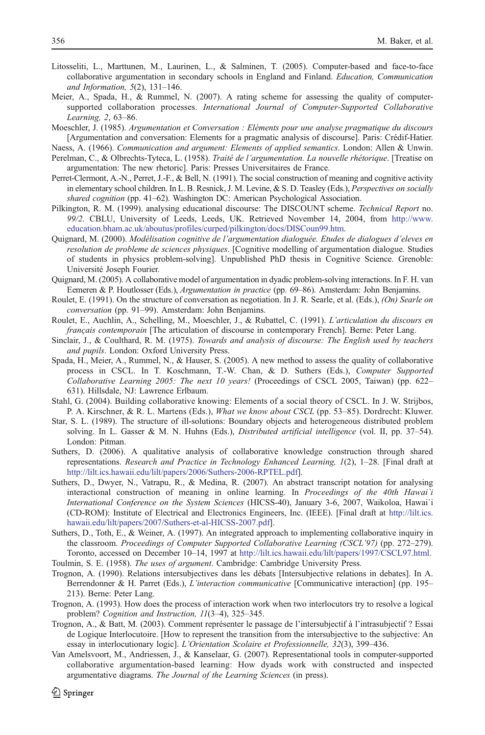Litosseliti, L., Marttunen, M., Laurinen, L., & Salminen, T. (2005). Computer-based and face-to-face collaborative argumentation in secondary schools in England and Finland. *Education, Communication and Information, 5*(2), 131–146.

Meier, A., Spada, H., & Rummel, N. (2007). A rating scheme for assessing the quality of computer-supported collaboration processes. *International Journal of Computer-Supported Collaborative Learning, 2*, 63–86.

Moeschler, J. (1985). *Argumentation et Conversation : Eléments pour une analyse pragmatique du discours* [Argumentation and conversation: Elements for a pragmatic analysis of discourse]. Paris: Crédif-Hatier.

Naess, A. (1966). *Communication and argument: Elements of applied semantics*. London: Allen & Unwin.

Perelman, C., & Olbrechts-Tyteca, L. (1958). *Traité de l'argumentation. La nouvelle rhétorique*. [Treatise on argumentation: The new rhetoric]. Paris: Presses Universitaires de France.

Perret-Clermont, A.-N., Perret, J.-F., & Bell, N. (1991). The social construction of meaning and cognitive activity in elementary school children. In L. B. Resnick, J. M. Levine, & S. D. Teasley (Eds.), *Perspectives on socially shared cognition* (pp. 41–62). Washington DC: American Psychological Association.

Pilkington, R. M. (1999). analysing educational discourse: The DISCOUNT scheme. *Technical Report* no. *99/2*. CBLU, University of Leeds, Leeds, UK. Retrieved November 14, 2004, from http://www.education.bham.ac.uk/aboutus/profiles/curped/pilkington/docs/DISCoun99.htm.

Quignard, M. (2000). *Modélisation cognitive de l'argumentation dialoguée. Etudes de dialogues d'eleves en resolution de probleme de sciences physiques*. [Cognitive modelling of argumentation dialogue. Studies of students in physics problem-solving]. Unpublished PhD thesis in Cognitive Science. Grenoble: Université Joseph Fourier.

Quignard, M. (2005). A collaborative model of argumentation in dyadic problem-solving interactions. In F. H. van Eemeren & P. Houtlosser (Eds.), *Argumentation in practice* (pp. 69–86). Amsterdam: John Benjamins.

Roulet, E. (1991). On the structure of conversation as negotiation. In J. R. Searle, et al. (Eds.), *(On) Searle on conversation* (pp. 91–99). Amsterdam: John Benjamins.

Roulet, E., Auchlin, A., Schelling, M., Moeschler, J., & Rubattel, C. (1991). *L'articulation du discours en français contemporain* [The articulation of discourse in contemporary French]. Berne: Peter Lang.

Sinclair, J., & Coulthard, R. M. (1975). *Towards and analysis of discourse: The English used by teachers and pupils*. London: Oxford University Press.

Spada, H., Meier, A., Rummel, N., & Hauser, S. (2005). A new method to assess the quality of collaborative process in CSCL. In T. Koschmann, T.-W. Chan, & D. Suthers (Eds.), *Computer Supported Collaborative Learning 2005: The next 10 years!* (Proceedings of CSCL 2005, Taiwan) (pp. 622–631). Hillsdale, NJ: Lawrence Erlbaum.

Stahl, G. (2004). Building collaborative knowing: Elements of a social theory of CSCL. In J. W. Strijbos, P. A. Kirschner, & R. L. Martens (Eds.), *What we know about CSCL* (pp. 53–85). Dordrecht: Kluwer.

Star, S. L. (1989). The structure of ill-solutions: Boundary objects and heterogeneous distributed problem solving. In L. Gasser & M. N. Huhns (Eds.), *Distributed artificial intelligence* (vol. II, pp. 37–54). London: Pitman.

Suthers, D. (2006). A qualitative analysis of collaborative knowledge construction through shared representations. *Research and Practice in Technology Enhanced Learning, 1*(2), 1–28. [Final draft at http://lilt.ics.hawaii.edu/lilt/papers/2006/Suthers-2006-RPTEL.pdf].

Suthers, D., Dwyer, N., Vatrapu, R., & Medina, R. (2007). An abstract transcript notation for analysing interactional construction of meaning in online learning. In *Proceedings of the 40th Hawai`i International Conference on the System Sciences* (HICSS-40), January 3-6, 2007, Waikoloa, Hawai`i (CD-ROM): Institute of Electrical and Electronics Engineers, Inc. (IEEE). [Final draft at http://lilt.ics.hawaii.edu/lilt/papers/2007/Suthers-et-al-HICSS-2007.pdf].

Suthers, D., Toth, E., & Weiner, A. (1997). An integrated approach to implementing collaborative inquiry in the classroom. *Proceedings of Computer Supported Collaborative Learning (CSCL'97)* (pp. 272–279). Toronto, accessed on December 10–14, 1997 at http://lilt.ics.hawaii.edu/lilt/papers/1997/CSCL97.html.

Toulmin, S. E. (1958). *The uses of argument*. Cambridge: Cambridge University Press.

Trognon, A. (1990). Relations intersubjectives dans les débats [Intersubjective relations in debates]. In A. Berrendonner & H. Parret (Eds.), *L'interaction communicative* [Communicative interaction] (pp. 195–213). Berne: Peter Lang.

Trognon, A. (1993). How does the process of interaction work when two interlocutors try to resolve a logical problem? *Cognition and Instruction, 11*(3–4), 325–345.

Trognon, A., & Batt, M. (2003). Comment représenter le passage de l'intersubjectif à l'intrasubjectif ? Essai de Logique Interlocutoire. [How to represent the transition from the intersubjective to the subjective: An essay in interlocutionary logic]. *L'Orientation Scolaire et Professionnelle, 32*(3), 399–436.

Van Amelsvoort, M., Andriessen, J., & Kanselaar, G. (2007). Representational tools in computer-supported collaborative argumentation-based learning: How dyads work with constructed and inspected argumentative diagrams. *The Journal of the Learning Sciences* (in press).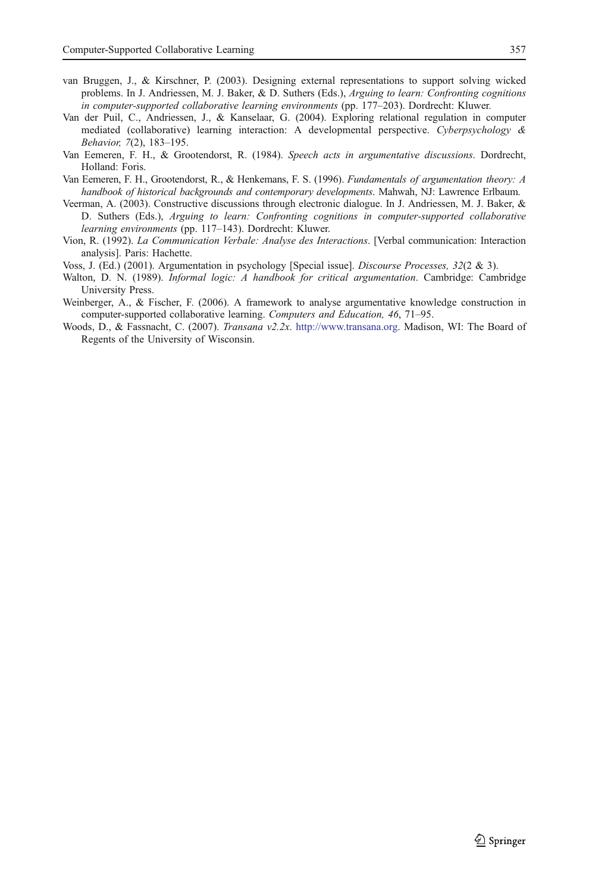van Bruggen, J., & Kirschner, P. (2003). Designing external representations to support solving wicked problems. In J. Andriessen, M. J. Baker, & D. Suthers (Eds.), *Arguing to learn: Confronting cognitions in computer-supported collaborative learning environments* (pp. 177–203). Dordrecht: Kluwer.

Van der Puil, C., Andriessen, J., & Kanselaar, G. (2004). Exploring relational regulation in computer mediated (collaborative) learning interaction: A developmental perspective. *Cyberpsychology & Behavior, 7*(2), 183–195.

Van Eemeren, F. H., & Grootendorst, R. (1984). *Speech acts in argumentative discussions*. Dordrecht, Holland: Foris.

Van Eemeren, F. H., Grootendorst, R., & Henkemans, F. S. (1996). *Fundamentals of argumentation theory: A handbook of historical backgrounds and contemporary developments*. Mahwah, NJ: Lawrence Erlbaum.

Veerman, A. (2003). Constructive discussions through electronic dialogue. In J. Andriessen, M. J. Baker, & D. Suthers (Eds.), *Arguing to learn: Confronting cognitions in computer-supported collaborative learning environments* (pp. 117–143). Dordrecht: Kluwer.

Vion, R. (1992). *La Communication Verbale: Analyse des Interactions*. [Verbal communication: Interaction analysis]. Paris: Hachette.

Voss, J. (Ed.) (2001). Argumentation in psychology [Special issue]. *Discourse Processes, 32*(2 & 3).

Walton, D. N. (1989). *Informal logic: A handbook for critical argumentation*. Cambridge: Cambridge University Press.

Weinberger, A., & Fischer, F. (2006). A framework to analyse argumentative knowledge construction in computer-supported collaborative learning. *Computers and Education, 46*, 71–95.

Woods, D., & Fassnacht, C. (2007). *Transana v2.2x*. http://www.transana.org. Madison, WI: The Board of Regents of the University of Wisconsin.